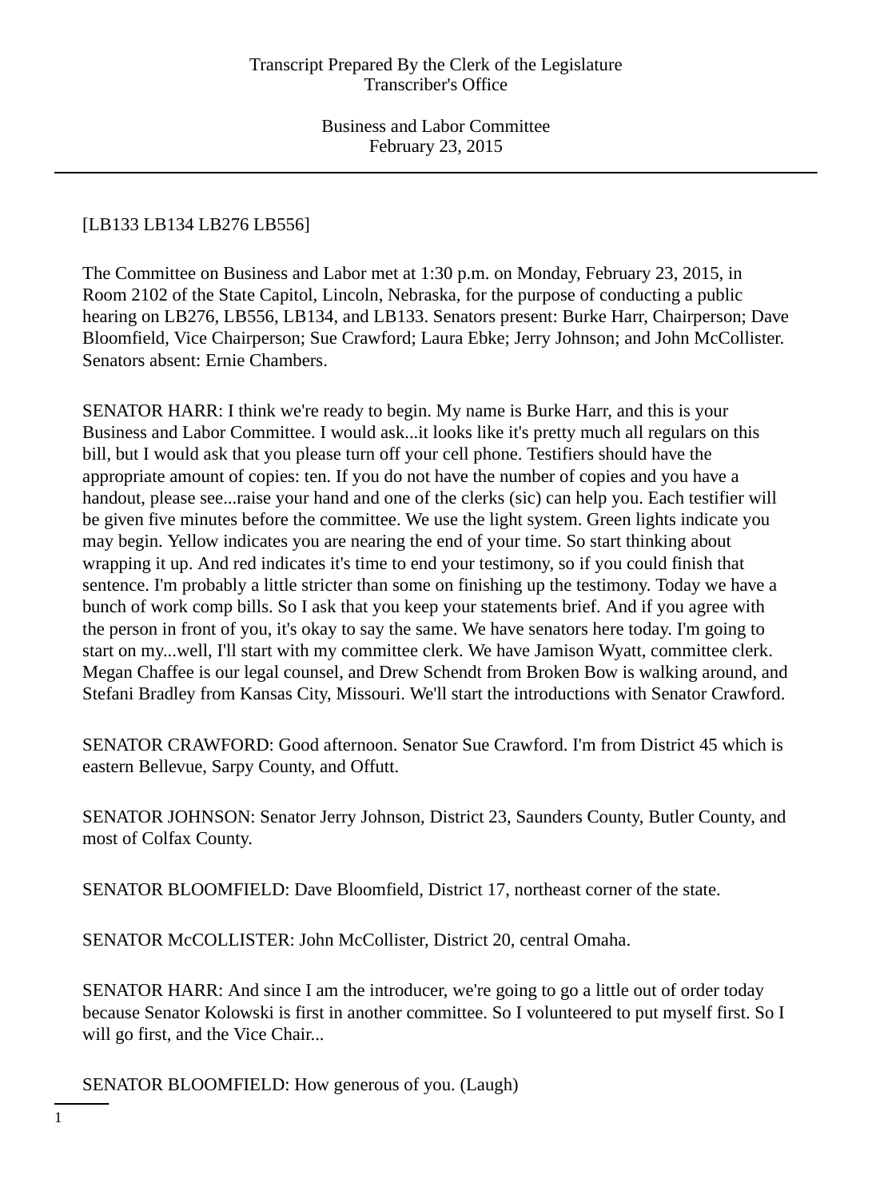[LB133 LB134 LB276 LB556]

The Committee on Business and Labor met at 1:30 p.m. on Monday, February 23, 2015, in Room 2102 of the State Capitol, Lincoln, Nebraska, for the purpose of conducting a public hearing on LB276, LB556, LB134, and LB133. Senators present: Burke Harr, Chairperson; Dave Bloomfield, Vice Chairperson; Sue Crawford; Laura Ebke; Jerry Johnson; and John McCollister. Senators absent: Ernie Chambers.

SENATOR HARR: I think we're ready to begin. My name is Burke Harr, and this is your Business and Labor Committee. I would ask...it looks like it's pretty much all regulars on this bill, but I would ask that you please turn off your cell phone. Testifiers should have the appropriate amount of copies: ten. If you do not have the number of copies and you have a handout, please see...raise your hand and one of the clerks (sic) can help you. Each testifier will be given five minutes before the committee. We use the light system. Green lights indicate you may begin. Yellow indicates you are nearing the end of your time. So start thinking about wrapping it up. And red indicates it's time to end your testimony, so if you could finish that sentence. I'm probably a little stricter than some on finishing up the testimony. Today we have a bunch of work comp bills. So I ask that you keep your statements brief. And if you agree with the person in front of you, it's okay to say the same. We have senators here today. I'm going to start on my...well, I'll start with my committee clerk. We have Jamison Wyatt, committee clerk. Megan Chaffee is our legal counsel, and Drew Schendt from Broken Bow is walking around, and Stefani Bradley from Kansas City, Missouri. We'll start the introductions with Senator Crawford.

SENATOR CRAWFORD: Good afternoon. Senator Sue Crawford. I'm from District 45 which is eastern Bellevue, Sarpy County, and Offutt.

SENATOR JOHNSON: Senator Jerry Johnson, District 23, Saunders County, Butler County, and most of Colfax County.

SENATOR BLOOMFIELD: Dave Bloomfield, District 17, northeast corner of the state.

SENATOR McCOLLISTER: John McCollister, District 20, central Omaha.

SENATOR HARR: And since I am the introducer, we're going to go a little out of order today because Senator Kolowski is first in another committee. So I volunteered to put myself first. So I will go first, and the Vice Chair...

SENATOR BLOOMFIELD: How generous of you. (Laugh)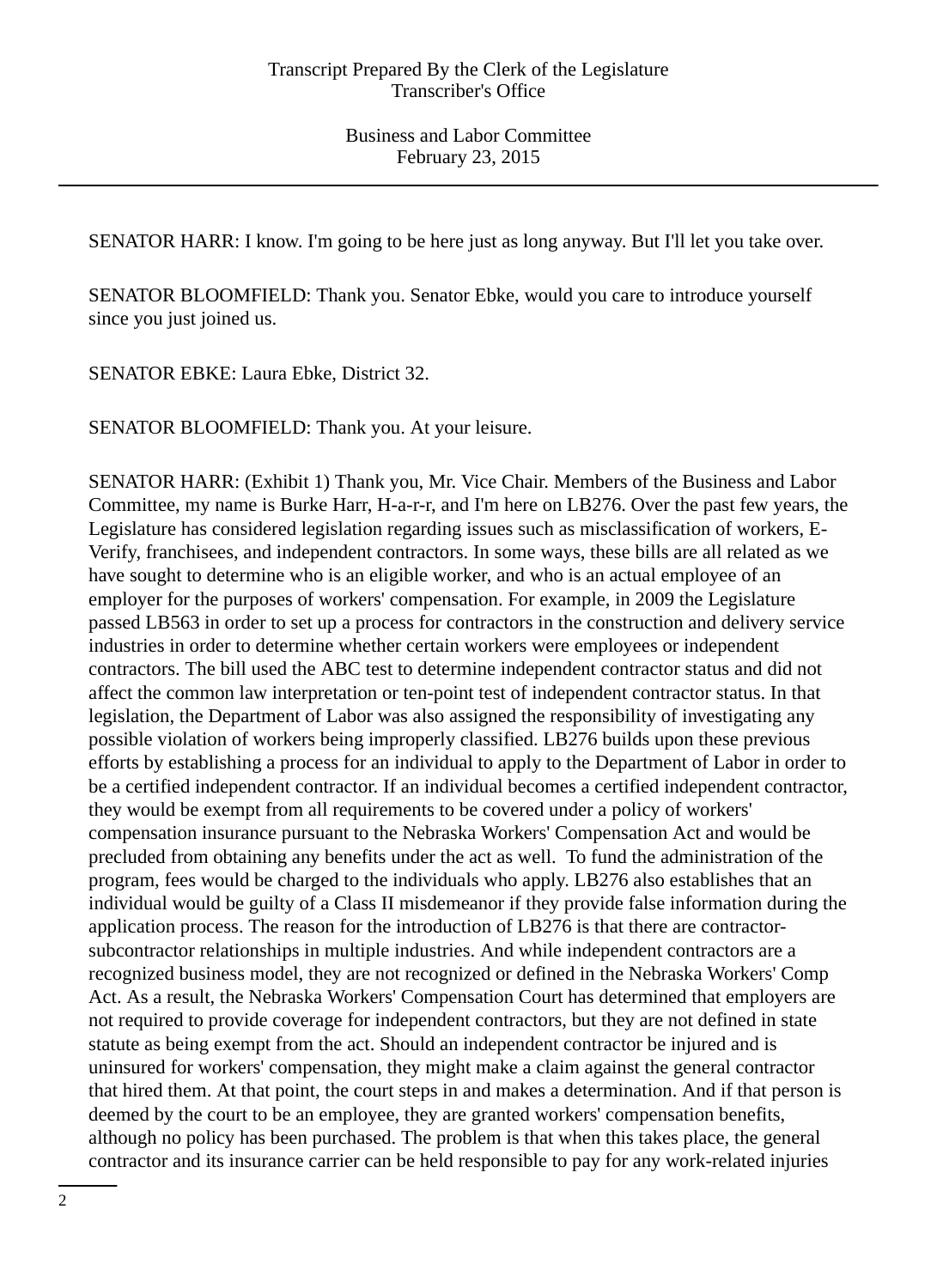SENATOR HARR: I know. I'm going to be here just as long anyway. But I'll let you take over.

SENATOR BLOOMFIELD: Thank you. Senator Ebke, would you care to introduce yourself since you just joined us.

SENATOR EBKE: Laura Ebke, District 32.

SENATOR BLOOMFIELD: Thank you. At your leisure.

SENATOR HARR: (Exhibit 1) Thank you, Mr. Vice Chair. Members of the Business and Labor Committee, my name is Burke Harr, H-a-r-r, and I'm here on LB276. Over the past few years, the Legislature has considered legislation regarding issues such as misclassification of workers, E-Verify, franchisees, and independent contractors. In some ways, these bills are all related as we have sought to determine who is an eligible worker, and who is an actual employee of an employer for the purposes of workers' compensation. For example, in 2009 the Legislature passed LB563 in order to set up a process for contractors in the construction and delivery service industries in order to determine whether certain workers were employees or independent contractors. The bill used the ABC test to determine independent contractor status and did not affect the common law interpretation or ten-point test of independent contractor status. In that legislation, the Department of Labor was also assigned the responsibility of investigating any possible violation of workers being improperly classified. LB276 builds upon these previous efforts by establishing a process for an individual to apply to the Department of Labor in order to be a certified independent contractor. If an individual becomes a certified independent contractor, they would be exempt from all requirements to be covered under a policy of workers' compensation insurance pursuant to the Nebraska Workers' Compensation Act and would be precluded from obtaining any benefits under the act as well. To fund the administration of the program, fees would be charged to the individuals who apply. LB276 also establishes that an individual would be guilty of a Class II misdemeanor if they provide false information during the application process. The reason for the introduction of LB276 is that there are contractor-subcontractor relationships in multiple industries. And while independent contractors are a recognized business model, they are not recognized or defined in the Nebraska Workers' Comp Act. As a result, the Nebraska Workers' Compensation Court has determined that employers are not required to provide coverage for independent contractors, but they are not defined in state statute as being exempt from the act. Should an independent contractor be injured and is uninsured for workers' compensation, they might make a claim against the general contractor that hired them. At that point, the court steps in and makes a determination. And if that person is deemed by the court to be an employee, they are granted workers' compensation benefits, although no policy has been purchased. The problem is that when this takes place, the general contractor and its insurance carrier can be held responsible to pay for any work-related injuries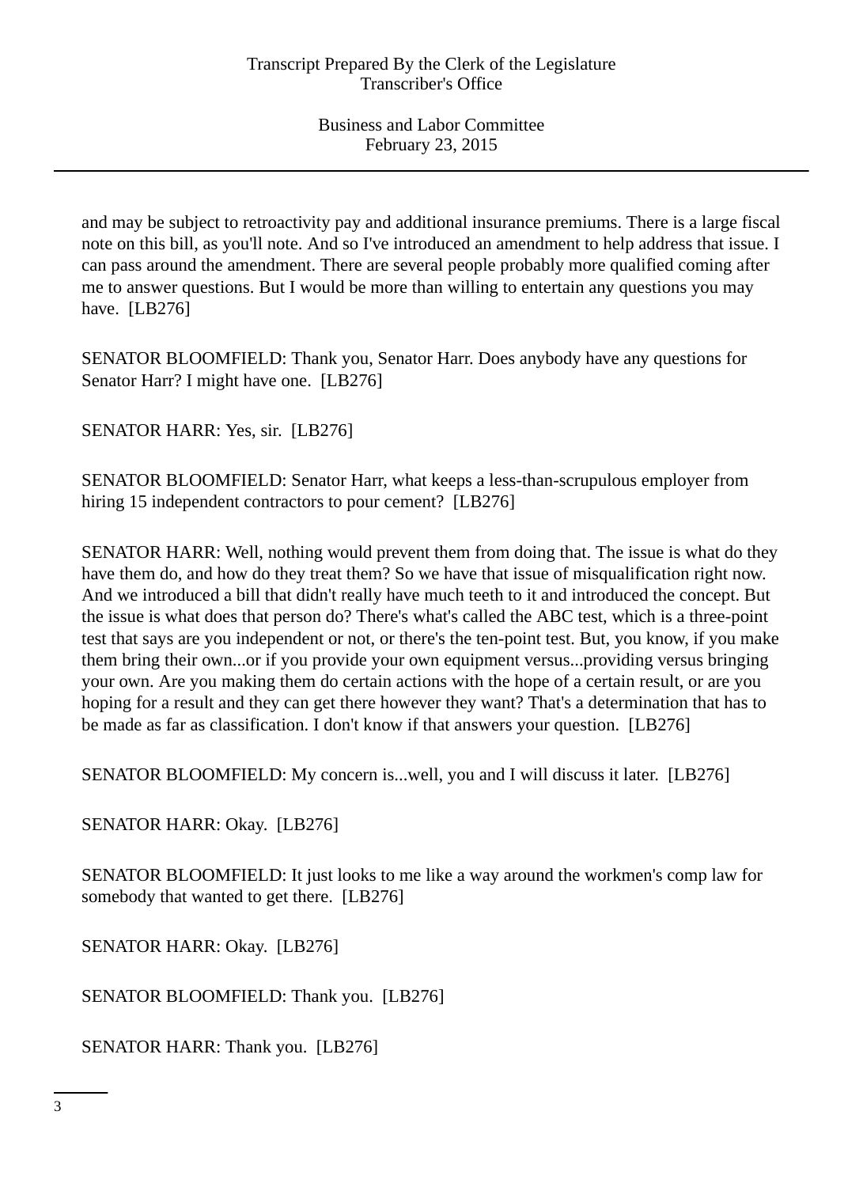and may be subject to retroactivity pay and additional insurance premiums. There is a large fiscal note on this bill, as you'll note. And so I've introduced an amendment to help address that issue. I can pass around the amendment. There are several people probably more qualified coming after me to answer questions. But I would be more than willing to entertain any questions you may have. [LB276]

SENATOR BLOOMFIELD: Thank you, Senator Harr. Does anybody have any questions for Senator Harr? I might have one. [LB276]

SENATOR HARR: Yes, sir. [LB276]

SENATOR BLOOMFIELD: Senator Harr, what keeps a less-than-scrupulous employer from hiring 15 independent contractors to pour cement? [LB276]

SENATOR HARR: Well, nothing would prevent them from doing that. The issue is what do they have them do, and how do they treat them? So we have that issue of misqualification right now. And we introduced a bill that didn't really have much teeth to it and introduced the concept. But the issue is what does that person do? There's what's called the ABC test, which is a three-point test that says are you independent or not, or there's the ten-point test. But, you know, if you make them bring their own...or if you provide your own equipment versus...providing versus bringing your own. Are you making them do certain actions with the hope of a certain result, or are you hoping for a result and they can get there however they want? That's a determination that has to be made as far as classification. I don't know if that answers your question. [LB276]

SENATOR BLOOMFIELD: My concern is...well, you and I will discuss it later. [LB276]

SENATOR HARR: Okay. [LB276]

SENATOR BLOOMFIELD: It just looks to me like a way around the workmen's comp law for somebody that wanted to get there. [LB276]

SENATOR HARR: Okay. [LB276]

SENATOR BLOOMFIELD: Thank you. [LB276]

SENATOR HARR: Thank you. [LB276]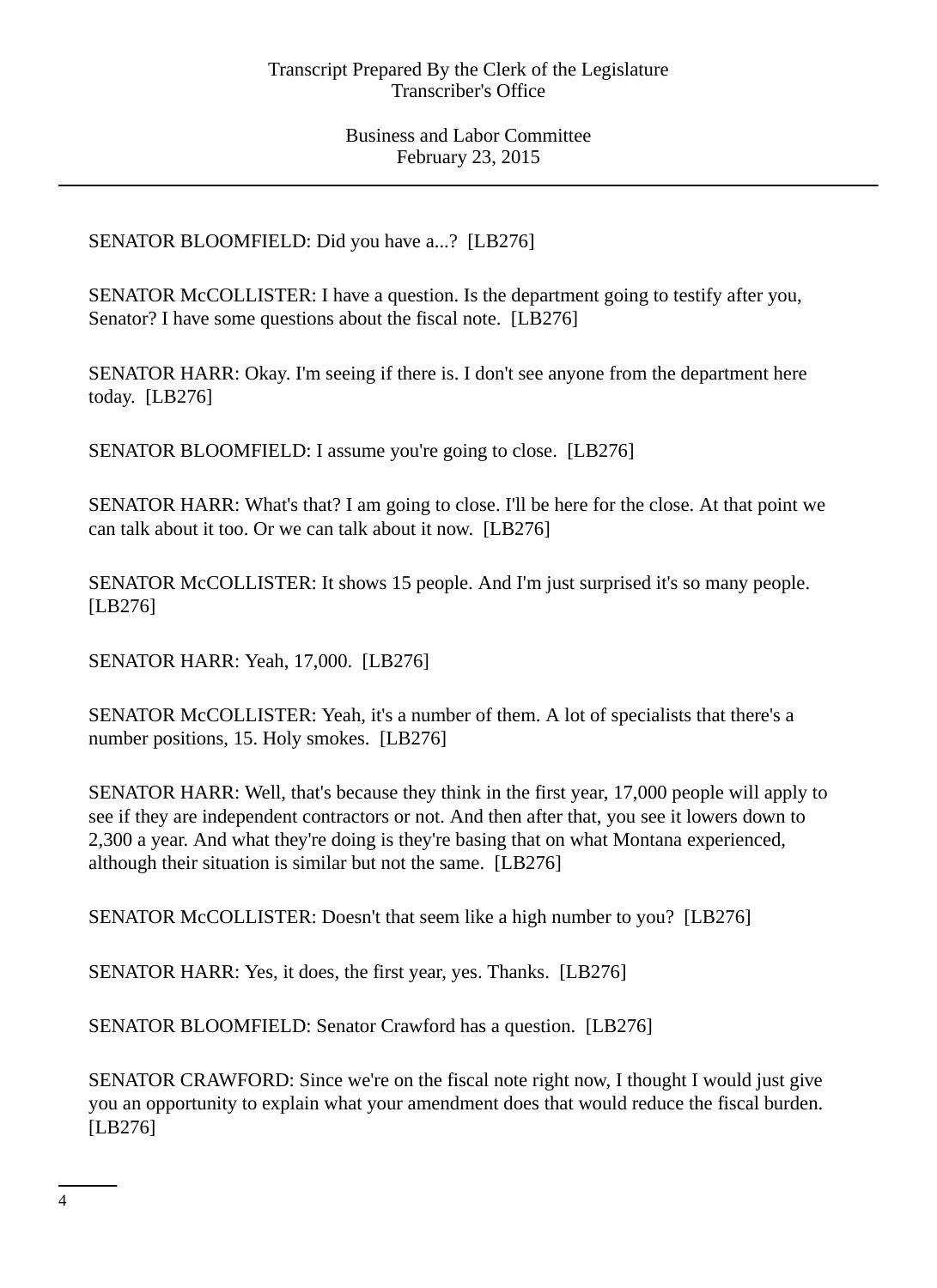SENATOR BLOOMFIELD: Did you have a...? [LB276]

SENATOR McCOLLISTER: I have a question. Is the department going to testify after you, Senator? I have some questions about the fiscal note. [LB276]

SENATOR HARR: Okay. I'm seeing if there is. I don't see anyone from the department here today. [LB276]

SENATOR BLOOMFIELD: I assume you're going to close. [LB276]

SENATOR HARR: What's that? I am going to close. I'll be here for the close. At that point we can talk about it too. Or we can talk about it now. [LB276]

SENATOR McCOLLISTER: It shows 15 people. And I'm just surprised it's so many people. [LB276]

SENATOR HARR: Yeah, 17,000. [LB276]

SENATOR McCOLLISTER: Yeah, it's a number of them. A lot of specialists that there's a number positions, 15. Holy smokes. [LB276]

SENATOR HARR: Well, that's because they think in the first year, 17,000 people will apply to see if they are independent contractors or not. And then after that, you see it lowers down to 2,300 a year. And what they're doing is they're basing that on what Montana experienced, although their situation is similar but not the same. [LB276]

SENATOR McCOLLISTER: Doesn't that seem like a high number to you? [LB276]

SENATOR HARR: Yes, it does, the first year, yes. Thanks. [LB276]

SENATOR BLOOMFIELD: Senator Crawford has a question. [LB276]

SENATOR CRAWFORD: Since we're on the fiscal note right now, I thought I would just give you an opportunity to explain what your amendment does that would reduce the fiscal burden. [LB276]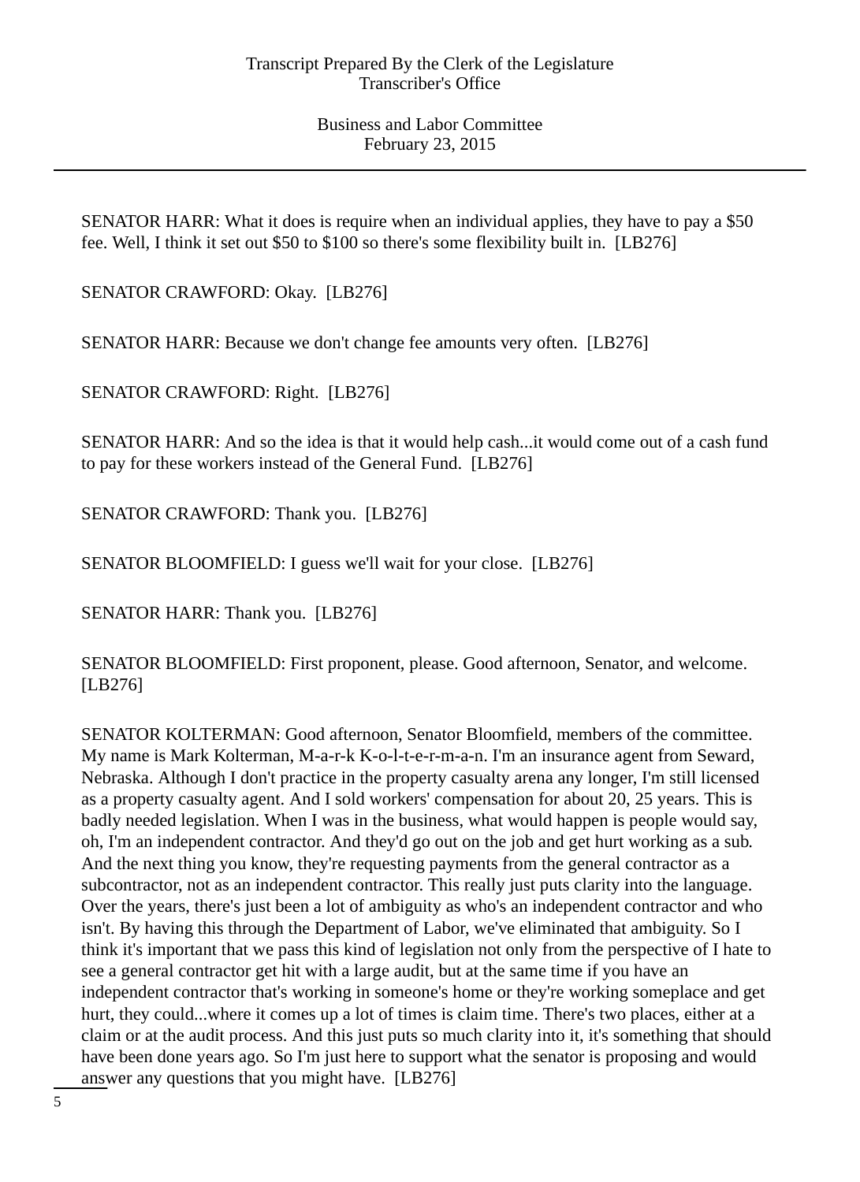SENATOR HARR: What it does is require when an individual applies, they have to pay a $50 fee. Well, I think it set out $50 to $100 so there's some flexibility built in. [LB276]

SENATOR CRAWFORD: Okay. [LB276]

SENATOR HARR: Because we don't change fee amounts very often. [LB276]

SENATOR CRAWFORD: Right. [LB276]

SENATOR HARR: And so the idea is that it would help cash...it would come out of a cash fund to pay for these workers instead of the General Fund. [LB276]

SENATOR CRAWFORD: Thank you. [LB276]

SENATOR BLOOMFIELD: I guess we'll wait for your close. [LB276]

SENATOR HARR: Thank you. [LB276]

SENATOR BLOOMFIELD: First proponent, please. Good afternoon, Senator, and welcome. [LB276]

SENATOR KOLTERMAN: Good afternoon, Senator Bloomfield, members of the committee. My name is Mark Kolterman, M-a-r-k K-o-l-t-e-r-m-a-n. I'm an insurance agent from Seward, Nebraska. Although I don't practice in the property casualty arena any longer, I'm still licensed as a property casualty agent. And I sold workers' compensation for about 20, 25 years. This is badly needed legislation. When I was in the business, what would happen is people would say, oh, I'm an independent contractor. And they'd go out on the job and get hurt working as a sub. And the next thing you know, they're requesting payments from the general contractor as a subcontractor, not as an independent contractor. This really just puts clarity into the language. Over the years, there's just been a lot of ambiguity as who's an independent contractor and who isn't. By having this through the Department of Labor, we've eliminated that ambiguity. So I think it's important that we pass this kind of legislation not only from the perspective of I hate to see a general contractor get hit with a large audit, but at the same time if you have an independent contractor that's working in someone's home or they're working someplace and get hurt, they could...where it comes up a lot of times is claim time. There's two places, either at a claim or at the audit process. And this just puts so much clarity into it, it's something that should have been done years ago. So I'm just here to support what the senator is proposing and would answer any questions that you might have. [LB276]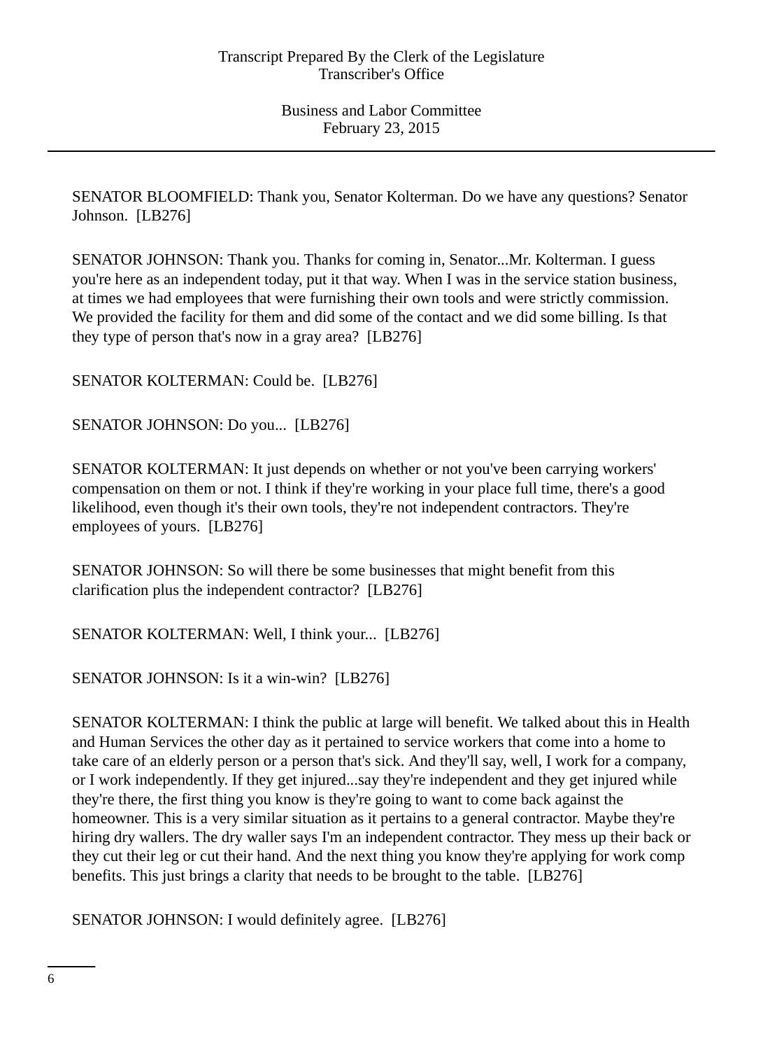SENATOR BLOOMFIELD: Thank you, Senator Kolterman. Do we have any questions? Senator Johnson. [LB276]

SENATOR JOHNSON: Thank you. Thanks for coming in, Senator...Mr. Kolterman. I guess you're here as an independent today, put it that way. When I was in the service station business, at times we had employees that were furnishing their own tools and were strictly commission. We provided the facility for them and did some of the contact and we did some billing. Is that they type of person that's now in a gray area? [LB276]

SENATOR KOLTERMAN: Could be. [LB276]

SENATOR JOHNSON: Do you... [LB276]

SENATOR KOLTERMAN: It just depends on whether or not you've been carrying workers' compensation on them or not. I think if they're working in your place full time, there's a good likelihood, even though it's their own tools, they're not independent contractors. They're employees of yours. [LB276]

SENATOR JOHNSON: So will there be some businesses that might benefit from this clarification plus the independent contractor? [LB276]

SENATOR KOLTERMAN: Well, I think your... [LB276]

SENATOR JOHNSON: Is it a win-win? [LB276]

SENATOR KOLTERMAN: I think the public at large will benefit. We talked about this in Health and Human Services the other day as it pertained to service workers that come into a home to take care of an elderly person or a person that's sick. And they'll say, well, I work for a company, or I work independently. If they get injured...say they're independent and they get injured while they're there, the first thing you know is they're going to want to come back against the homeowner. This is a very similar situation as it pertains to a general contractor. Maybe they're hiring dry wallers. The dry waller says I'm an independent contractor. They mess up their back or they cut their leg or cut their hand. And the next thing you know they're applying for work comp benefits. This just brings a clarity that needs to be brought to the table. [LB276]

SENATOR JOHNSON: I would definitely agree. [LB276]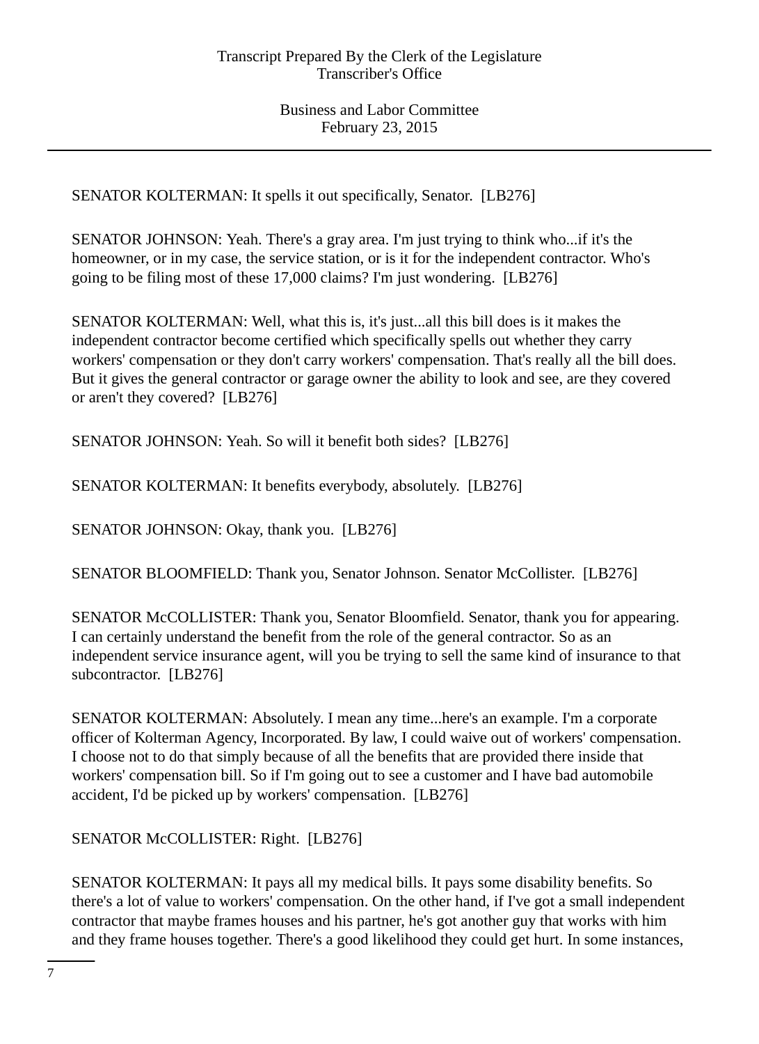SENATOR KOLTERMAN: It spells it out specifically, Senator. [LB276]

SENATOR JOHNSON: Yeah. There's a gray area. I'm just trying to think who...if it's the homeowner, or in my case, the service station, or is it for the independent contractor. Who's going to be filing most of these 17,000 claims? I'm just wondering. [LB276]

SENATOR KOLTERMAN: Well, what this is, it's just...all this bill does is it makes the independent contractor become certified which specifically spells out whether they carry workers' compensation or they don't carry workers' compensation. That's really all the bill does. But it gives the general contractor or garage owner the ability to look and see, are they covered or aren't they covered? [LB276]

SENATOR JOHNSON: Yeah. So will it benefit both sides? [LB276]

SENATOR KOLTERMAN: It benefits everybody, absolutely. [LB276]

SENATOR JOHNSON: Okay, thank you. [LB276]

SENATOR BLOOMFIELD: Thank you, Senator Johnson. Senator McCollister. [LB276]

SENATOR McCOLLISTER: Thank you, Senator Bloomfield. Senator, thank you for appearing. I can certainly understand the benefit from the role of the general contractor. So as an independent service insurance agent, will you be trying to sell the same kind of insurance to that subcontractor. [LB276]

SENATOR KOLTERMAN: Absolutely. I mean any time...here's an example. I'm a corporate officer of Kolterman Agency, Incorporated. By law, I could waive out of workers' compensation. I choose not to do that simply because of all the benefits that are provided there inside that workers' compensation bill. So if I'm going out to see a customer and I have bad automobile accident, I'd be picked up by workers' compensation. [LB276]

SENATOR McCOLLISTER: Right. [LB276]

SENATOR KOLTERMAN: It pays all my medical bills. It pays some disability benefits. So there's a lot of value to workers' compensation. On the other hand, if I've got a small independent contractor that maybe frames houses and his partner, he's got another guy that works with him and they frame houses together. There's a good likelihood they could get hurt. In some instances,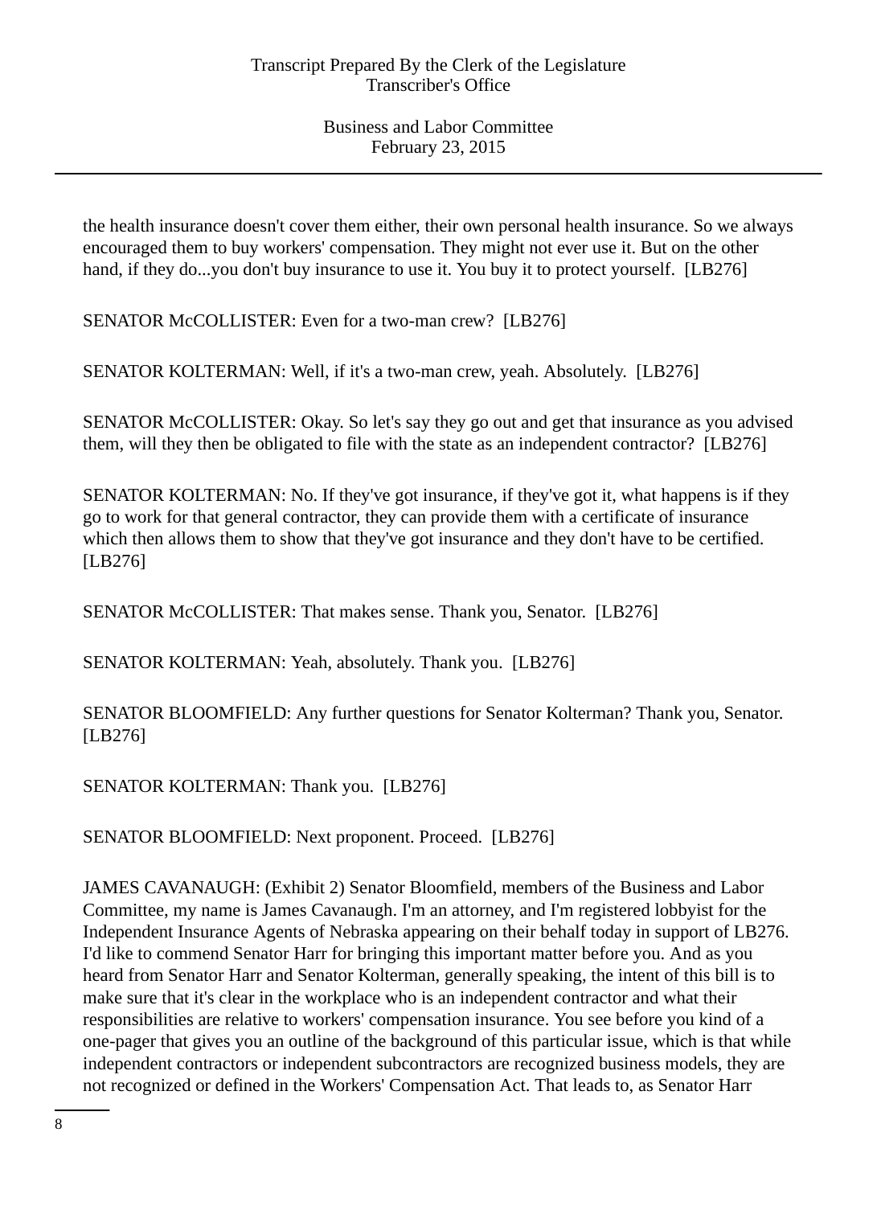the health insurance doesn't cover them either, their own personal health insurance. So we always encouraged them to buy workers' compensation. They might not ever use it. But on the other hand, if they do...you don't buy insurance to use it. You buy it to protect yourself. [LB276]

SENATOR McCOLLISTER: Even for a two-man crew? [LB276]

SENATOR KOLTERMAN: Well, if it's a two-man crew, yeah. Absolutely. [LB276]

SENATOR McCOLLISTER: Okay. So let's say they go out and get that insurance as you advised them, will they then be obligated to file with the state as an independent contractor? [LB276]

SENATOR KOLTERMAN: No. If they've got insurance, if they've got it, what happens is if they go to work for that general contractor, they can provide them with a certificate of insurance which then allows them to show that they've got insurance and they don't have to be certified. [LB276]

SENATOR McCOLLISTER: That makes sense. Thank you, Senator. [LB276]

SENATOR KOLTERMAN: Yeah, absolutely. Thank you. [LB276]

SENATOR BLOOMFIELD: Any further questions for Senator Kolterman? Thank you, Senator. [LB276]

SENATOR KOLTERMAN: Thank you. [LB276]

SENATOR BLOOMFIELD: Next proponent. Proceed. [LB276]

JAMES CAVANAUGH: (Exhibit 2) Senator Bloomfield, members of the Business and Labor Committee, my name is James Cavanaugh. I'm an attorney, and I'm registered lobbyist for the Independent Insurance Agents of Nebraska appearing on their behalf today in support of LB276. I'd like to commend Senator Harr for bringing this important matter before you. And as you heard from Senator Harr and Senator Kolterman, generally speaking, the intent of this bill is to make sure that it's clear in the workplace who is an independent contractor and what their responsibilities are relative to workers' compensation insurance. You see before you kind of a one-pager that gives you an outline of the background of this particular issue, which is that while independent contractors or independent subcontractors are recognized business models, they are not recognized or defined in the Workers' Compensation Act. That leads to, as Senator Harr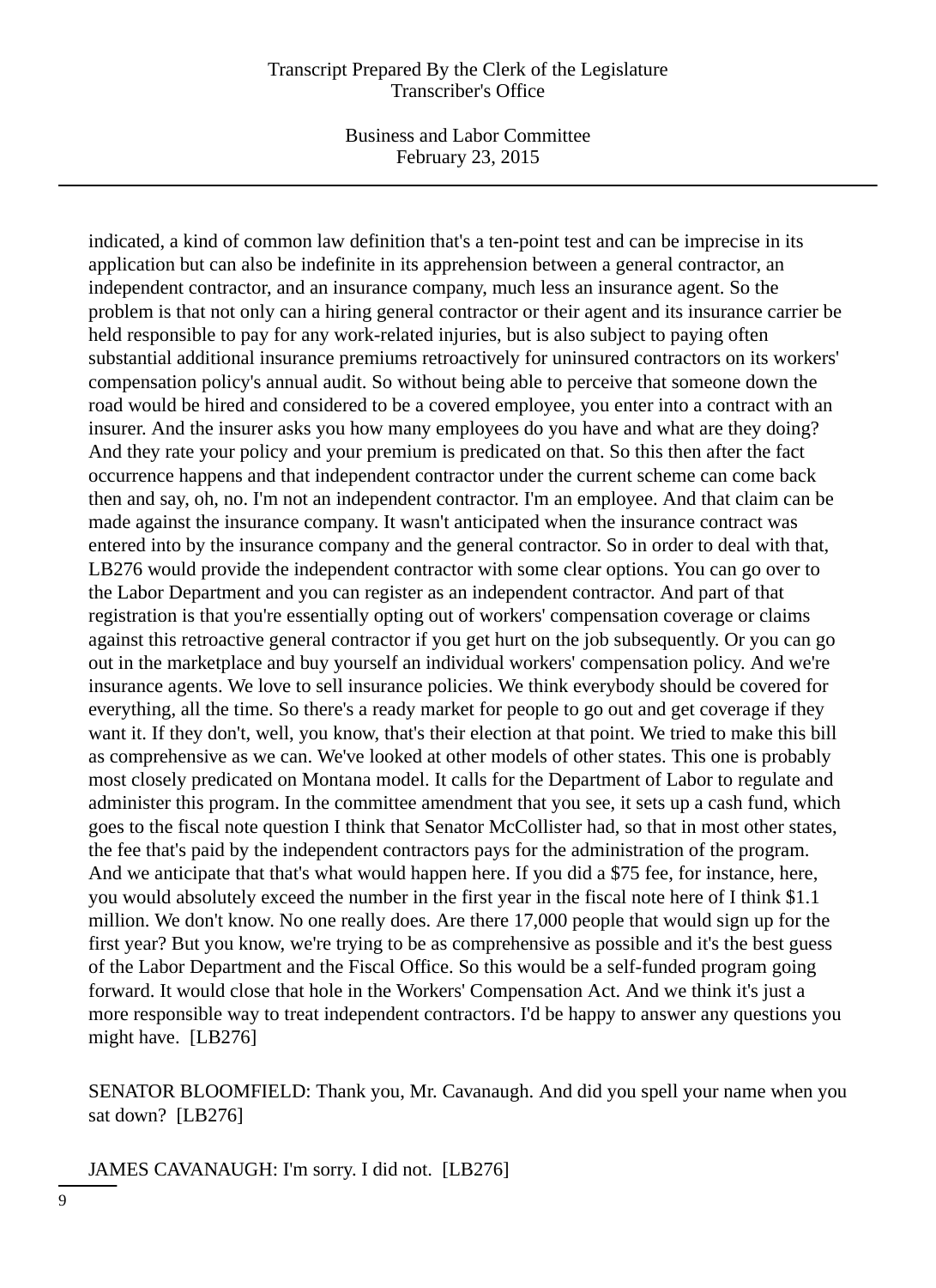indicated, a kind of common law definition that's a ten-point test and can be imprecise in its application but can also be indefinite in its apprehension between a general contractor, an independent contractor, and an insurance company, much less an insurance agent. So the problem is that not only can a hiring general contractor or their agent and its insurance carrier be held responsible to pay for any work-related injuries, but is also subject to paying often substantial additional insurance premiums retroactively for uninsured contractors on its workers' compensation policy's annual audit. So without being able to perceive that someone down the road would be hired and considered to be a covered employee, you enter into a contract with an insurer. And the insurer asks you how many employees do you have and what are they doing? And they rate your policy and your premium is predicated on that. So this then after the fact occurrence happens and that independent contractor under the current scheme can come back then and say, oh, no. I'm not an independent contractor. I'm an employee. And that claim can be made against the insurance company. It wasn't anticipated when the insurance contract was entered into by the insurance company and the general contractor. So in order to deal with that, LB276 would provide the independent contractor with some clear options. You can go over to the Labor Department and you can register as an independent contractor. And part of that registration is that you're essentially opting out of workers' compensation coverage or claims against this retroactive general contractor if you get hurt on the job subsequently. Or you can go out in the marketplace and buy yourself an individual workers' compensation policy. And we're insurance agents. We love to sell insurance policies. We think everybody should be covered for everything, all the time. So there's a ready market for people to go out and get coverage if they want it. If they don't, well, you know, that's their election at that point. We tried to make this bill as comprehensive as we can. We've looked at other models of other states. This one is probably most closely predicated on Montana model. It calls for the Department of Labor to regulate and administer this program. In the committee amendment that you see, it sets up a cash fund, which goes to the fiscal note question I think that Senator McCollister had, so that in most other states, the fee that's paid by the independent contractors pays for the administration of the program. And we anticipate that that's what would happen here. If you did a $75 fee, for instance, here, you would absolutely exceed the number in the first year in the fiscal note here of I think $1.1 million. We don't know. No one really does. Are there 17,000 people that would sign up for the first year? But you know, we're trying to be as comprehensive as possible and it's the best guess of the Labor Department and the Fiscal Office. So this would be a self-funded program going forward. It would close that hole in the Workers' Compensation Act. And we think it's just a more responsible way to treat independent contractors. I'd be happy to answer any questions you might have. [LB276]

SENATOR BLOOMFIELD: Thank you, Mr. Cavanaugh. And did you spell your name when you sat down? [LB276]

JAMES CAVANAUGH: I'm sorry. I did not. [LB276]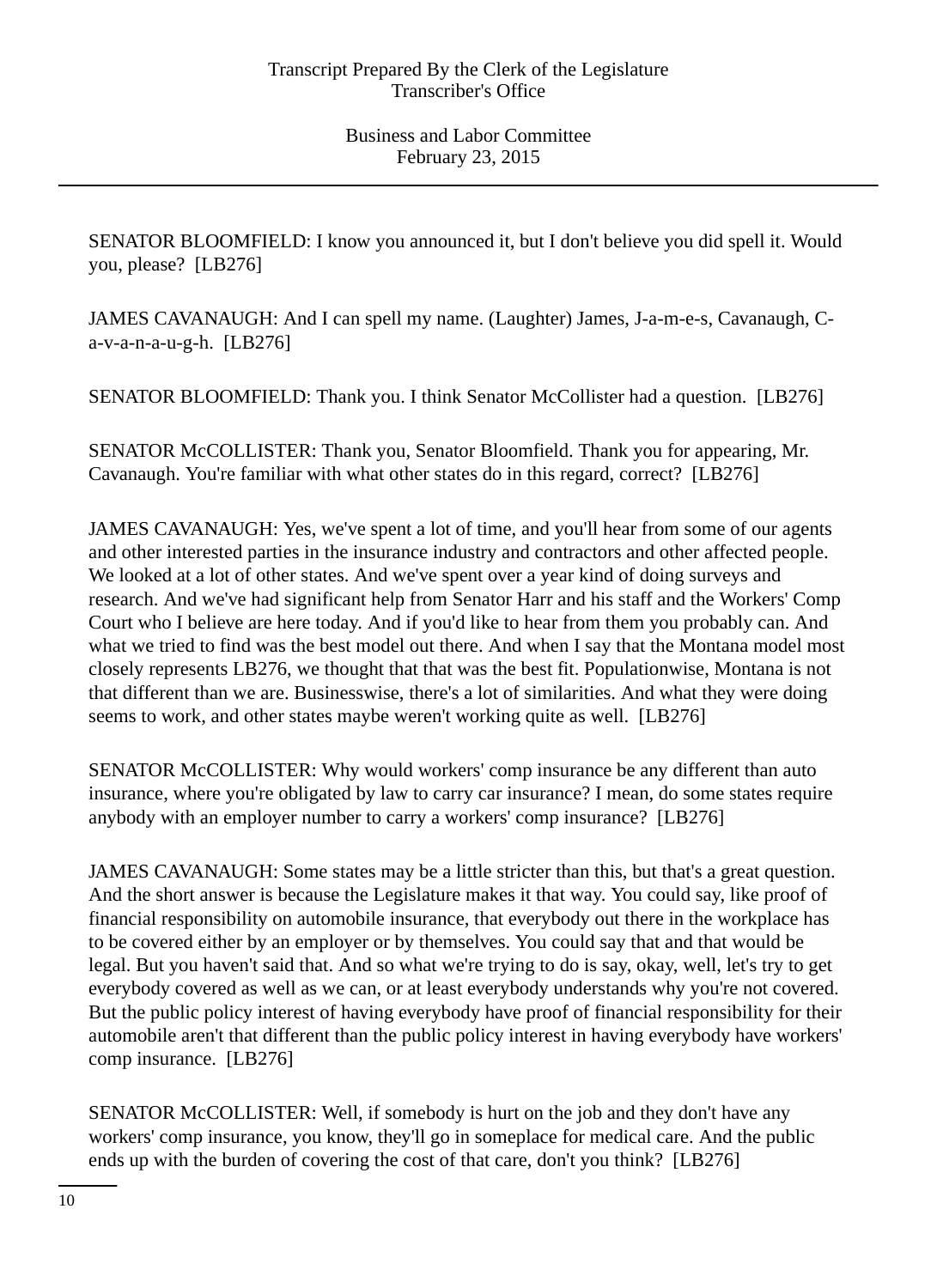SENATOR BLOOMFIELD: I know you announced it, but I don't believe you did spell it. Would you, please?  [LB276]

JAMES CAVANAUGH: And I can spell my name. (Laughter) James, J-a-m-e-s, Cavanaugh, C-a-v-a-n-a-u-g-h.  [LB276]

SENATOR BLOOMFIELD: Thank you. I think Senator McCollister had a question.  [LB276]

SENATOR McCOLLISTER: Thank you, Senator Bloomfield. Thank you for appearing, Mr. Cavanaugh. You're familiar with what other states do in this regard, correct?  [LB276]

JAMES CAVANAUGH: Yes, we've spent a lot of time, and you'll hear from some of our agents and other interested parties in the insurance industry and contractors and other affected people. We looked at a lot of other states. And we've spent over a year kind of doing surveys and research. And we've had significant help from Senator Harr and his staff and the Workers' Comp Court who I believe are here today. And if you'd like to hear from them you probably can. And what we tried to find was the best model out there. And when I say that the Montana model most closely represents LB276, we thought that that was the best fit. Populationwise, Montana is not that different than we are. Businesswise, there's a lot of similarities. And what they were doing seems to work, and other states maybe weren't working quite as well.  [LB276]

SENATOR McCOLLISTER: Why would workers' comp insurance be any different than auto insurance, where you're obligated by law to carry car insurance? I mean, do some states require anybody with an employer number to carry a workers' comp insurance?  [LB276]

JAMES CAVANAUGH: Some states may be a little stricter than this, but that's a great question. And the short answer is because the Legislature makes it that way. You could say, like proof of financial responsibility on automobile insurance, that everybody out there in the workplace has to be covered either by an employer or by themselves. You could say that and that would be legal. But you haven't said that. And so what we're trying to do is say, okay, well, let's try to get everybody covered as well as we can, or at least everybody understands why you're not covered. But the public policy interest of having everybody have proof of financial responsibility for their automobile aren't that different than the public policy interest in having everybody have workers' comp insurance.  [LB276]

SENATOR McCOLLISTER: Well, if somebody is hurt on the job and they don't have any workers' comp insurance, you know, they'll go in someplace for medical care. And the public ends up with the burden of covering the cost of that care, don't you think?  [LB276]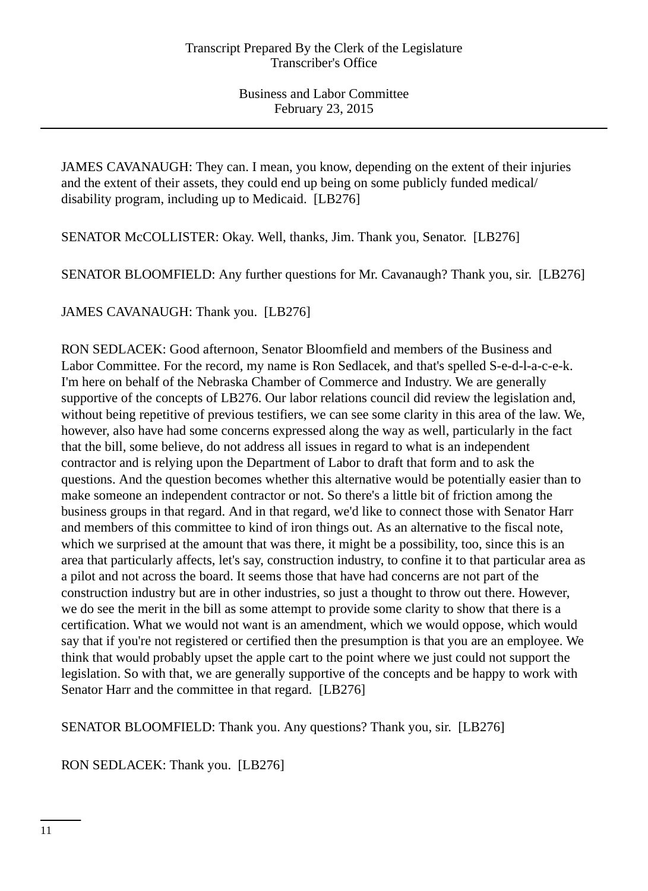JAMES CAVANAUGH: They can. I mean, you know, depending on the extent of their injuries and the extent of their assets, they could end up being on some publicly funded medical/disability program, including up to Medicaid. [LB276]

SENATOR McCOLLISTER: Okay. Well, thanks, Jim. Thank you, Senator. [LB276]

SENATOR BLOOMFIELD: Any further questions for Mr. Cavanaugh? Thank you, sir. [LB276]

JAMES CAVANAUGH: Thank you. [LB276]

RON SEDLACEK: Good afternoon, Senator Bloomfield and members of the Business and Labor Committee. For the record, my name is Ron Sedlacek, and that's spelled S-e-d-l-a-c-e-k. I'm here on behalf of the Nebraska Chamber of Commerce and Industry. We are generally supportive of the concepts of LB276. Our labor relations council did review the legislation and, without being repetitive of previous testifiers, we can see some clarity in this area of the law. We, however, also have had some concerns expressed along the way as well, particularly in the fact that the bill, some believe, do not address all issues in regard to what is an independent contractor and is relying upon the Department of Labor to draft that form and to ask the questions. And the question becomes whether this alternative would be potentially easier than to make someone an independent contractor or not. So there's a little bit of friction among the business groups in that regard. And in that regard, we'd like to connect those with Senator Harr and members of this committee to kind of iron things out. As an alternative to the fiscal note, which we surprised at the amount that was there, it might be a possibility, too, since this is an area that particularly affects, let's say, construction industry, to confine it to that particular area as a pilot and not across the board. It seems those that have had concerns are not part of the construction industry but are in other industries, so just a thought to throw out there. However, we do see the merit in the bill as some attempt to provide some clarity to show that there is a certification. What we would not want is an amendment, which we would oppose, which would say that if you're not registered or certified then the presumption is that you are an employee. We think that would probably upset the apple cart to the point where we just could not support the legislation. So with that, we are generally supportive of the concepts and be happy to work with Senator Harr and the committee in that regard. [LB276]

SENATOR BLOOMFIELD: Thank you. Any questions? Thank you, sir. [LB276]

RON SEDLACEK: Thank you. [LB276]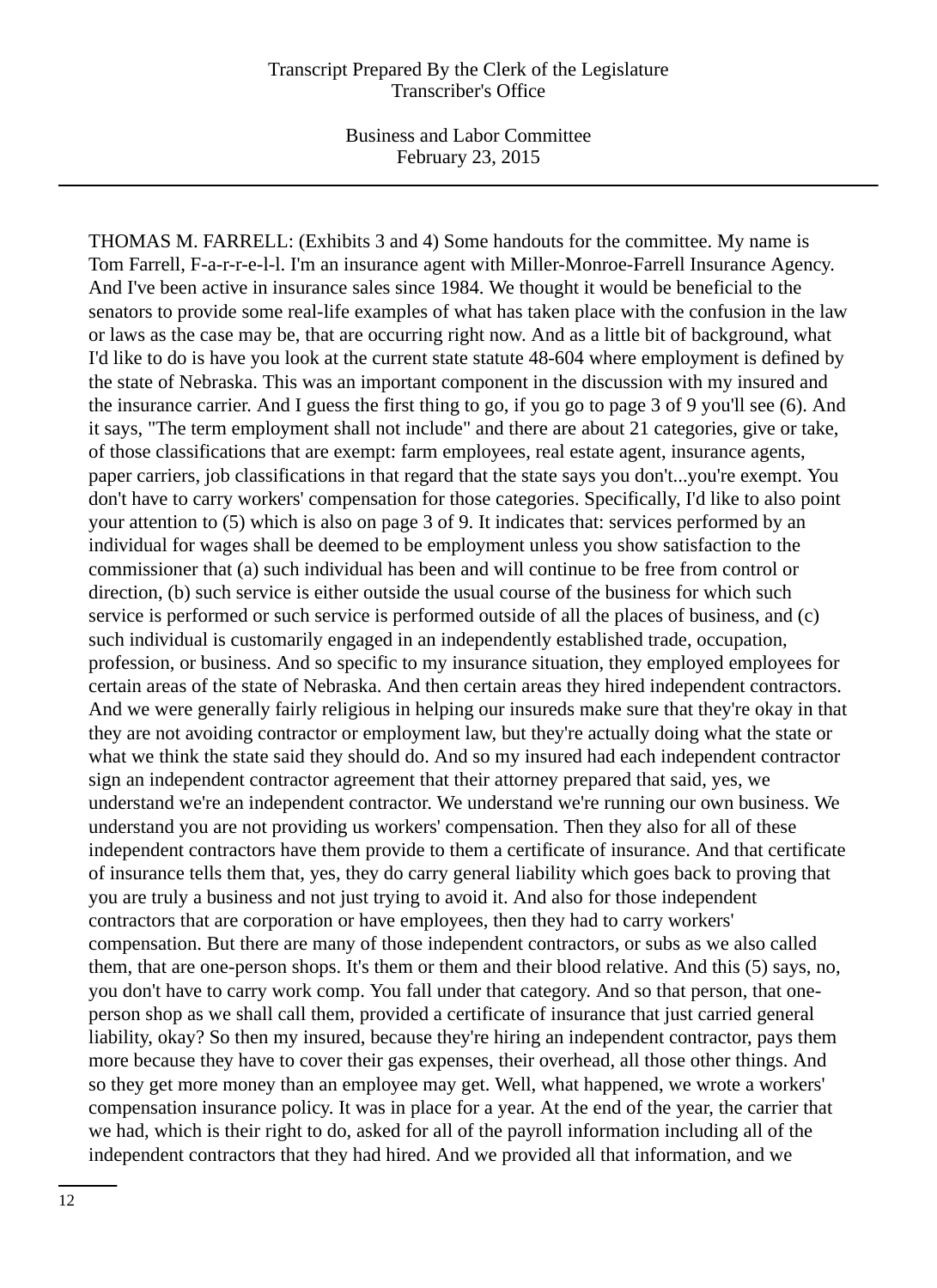THOMAS M. FARRELL: (Exhibits 3 and 4) Some handouts for the committee. My name is Tom Farrell, F-a-r-r-e-l-l. I'm an insurance agent with Miller-Monroe-Farrell Insurance Agency. And I've been active in insurance sales since 1984. We thought it would be beneficial to the senators to provide some real-life examples of what has taken place with the confusion in the law or laws as the case may be, that are occurring right now. And as a little bit of background, what I'd like to do is have you look at the current state statute 48-604 where employment is defined by the state of Nebraska. This was an important component in the discussion with my insured and the insurance carrier. And I guess the first thing to go, if you go to page 3 of 9 you'll see (6). And it says, "The term employment shall not include" and there are about 21 categories, give or take, of those classifications that are exempt: farm employees, real estate agent, insurance agents, paper carriers, job classifications in that regard that the state says you don't...you're exempt. You don't have to carry workers' compensation for those categories. Specifically, I'd like to also point your attention to (5) which is also on page 3 of 9. It indicates that: services performed by an individual for wages shall be deemed to be employment unless you show satisfaction to the commissioner that (a) such individual has been and will continue to be free from control or direction, (b) such service is either outside the usual course of the business for which such service is performed or such service is performed outside of all the places of business, and (c) such individual is customarily engaged in an independently established trade, occupation, profession, or business. And so specific to my insurance situation, they employed employees for certain areas of the state of Nebraska. And then certain areas they hired independent contractors. And we were generally fairly religious in helping our insureds make sure that they're okay in that they are not avoiding contractor or employment law, but they're actually doing what the state or what we think the state said they should do. And so my insured had each independent contractor sign an independent contractor agreement that their attorney prepared that said, yes, we understand we're an independent contractor. We understand we're running our own business. We understand you are not providing us workers' compensation. Then they also for all of these independent contractors have them provide to them a certificate of insurance. And that certificate of insurance tells them that, yes, they do carry general liability which goes back to proving that you are truly a business and not just trying to avoid it. And also for those independent contractors that are corporation or have employees, then they had to carry workers' compensation. But there are many of those independent contractors, or subs as we also called them, that are one-person shops. It's them or them and their blood relative. And this (5) says, no, you don't have to carry work comp. You fall under that category. And so that person, that one-person shop as we shall call them, provided a certificate of insurance that just carried general liability, okay? So then my insured, because they're hiring an independent contractor, pays them more because they have to cover their gas expenses, their overhead, all those other things. And so they get more money than an employee may get. Well, what happened, we wrote a workers' compensation insurance policy. It was in place for a year. At the end of the year, the carrier that we had, which is their right to do, asked for all of the payroll information including all of the independent contractors that they had hired. And we provided all that information, and we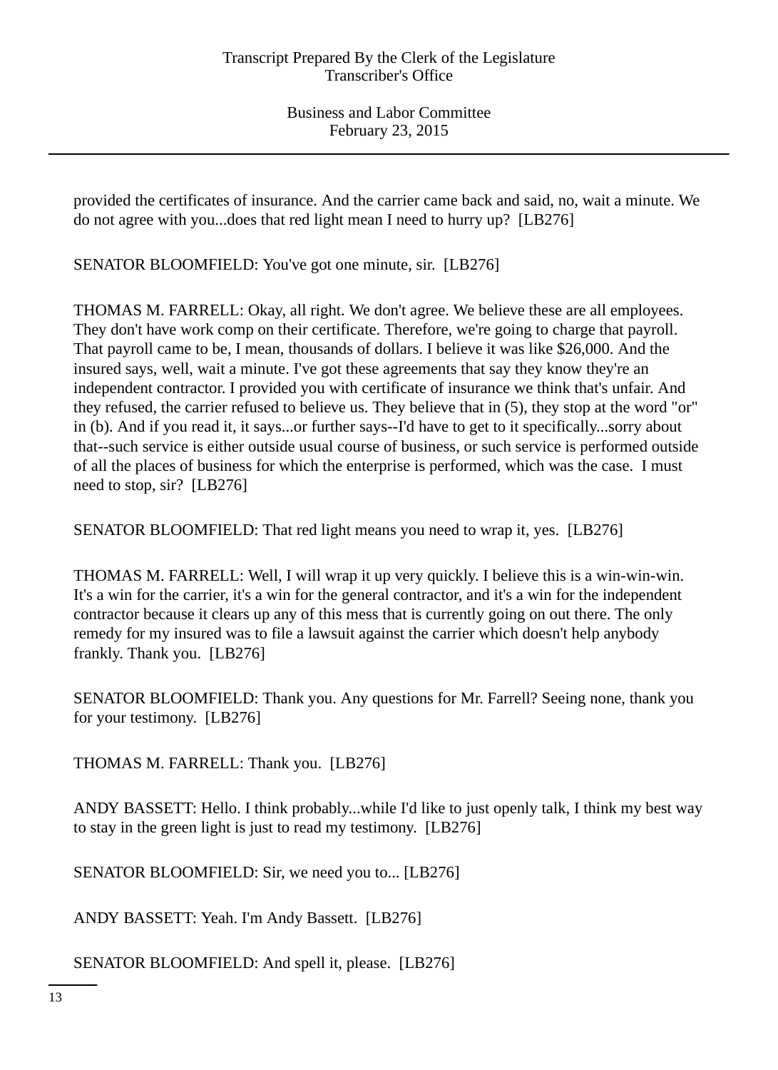provided the certificates of insurance. And the carrier came back and said, no, wait a minute. We do not agree with you...does that red light mean I need to hurry up? [LB276]

SENATOR BLOOMFIELD: You've got one minute, sir. [LB276]

THOMAS M. FARRELL: Okay, all right. We don't agree. We believe these are all employees. They don't have work comp on their certificate. Therefore, we're going to charge that payroll. That payroll came to be, I mean, thousands of dollars. I believe it was like $26,000. And the insured says, well, wait a minute. I've got these agreements that say they know they're an independent contractor. I provided you with certificate of insurance we think that's unfair. And they refused, the carrier refused to believe us. They believe that in (5), they stop at the word "or" in (b). And if you read it, it says...or further says--I'd have to get to it specifically...sorry about that--such service is either outside usual course of business, or such service is performed outside of all the places of business for which the enterprise is performed, which was the case. I must need to stop, sir? [LB276]

SENATOR BLOOMFIELD: That red light means you need to wrap it, yes. [LB276]

THOMAS M. FARRELL: Well, I will wrap it up very quickly. I believe this is a win-win-win. It's a win for the carrier, it's a win for the general contractor, and it's a win for the independent contractor because it clears up any of this mess that is currently going on out there. The only remedy for my insured was to file a lawsuit against the carrier which doesn't help anybody frankly. Thank you. [LB276]

SENATOR BLOOMFIELD: Thank you. Any questions for Mr. Farrell? Seeing none, thank you for your testimony. [LB276]

THOMAS M. FARRELL: Thank you. [LB276]

ANDY BASSETT: Hello. I think probably...while I'd like to just openly talk, I think my best way to stay in the green light is just to read my testimony. [LB276]

SENATOR BLOOMFIELD: Sir, we need you to... [LB276]

ANDY BASSETT: Yeah. I'm Andy Bassett. [LB276]

SENATOR BLOOMFIELD: And spell it, please. [LB276]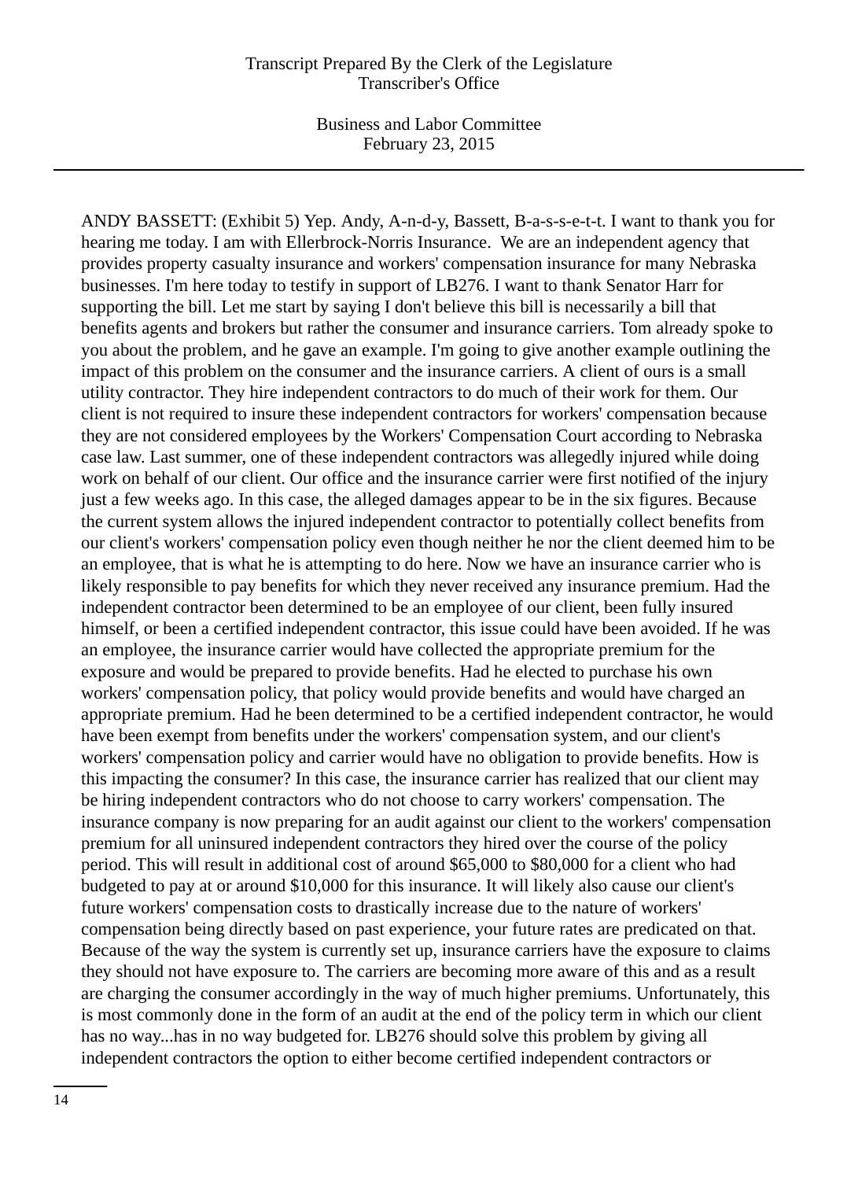ANDY BASSETT: (Exhibit 5) Yep. Andy, A-n-d-y, Bassett, B-a-s-s-e-t-t. I want to thank you for hearing me today. I am with Ellerbrock-Norris Insurance. We are an independent agency that provides property casualty insurance and workers' compensation insurance for many Nebraska businesses. I'm here today to testify in support of LB276. I want to thank Senator Harr for supporting the bill. Let me start by saying I don't believe this bill is necessarily a bill that benefits agents and brokers but rather the consumer and insurance carriers. Tom already spoke to you about the problem, and he gave an example. I'm going to give another example outlining the impact of this problem on the consumer and the insurance carriers. A client of ours is a small utility contractor. They hire independent contractors to do much of their work for them. Our client is not required to insure these independent contractors for workers' compensation because they are not considered employees by the Workers' Compensation Court according to Nebraska case law. Last summer, one of these independent contractors was allegedly injured while doing work on behalf of our client. Our office and the insurance carrier were first notified of the injury just a few weeks ago. In this case, the alleged damages appear to be in the six figures. Because the current system allows the injured independent contractor to potentially collect benefits from our client's workers' compensation policy even though neither he nor the client deemed him to be an employee, that is what he is attempting to do here. Now we have an insurance carrier who is likely responsible to pay benefits for which they never received any insurance premium. Had the independent contractor been determined to be an employee of our client, been fully insured himself, or been a certified independent contractor, this issue could have been avoided. If he was an employee, the insurance carrier would have collected the appropriate premium for the exposure and would be prepared to provide benefits. Had he elected to purchase his own workers' compensation policy, that policy would provide benefits and would have charged an appropriate premium. Had he been determined to be a certified independent contractor, he would have been exempt from benefits under the workers' compensation system, and our client's workers' compensation policy and carrier would have no obligation to provide benefits. How is this impacting the consumer? In this case, the insurance carrier has realized that our client may be hiring independent contractors who do not choose to carry workers' compensation. The insurance company is now preparing for an audit against our client to the workers' compensation premium for all uninsured independent contractors they hired over the course of the policy period. This will result in additional cost of around $65,000 to $80,000 for a client who had budgeted to pay at or around $10,000 for this insurance. It will likely also cause our client's future workers' compensation costs to drastically increase due to the nature of workers' compensation being directly based on past experience, your future rates are predicated on that. Because of the way the system is currently set up, insurance carriers have the exposure to claims they should not have exposure to. The carriers are becoming more aware of this and as a result are charging the consumer accordingly in the way of much higher premiums. Unfortunately, this is most commonly done in the form of an audit at the end of the policy term in which our client has no way...has in no way budgeted for. LB276 should solve this problem by giving all independent contractors the option to either become certified independent contractors or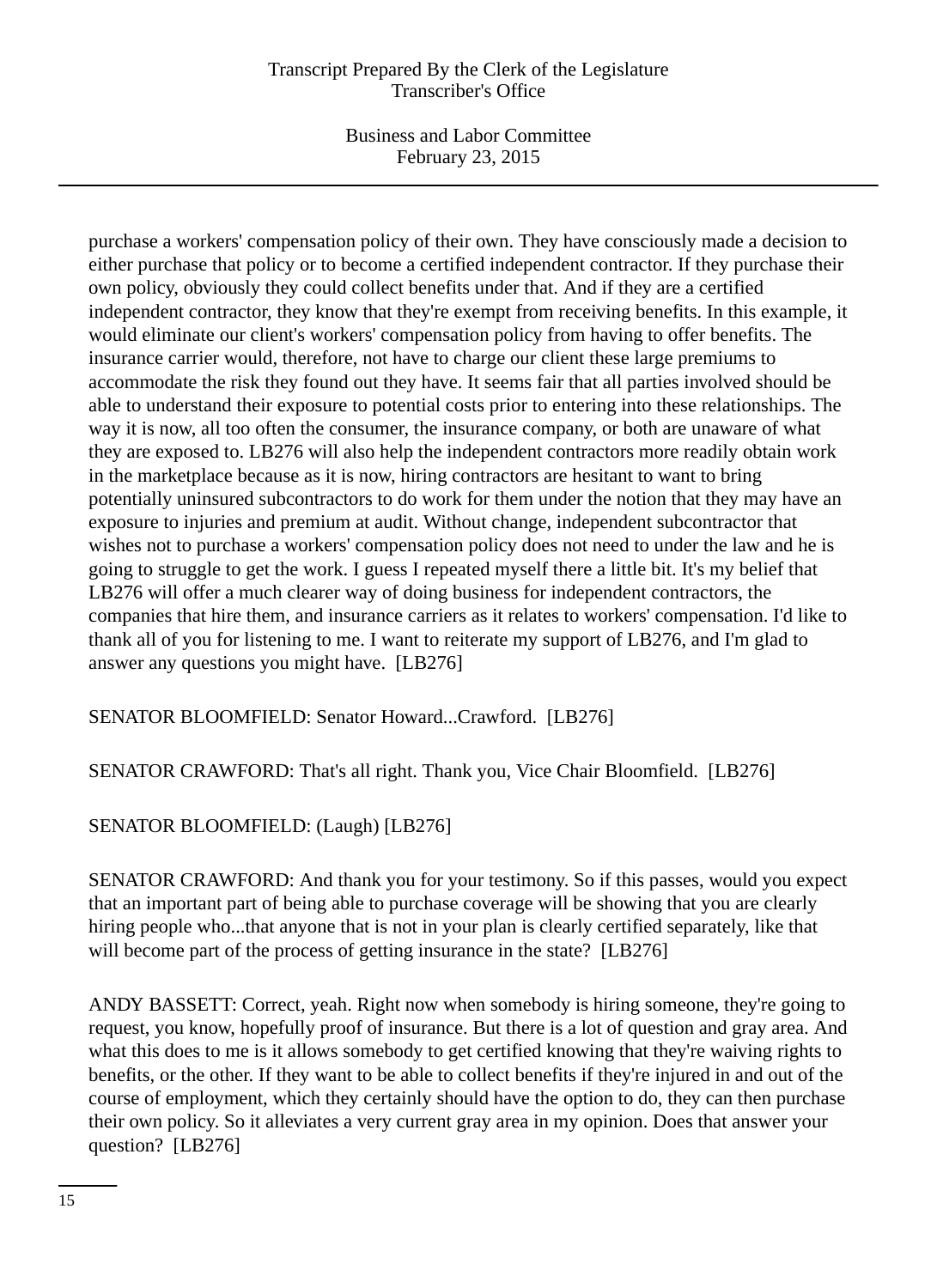purchase a workers' compensation policy of their own. They have consciously made a decision to either purchase that policy or to become a certified independent contractor. If they purchase their own policy, obviously they could collect benefits under that. And if they are a certified independent contractor, they know that they're exempt from receiving benefits. In this example, it would eliminate our client's workers' compensation policy from having to offer benefits. The insurance carrier would, therefore, not have to charge our client these large premiums to accommodate the risk they found out they have. It seems fair that all parties involved should be able to understand their exposure to potential costs prior to entering into these relationships. The way it is now, all too often the consumer, the insurance company, or both are unaware of what they are exposed to. LB276 will also help the independent contractors more readily obtain work in the marketplace because as it is now, hiring contractors are hesitant to want to bring potentially uninsured subcontractors to do work for them under the notion that they may have an exposure to injuries and premium at audit. Without change, independent subcontractor that wishes not to purchase a workers' compensation policy does not need to under the law and he is going to struggle to get the work. I guess I repeated myself there a little bit. It's my belief that LB276 will offer a much clearer way of doing business for independent contractors, the companies that hire them, and insurance carriers as it relates to workers' compensation. I'd like to thank all of you for listening to me. I want to reiterate my support of LB276, and I'm glad to answer any questions you might have. [LB276]

SENATOR BLOOMFIELD: Senator Howard...Crawford. [LB276]

SENATOR CRAWFORD: That's all right. Thank you, Vice Chair Bloomfield. [LB276]

SENATOR BLOOMFIELD: (Laugh) [LB276]

SENATOR CRAWFORD: And thank you for your testimony. So if this passes, would you expect that an important part of being able to purchase coverage will be showing that you are clearly hiring people who...that anyone that is not in your plan is clearly certified separately, like that will become part of the process of getting insurance in the state? [LB276]

ANDY BASSETT: Correct, yeah. Right now when somebody is hiring someone, they're going to request, you know, hopefully proof of insurance. But there is a lot of question and gray area. And what this does to me is it allows somebody to get certified knowing that they're waiving rights to benefits, or the other. If they want to be able to collect benefits if they're injured in and out of the course of employment, which they certainly should have the option to do, they can then purchase their own policy. So it alleviates a very current gray area in my opinion. Does that answer your question? [LB276]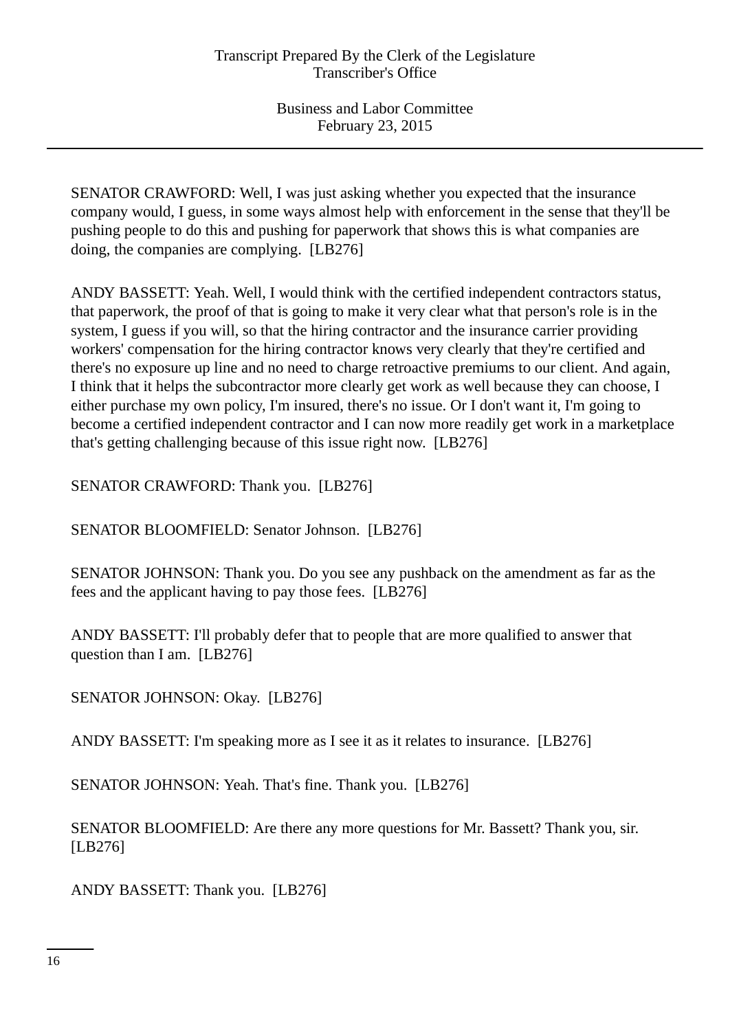SENATOR CRAWFORD: Well, I was just asking whether you expected that the insurance company would, I guess, in some ways almost help with enforcement in the sense that they'll be pushing people to do this and pushing for paperwork that shows this is what companies are doing, the companies are complying. [LB276]

ANDY BASSETT: Yeah. Well, I would think with the certified independent contractors status, that paperwork, the proof of that is going to make it very clear what that person's role is in the system, I guess if you will, so that the hiring contractor and the insurance carrier providing workers' compensation for the hiring contractor knows very clearly that they're certified and there's no exposure up line and no need to charge retroactive premiums to our client. And again, I think that it helps the subcontractor more clearly get work as well because they can choose, I either purchase my own policy, I'm insured, there's no issue. Or I don't want it, I'm going to become a certified independent contractor and I can now more readily get work in a marketplace that's getting challenging because of this issue right now. [LB276]

SENATOR CRAWFORD: Thank you. [LB276]

SENATOR BLOOMFIELD: Senator Johnson. [LB276]

SENATOR JOHNSON: Thank you. Do you see any pushback on the amendment as far as the fees and the applicant having to pay those fees. [LB276]

ANDY BASSETT: I'll probably defer that to people that are more qualified to answer that question than I am. [LB276]

SENATOR JOHNSON: Okay. [LB276]

ANDY BASSETT: I'm speaking more as I see it as it relates to insurance. [LB276]

SENATOR JOHNSON: Yeah. That's fine. Thank you. [LB276]

SENATOR BLOOMFIELD: Are there any more questions for Mr. Bassett? Thank you, sir. [LB276]

ANDY BASSETT: Thank you. [LB276]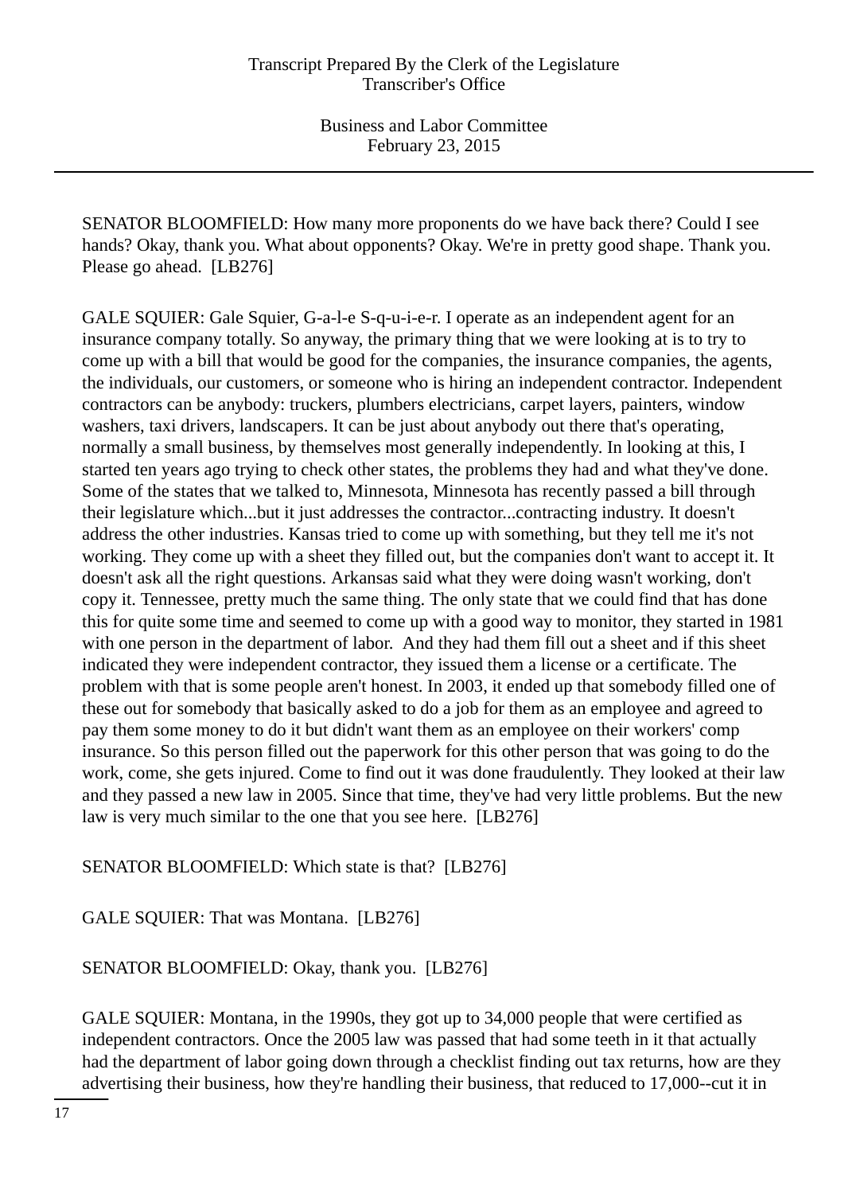SENATOR BLOOMFIELD: How many more proponents do we have back there? Could I see hands? Okay, thank you. What about opponents? Okay. We're in pretty good shape. Thank you. Please go ahead. [LB276]

GALE SQUIER: Gale Squier, G-a-l-e S-q-u-i-e-r. I operate as an independent agent for an insurance company totally. So anyway, the primary thing that we were looking at is to try to come up with a bill that would be good for the companies, the insurance companies, the agents, the individuals, our customers, or someone who is hiring an independent contractor. Independent contractors can be anybody: truckers, plumbers electricians, carpet layers, painters, window washers, taxi drivers, landscapers. It can be just about anybody out there that's operating, normally a small business, by themselves most generally independently. In looking at this, I started ten years ago trying to check other states, the problems they had and what they've done. Some of the states that we talked to, Minnesota, Minnesota has recently passed a bill through their legislature which...but it just addresses the contractor...contracting industry. It doesn't address the other industries. Kansas tried to come up with something, but they tell me it's not working. They come up with a sheet they filled out, but the companies don't want to accept it. It doesn't ask all the right questions. Arkansas said what they were doing wasn't working, don't copy it. Tennessee, pretty much the same thing. The only state that we could find that has done this for quite some time and seemed to come up with a good way to monitor, they started in 1981 with one person in the department of labor. And they had them fill out a sheet and if this sheet indicated they were independent contractor, they issued them a license or a certificate. The problem with that is some people aren't honest. In 2003, it ended up that somebody filled one of these out for somebody that basically asked to do a job for them as an employee and agreed to pay them some money to do it but didn't want them as an employee on their workers' comp insurance. So this person filled out the paperwork for this other person that was going to do the work, come, she gets injured. Come to find out it was done fraudulently. They looked at their law and they passed a new law in 2005. Since that time, they've had very little problems. But the new law is very much similar to the one that you see here. [LB276]

SENATOR BLOOMFIELD: Which state is that? [LB276]

GALE SQUIER: That was Montana. [LB276]

SENATOR BLOOMFIELD: Okay, thank you. [LB276]

GALE SQUIER: Montana, in the 1990s, they got up to 34,000 people that were certified as independent contractors. Once the 2005 law was passed that had some teeth in it that actually had the department of labor going down through a checklist finding out tax returns, how are they advertising their business, how they're handling their business, that reduced to 17,000--cut it in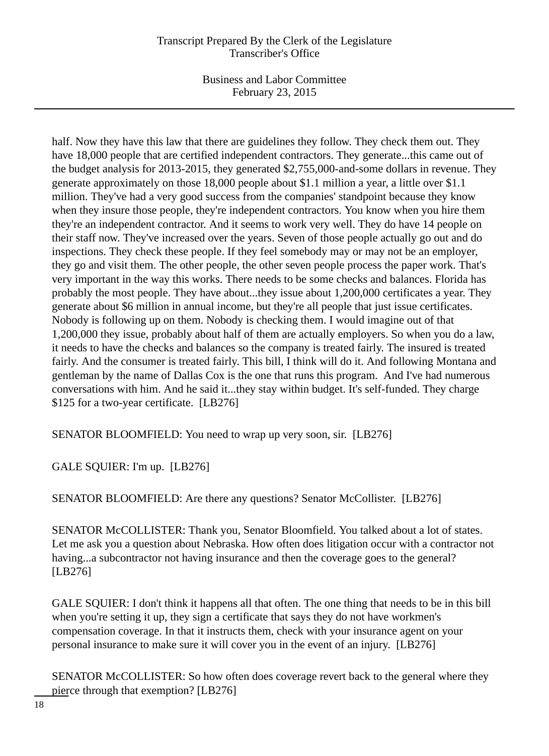half. Now they have this law that there are guidelines they follow. They check them out. They have 18,000 people that are certified independent contractors. They generate...this came out of the budget analysis for 2013-2015, they generated $2,755,000-and-some dollars in revenue. They generate approximately on those 18,000 people about $1.1 million a year, a little over $1.1 million. They've had a very good success from the companies' standpoint because they know when they insure those people, they're independent contractors. You know when you hire them they're an independent contractor. And it seems to work very well. They do have 14 people on their staff now. They've increased over the years. Seven of those people actually go out and do inspections. They check these people. If they feel somebody may or may not be an employer, they go and visit them. The other people, the other seven people process the paper work. That's very important in the way this works. There needs to be some checks and balances. Florida has probably the most people. They have about...they issue about 1,200,000 certificates a year. They generate about $6 million in annual income, but they're all people that just issue certificates. Nobody is following up on them. Nobody is checking them. I would imagine out of that 1,200,000 they issue, probably about half of them are actually employers. So when you do a law, it needs to have the checks and balances so the company is treated fairly. The insured is treated fairly. And the consumer is treated fairly. This bill, I think will do it. And following Montana and gentleman by the name of Dallas Cox is the one that runs this program. And I've had numerous conversations with him. And he said it...they stay within budget. It's self-funded. They charge $125 for a two-year certificate. [LB276]

SENATOR BLOOMFIELD: You need to wrap up very soon, sir. [LB276]

GALE SQUIER: I'm up. [LB276]

SENATOR BLOOMFIELD: Are there any questions? Senator McCollister. [LB276]

SENATOR McCOLLISTER: Thank you, Senator Bloomfield. You talked about a lot of states. Let me ask you a question about Nebraska. How often does litigation occur with a contractor not having...a subcontractor not having insurance and then the coverage goes to the general? [LB276]

GALE SQUIER: I don't think it happens all that often. The one thing that needs to be in this bill when you're setting it up, they sign a certificate that says they do not have workmen's compensation coverage. In that it instructs them, check with your insurance agent on your personal insurance to make sure it will cover you in the event of an injury. [LB276]

SENATOR McCOLLISTER: So how often does coverage revert back to the general where they pierce through that exemption? [LB276]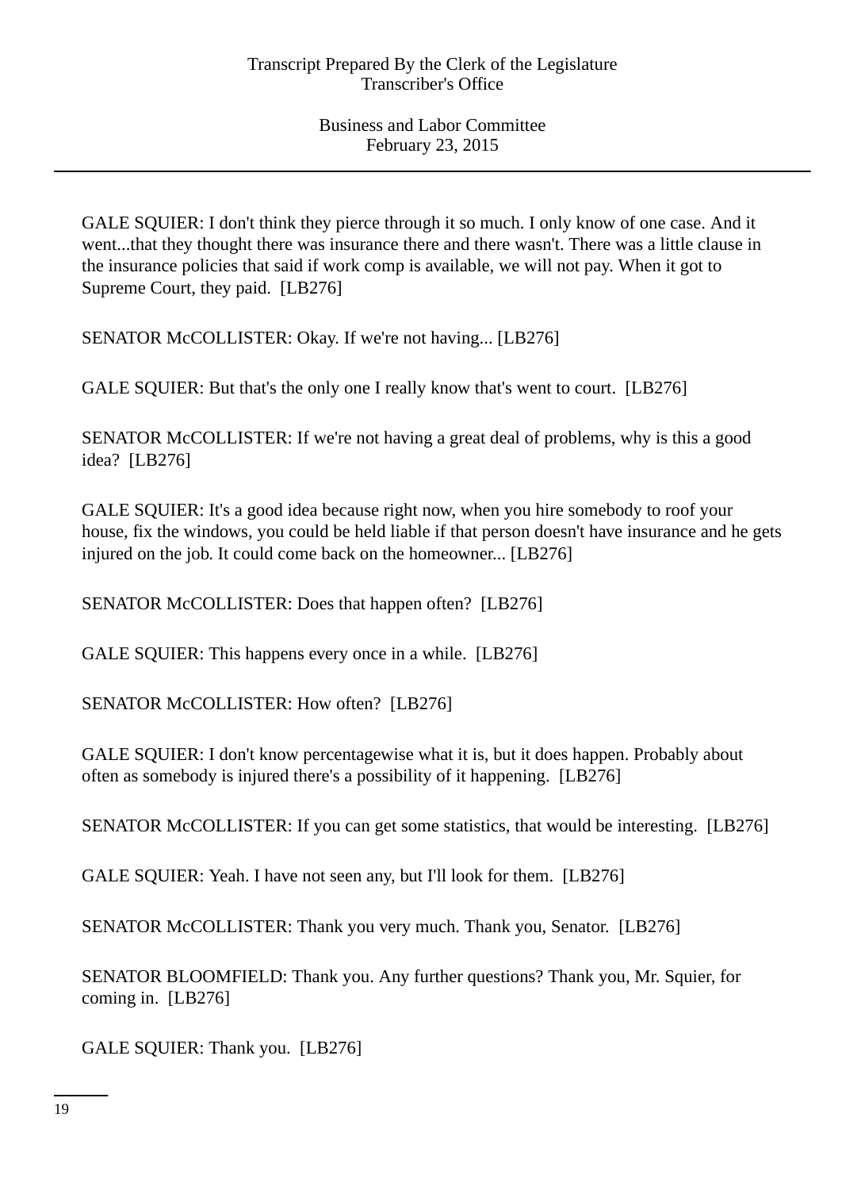GALE SQUIER: I don't think they pierce through it so much. I only know of one case. And it went...that they thought there was insurance there and there wasn't. There was a little clause in the insurance policies that said if work comp is available, we will not pay. When it got to Supreme Court, they paid.  [LB276]

SENATOR McCOLLISTER: Okay. If we're not having... [LB276]

GALE SQUIER: But that's the only one I really know that's went to court.  [LB276]

SENATOR McCOLLISTER: If we're not having a great deal of problems, why is this a good idea?  [LB276]

GALE SQUIER: It's a good idea because right now, when you hire somebody to roof your house, fix the windows, you could be held liable if that person doesn't have insurance and he gets injured on the job. It could come back on the homeowner... [LB276]

SENATOR McCOLLISTER: Does that happen often?  [LB276]

GALE SQUIER: This happens every once in a while.  [LB276]

SENATOR McCOLLISTER: How often?  [LB276]

GALE SQUIER: I don't know percentagewise what it is, but it does happen. Probably about often as somebody is injured there's a possibility of it happening.  [LB276]

SENATOR McCOLLISTER: If you can get some statistics, that would be interesting.  [LB276]

GALE SQUIER: Yeah. I have not seen any, but I'll look for them.  [LB276]

SENATOR McCOLLISTER: Thank you very much. Thank you, Senator.  [LB276]

SENATOR BLOOMFIELD: Thank you. Any further questions? Thank you, Mr. Squier, for coming in.  [LB276]

GALE SQUIER: Thank you.  [LB276]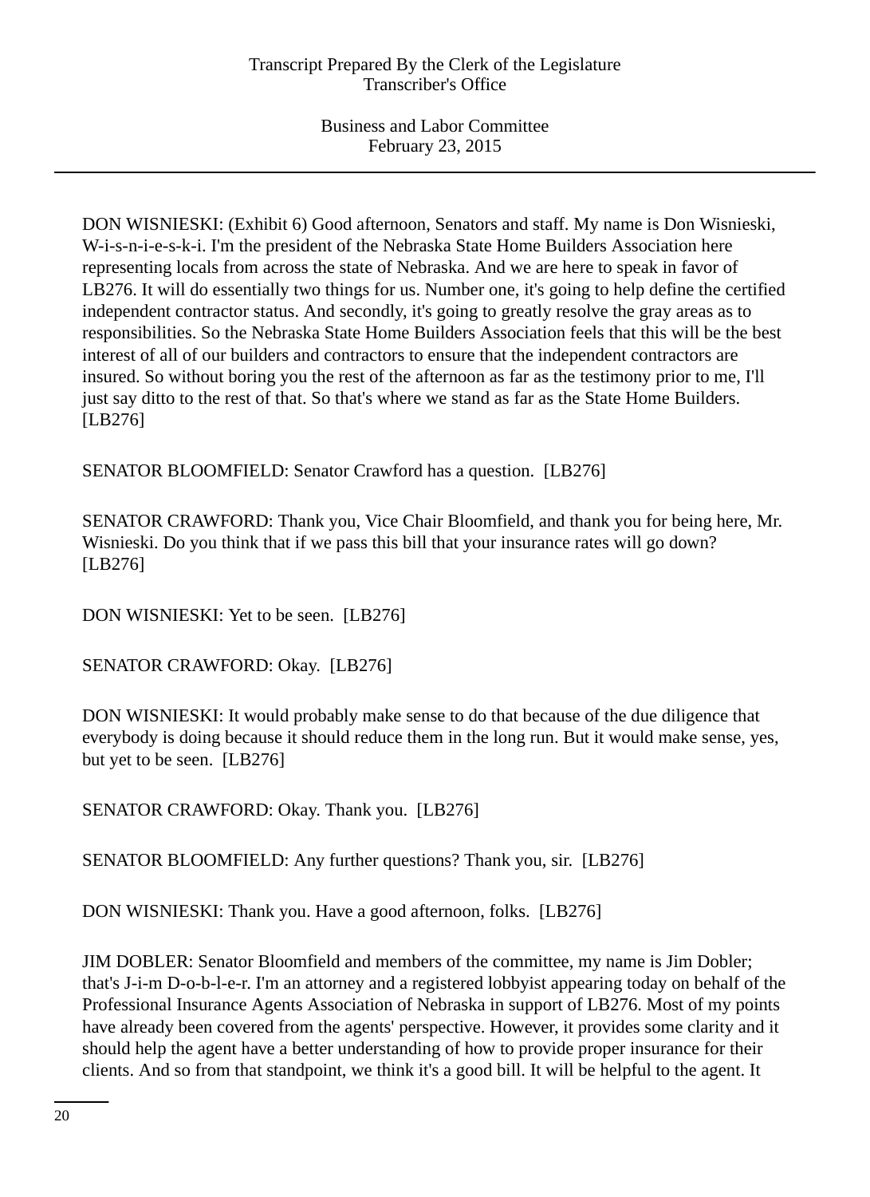DON WISNIESKI: (Exhibit 6) Good afternoon, Senators and staff. My name is Don Wisnieski, W-i-s-n-i-e-s-k-i. I'm the president of the Nebraska State Home Builders Association here representing locals from across the state of Nebraska. And we are here to speak in favor of LB276. It will do essentially two things for us. Number one, it's going to help define the certified independent contractor status. And secondly, it's going to greatly resolve the gray areas as to responsibilities. So the Nebraska State Home Builders Association feels that this will be the best interest of all of our builders and contractors to ensure that the independent contractors are insured. So without boring you the rest of the afternoon as far as the testimony prior to me, I'll just say ditto to the rest of that. So that's where we stand as far as the State Home Builders. [LB276]

SENATOR BLOOMFIELD: Senator Crawford has a question. [LB276]

SENATOR CRAWFORD: Thank you, Vice Chair Bloomfield, and thank you for being here, Mr. Wisnieski. Do you think that if we pass this bill that your insurance rates will go down? [LB276]

DON WISNIESKI: Yet to be seen. [LB276]

SENATOR CRAWFORD: Okay. [LB276]

DON WISNIESKI: It would probably make sense to do that because of the due diligence that everybody is doing because it should reduce them in the long run. But it would make sense, yes, but yet to be seen. [LB276]

SENATOR CRAWFORD: Okay. Thank you. [LB276]

SENATOR BLOOMFIELD: Any further questions? Thank you, sir. [LB276]

DON WISNIESKI: Thank you. Have a good afternoon, folks. [LB276]

JIM DOBLER: Senator Bloomfield and members of the committee, my name is Jim Dobler; that's J-i-m D-o-b-l-e-r. I'm an attorney and a registered lobbyist appearing today on behalf of the Professional Insurance Agents Association of Nebraska in support of LB276. Most of my points have already been covered from the agents' perspective. However, it provides some clarity and it should help the agent have a better understanding of how to provide proper insurance for their clients. And so from that standpoint, we think it's a good bill. It will be helpful to the agent. It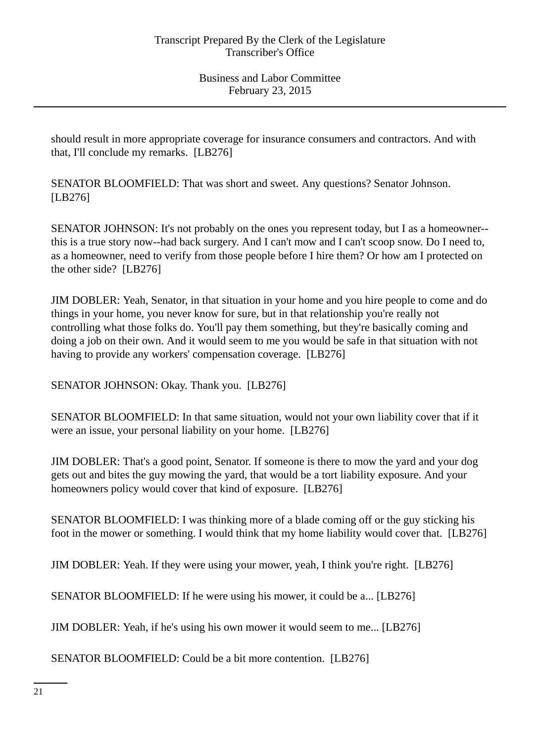should result in more appropriate coverage for insurance consumers and contractors. And with that, I'll conclude my remarks. [LB276]

SENATOR BLOOMFIELD: That was short and sweet. Any questions? Senator Johnson. [LB276]

SENATOR JOHNSON: It's not probably on the ones you represent today, but I as a homeowner--this is a true story now--had back surgery. And I can't mow and I can't scoop snow. Do I need to, as a homeowner, need to verify from those people before I hire them? Or how am I protected on the other side? [LB276]

JIM DOBLER: Yeah, Senator, in that situation in your home and you hire people to come and do things in your home, you never know for sure, but in that relationship you're really not controlling what those folks do. You'll pay them something, but they're basically coming and doing a job on their own. And it would seem to me you would be safe in that situation with not having to provide any workers' compensation coverage. [LB276]

SENATOR JOHNSON: Okay. Thank you. [LB276]

SENATOR BLOOMFIELD: In that same situation, would not your own liability cover that if it were an issue, your personal liability on your home. [LB276]

JIM DOBLER: That's a good point, Senator. If someone is there to mow the yard and your dog gets out and bites the guy mowing the yard, that would be a tort liability exposure. And your homeowners policy would cover that kind of exposure. [LB276]

SENATOR BLOOMFIELD: I was thinking more of a blade coming off or the guy sticking his foot in the mower or something. I would think that my home liability would cover that. [LB276]

JIM DOBLER: Yeah. If they were using your mower, yeah, I think you're right. [LB276]

SENATOR BLOOMFIELD: If he were using his mower, it could be a... [LB276]

JIM DOBLER: Yeah, if he's using his own mower it would seem to me... [LB276]

SENATOR BLOOMFIELD: Could be a bit more contention. [LB276]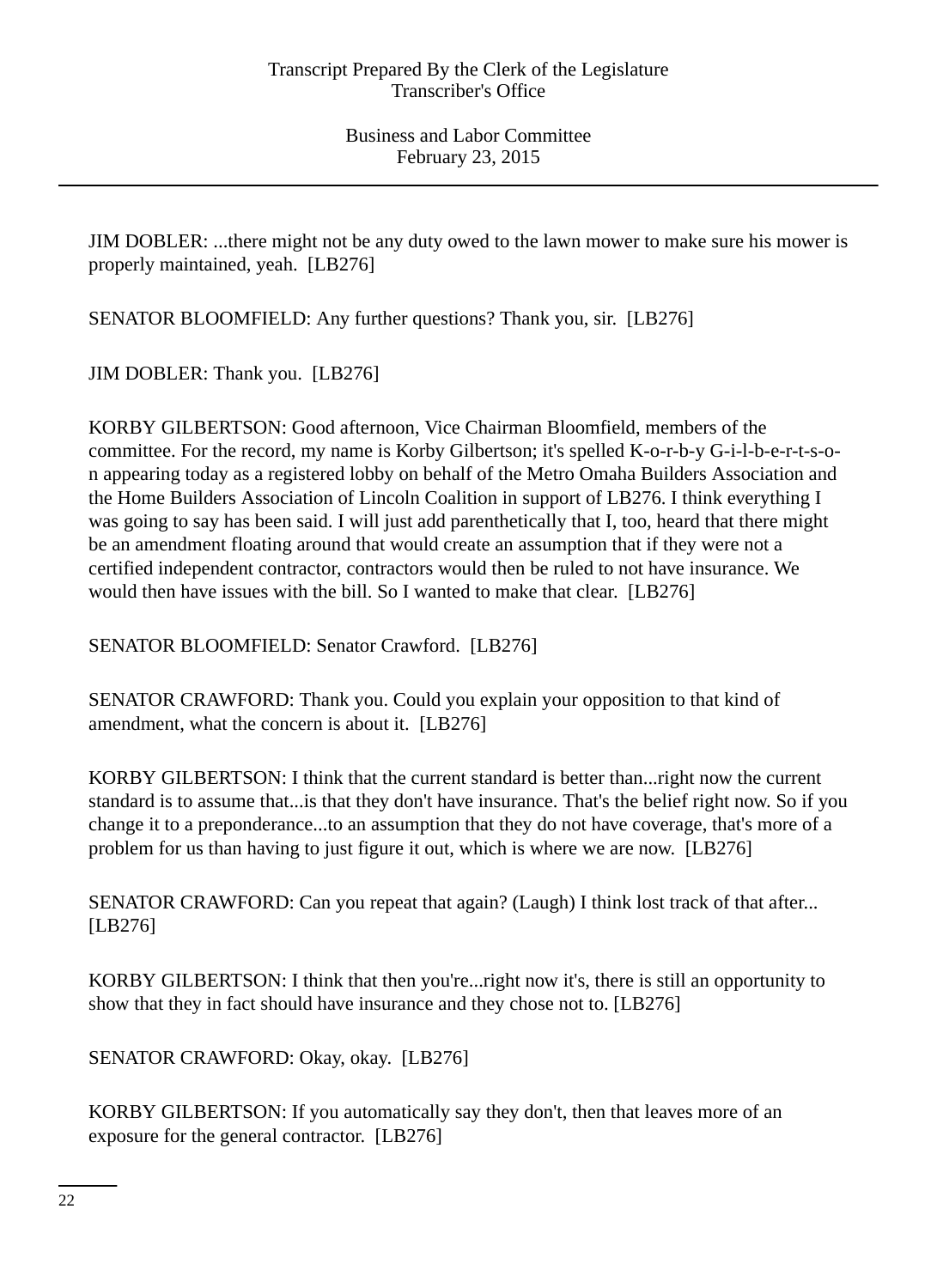JIM DOBLER: ...there might not be any duty owed to the lawn mower to make sure his mower is properly maintained, yeah. [LB276]

SENATOR BLOOMFIELD: Any further questions? Thank you, sir. [LB276]

JIM DOBLER: Thank you. [LB276]

KORBY GILBERTSON: Good afternoon, Vice Chairman Bloomfield, members of the committee. For the record, my name is Korby Gilbertson; it's spelled K-o-r-b-y G-i-l-b-e-r-t-s-o-n appearing today as a registered lobby on behalf of the Metro Omaha Builders Association and the Home Builders Association of Lincoln Coalition in support of LB276. I think everything I was going to say has been said. I will just add parenthetically that I, too, heard that there might be an amendment floating around that would create an assumption that if they were not a certified independent contractor, contractors would then be ruled to not have insurance. We would then have issues with the bill. So I wanted to make that clear. [LB276]

SENATOR BLOOMFIELD: Senator Crawford. [LB276]

SENATOR CRAWFORD: Thank you. Could you explain your opposition to that kind of amendment, what the concern is about it. [LB276]

KORBY GILBERTSON: I think that the current standard is better than...right now the current standard is to assume that...is that they don't have insurance. That's the belief right now. So if you change it to a preponderance...to an assumption that they do not have coverage, that's more of a problem for us than having to just figure it out, which is where we are now. [LB276]

SENATOR CRAWFORD: Can you repeat that again? (Laugh) I think lost track of that after... [LB276]

KORBY GILBERTSON: I think that then you're...right now it's, there is still an opportunity to show that they in fact should have insurance and they chose not to. [LB276]

SENATOR CRAWFORD: Okay, okay. [LB276]

KORBY GILBERTSON: If you automatically say they don't, then that leaves more of an exposure for the general contractor. [LB276]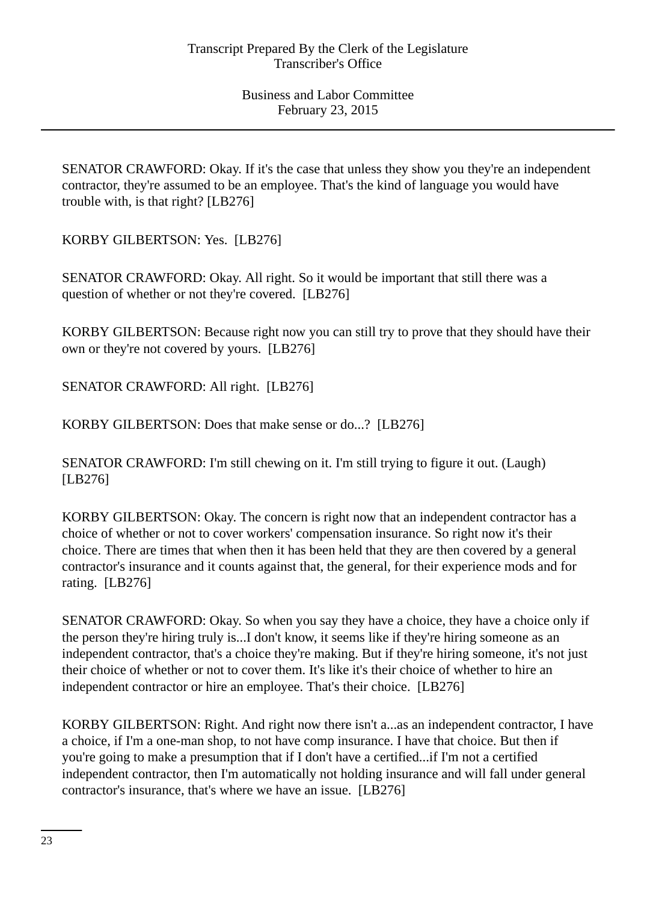SENATOR CRAWFORD: Okay. If it's the case that unless they show you they're an independent contractor, they're assumed to be an employee. That's the kind of language you would have trouble with, is that right? [LB276]

KORBY GILBERTSON: Yes. [LB276]

SENATOR CRAWFORD: Okay. All right. So it would be important that still there was a question of whether or not they're covered. [LB276]

KORBY GILBERTSON: Because right now you can still try to prove that they should have their own or they're not covered by yours. [LB276]

SENATOR CRAWFORD: All right. [LB276]

KORBY GILBERTSON: Does that make sense or do...? [LB276]

SENATOR CRAWFORD: I'm still chewing on it. I'm still trying to figure it out. (Laugh) [LB276]

KORBY GILBERTSON: Okay. The concern is right now that an independent contractor has a choice of whether or not to cover workers' compensation insurance. So right now it's their choice. There are times that when then it has been held that they are then covered by a general contractor's insurance and it counts against that, the general, for their experience mods and for rating. [LB276]

SENATOR CRAWFORD: Okay. So when you say they have a choice, they have a choice only if the person they're hiring truly is...I don't know, it seems like if they're hiring someone as an independent contractor, that's a choice they're making. But if they're hiring someone, it's not just their choice of whether or not to cover them. It's like it's their choice of whether to hire an independent contractor or hire an employee. That's their choice. [LB276]

KORBY GILBERTSON: Right. And right now there isn't a...as an independent contractor, I have a choice, if I'm a one-man shop, to not have comp insurance. I have that choice. But then if you're going to make a presumption that if I don't have a certified...if I'm not a certified independent contractor, then I'm automatically not holding insurance and will fall under general contractor's insurance, that's where we have an issue. [LB276]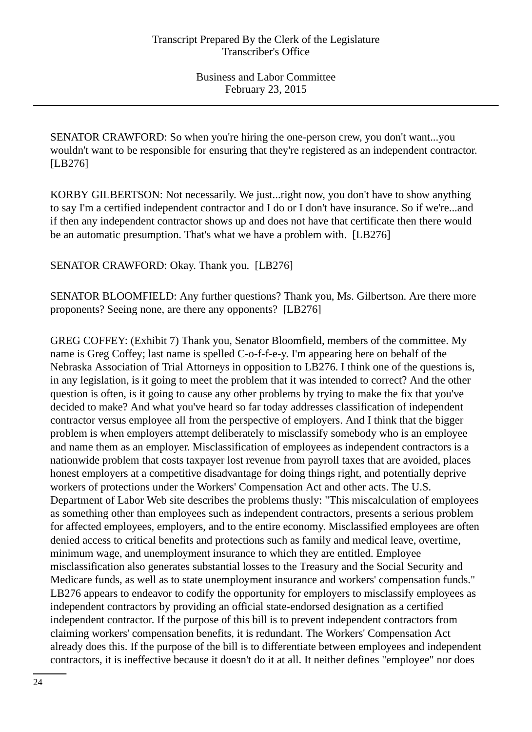SENATOR CRAWFORD: So when you're hiring the one-person crew, you don't want...you wouldn't want to be responsible for ensuring that they're registered as an independent contractor. [LB276]

KORBY GILBERTSON: Not necessarily. We just...right now, you don't have to show anything to say I'm a certified independent contractor and I do or I don't have insurance. So if we're...and if then any independent contractor shows up and does not have that certificate then there would be an automatic presumption. That's what we have a problem with. [LB276]

SENATOR CRAWFORD: Okay. Thank you. [LB276]

SENATOR BLOOMFIELD: Any further questions? Thank you, Ms. Gilbertson. Are there more proponents? Seeing none, are there any opponents? [LB276]

GREG COFFEY: (Exhibit 7) Thank you, Senator Bloomfield, members of the committee. My name is Greg Coffey; last name is spelled C-o-f-f-e-y. I'm appearing here on behalf of the Nebraska Association of Trial Attorneys in opposition to LB276. I think one of the questions is, in any legislation, is it going to meet the problem that it was intended to correct? And the other question is often, is it going to cause any other problems by trying to make the fix that you've decided to make? And what you've heard so far today addresses classification of independent contractor versus employee all from the perspective of employers. And I think that the bigger problem is when employers attempt deliberately to misclassify somebody who is an employee and name them as an employer. Misclassification of employees as independent contractors is a nationwide problem that costs taxpayer lost revenue from payroll taxes that are avoided, places honest employers at a competitive disadvantage for doing things right, and potentially deprive workers of protections under the Workers' Compensation Act and other acts. The U.S. Department of Labor Web site describes the problems thusly: "This miscalculation of employees as something other than employees such as independent contractors, presents a serious problem for affected employees, employers, and to the entire economy. Misclassified employees are often denied access to critical benefits and protections such as family and medical leave, overtime, minimum wage, and unemployment insurance to which they are entitled. Employee misclassification also generates substantial losses to the Treasury and the Social Security and Medicare funds, as well as to state unemployment insurance and workers' compensation funds." LB276 appears to endeavor to codify the opportunity for employers to misclassify employees as independent contractors by providing an official state-endorsed designation as a certified independent contractor. If the purpose of this bill is to prevent independent contractors from claiming workers' compensation benefits, it is redundant. The Workers' Compensation Act already does this. If the purpose of the bill is to differentiate between employees and independent contractors, it is ineffective because it doesn't do it at all. It neither defines "employee" nor does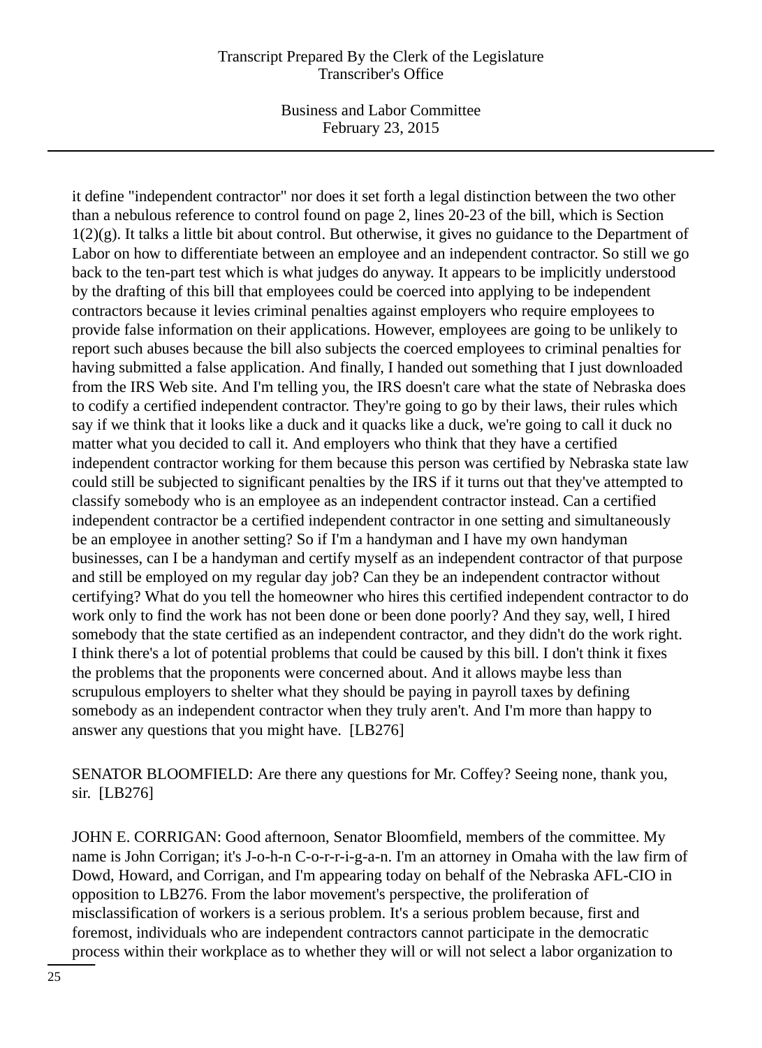it define "independent contractor" nor does it set forth a legal distinction between the two other than a nebulous reference to control found on page 2, lines 20-23 of the bill, which is Section 1(2)(g). It talks a little bit about control. But otherwise, it gives no guidance to the Department of Labor on how to differentiate between an employee and an independent contractor. So still we go back to the ten-part test which is what judges do anyway. It appears to be implicitly understood by the drafting of this bill that employees could be coerced into applying to be independent contractors because it levies criminal penalties against employers who require employees to provide false information on their applications. However, employees are going to be unlikely to report such abuses because the bill also subjects the coerced employees to criminal penalties for having submitted a false application. And finally, I handed out something that I just downloaded from the IRS Web site. And I'm telling you, the IRS doesn't care what the state of Nebraska does to codify a certified independent contractor. They're going to go by their laws, their rules which say if we think that it looks like a duck and it quacks like a duck, we're going to call it duck no matter what you decided to call it. And employers who think that they have a certified independent contractor working for them because this person was certified by Nebraska state law could still be subjected to significant penalties by the IRS if it turns out that they've attempted to classify somebody who is an employee as an independent contractor instead. Can a certified independent contractor be a certified independent contractor in one setting and simultaneously be an employee in another setting? So if I'm a handyman and I have my own handyman businesses, can I be a handyman and certify myself as an independent contractor of that purpose and still be employed on my regular day job? Can they be an independent contractor without certifying? What do you tell the homeowner who hires this certified independent contractor to do work only to find the work has not been done or been done poorly? And they say, well, I hired somebody that the state certified as an independent contractor, and they didn't do the work right. I think there's a lot of potential problems that could be caused by this bill. I don't think it fixes the problems that the proponents were concerned about. And it allows maybe less than scrupulous employers to shelter what they should be paying in payroll taxes by defining somebody as an independent contractor when they truly aren't. And I'm more than happy to answer any questions that you might have. [LB276]

SENATOR BLOOMFIELD: Are there any questions for Mr. Coffey? Seeing none, thank you, sir. [LB276]

JOHN E. CORRIGAN: Good afternoon, Senator Bloomfield, members of the committee. My name is John Corrigan; it's J-o-h-n C-o-r-r-i-g-a-n. I'm an attorney in Omaha with the law firm of Dowd, Howard, and Corrigan, and I'm appearing today on behalf of the Nebraska AFL-CIO in opposition to LB276. From the labor movement's perspective, the proliferation of misclassification of workers is a serious problem. It's a serious problem because, first and foremost, individuals who are independent contractors cannot participate in the democratic process within their workplace as to whether they will or will not select a labor organization to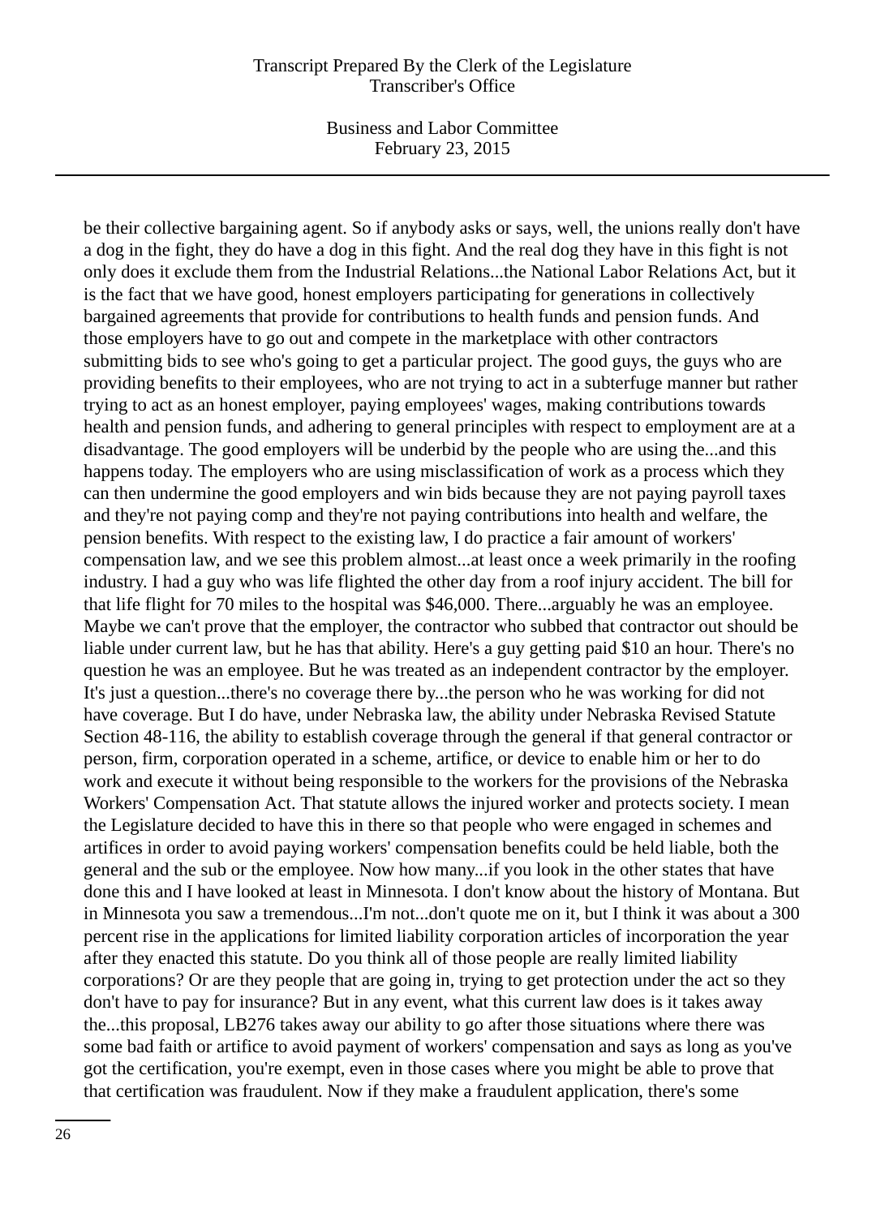be their collective bargaining agent. So if anybody asks or says, well, the unions really don't have a dog in the fight, they do have a dog in this fight. And the real dog they have in this fight is not only does it exclude them from the Industrial Relations...the National Labor Relations Act, but it is the fact that we have good, honest employers participating for generations in collectively bargained agreements that provide for contributions to health funds and pension funds. And those employers have to go out and compete in the marketplace with other contractors submitting bids to see who's going to get a particular project. The good guys, the guys who are providing benefits to their employees, who are not trying to act in a subterfuge manner but rather trying to act as an honest employer, paying employees' wages, making contributions towards health and pension funds, and adhering to general principles with respect to employment are at a disadvantage. The good employers will be underbid by the people who are using the...and this happens today. The employers who are using misclassification of work as a process which they can then undermine the good employers and win bids because they are not paying payroll taxes and they're not paying comp and they're not paying contributions into health and welfare, the pension benefits. With respect to the existing law, I do practice a fair amount of workers' compensation law, and we see this problem almost...at least once a week primarily in the roofing industry. I had a guy who was life flighted the other day from a roof injury accident. The bill for that life flight for 70 miles to the hospital was $46,000. There...arguably he was an employee. Maybe we can't prove that the employer, the contractor who subbed that contractor out should be liable under current law, but he has that ability. Here's a guy getting paid $10 an hour. There's no question he was an employee. But he was treated as an independent contractor by the employer. It's just a question...there's no coverage there by...the person who he was working for did not have coverage. But I do have, under Nebraska law, the ability under Nebraska Revised Statute Section 48-116, the ability to establish coverage through the general if that general contractor or person, firm, corporation operated in a scheme, artifice, or device to enable him or her to do work and execute it without being responsible to the workers for the provisions of the Nebraska Workers' Compensation Act. That statute allows the injured worker and protects society. I mean the Legislature decided to have this in there so that people who were engaged in schemes and artifices in order to avoid paying workers' compensation benefits could be held liable, both the general and the sub or the employee. Now how many...if you look in the other states that have done this and I have looked at least in Minnesota. I don't know about the history of Montana. But in Minnesota you saw a tremendous...I'm not...don't quote me on it, but I think it was about a 300 percent rise in the applications for limited liability corporation articles of incorporation the year after they enacted this statute. Do you think all of those people are really limited liability corporations? Or are they people that are going in, trying to get protection under the act so they don't have to pay for insurance? But in any event, what this current law does is it takes away the...this proposal, LB276 takes away our ability to go after those situations where there was some bad faith or artifice to avoid payment of workers' compensation and says as long as you've got the certification, you're exempt, even in those cases where you might be able to prove that that certification was fraudulent. Now if they make a fraudulent application, there's some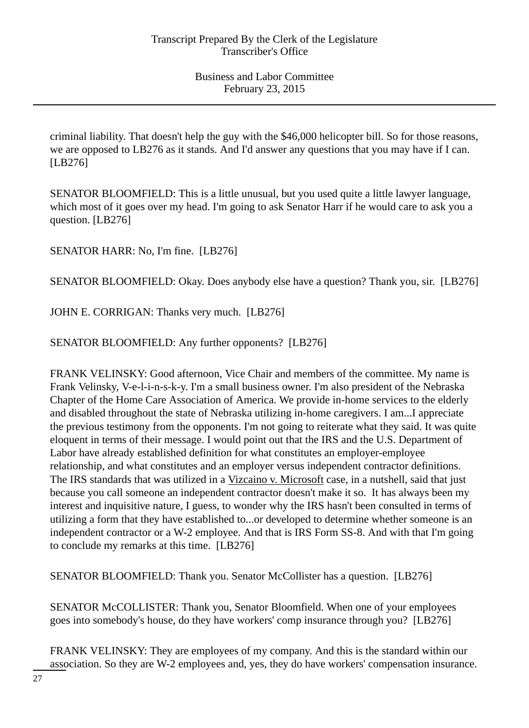criminal liability. That doesn't help the guy with the $46,000 helicopter bill. So for those reasons, we are opposed to LB276 as it stands. And I'd answer any questions that you may have if I can. [LB276]

SENATOR BLOOMFIELD: This is a little unusual, but you used quite a little lawyer language, which most of it goes over my head. I'm going to ask Senator Harr if he would care to ask you a question. [LB276]

SENATOR HARR: No, I'm fine. [LB276]

SENATOR BLOOMFIELD: Okay. Does anybody else have a question? Thank you, sir. [LB276]

JOHN E. CORRIGAN: Thanks very much. [LB276]

SENATOR BLOOMFIELD: Any further opponents? [LB276]

FRANK VELINSKY: Good afternoon, Vice Chair and members of the committee. My name is Frank Velinsky, V-e-l-i-n-s-k-y. I'm a small business owner. I'm also president of the Nebraska Chapter of the Home Care Association of America. We provide in-home services to the elderly and disabled throughout the state of Nebraska utilizing in-home caregivers. I am...I appreciate the previous testimony from the opponents. I'm not going to reiterate what they said. It was quite eloquent in terms of their message. I would point out that the IRS and the U.S. Department of Labor have already established definition for what constitutes an employer-employee relationship, and what constitutes and an employer versus independent contractor definitions. The IRS standards that was utilized in a Vizcaino v. Microsoft case, in a nutshell, said that just because you call someone an independent contractor doesn't make it so. It has always been my interest and inquisitive nature, I guess, to wonder why the IRS hasn't been consulted in terms of utilizing a form that they have established to...or developed to determine whether someone is an independent contractor or a W-2 employee. And that is IRS Form SS-8. And with that I'm going to conclude my remarks at this time. [LB276]

SENATOR BLOOMFIELD: Thank you. Senator McCollister has a question. [LB276]

SENATOR McCOLLISTER: Thank you, Senator Bloomfield. When one of your employees goes into somebody's house, do they have workers' comp insurance through you? [LB276]

FRANK VELINSKY: They are employees of my company. And this is the standard within our association. So they are W-2 employees and, yes, they do have workers' compensation insurance.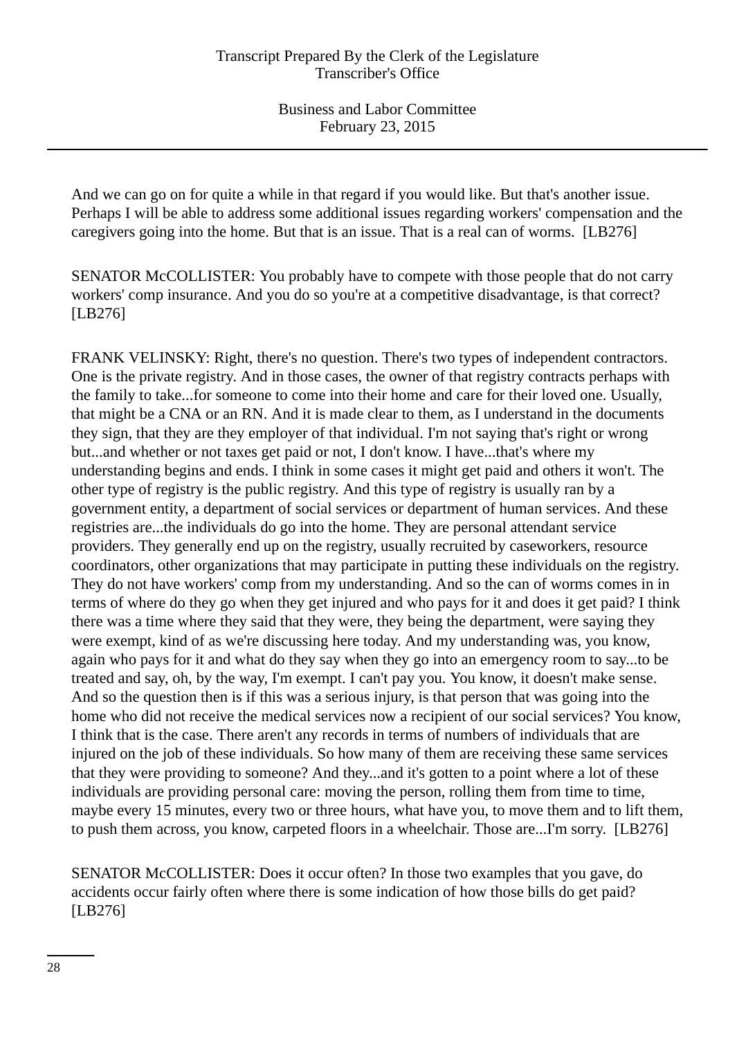And we can go on for quite a while in that regard if you would like. But that's another issue. Perhaps I will be able to address some additional issues regarding workers' compensation and the caregivers going into the home. But that is an issue. That is a real can of worms. [LB276]

SENATOR McCOLLISTER: You probably have to compete with those people that do not carry workers' comp insurance. And you do so you're at a competitive disadvantage, is that correct? [LB276]

FRANK VELINSKY: Right, there's no question. There's two types of independent contractors. One is the private registry. And in those cases, the owner of that registry contracts perhaps with the family to take...for someone to come into their home and care for their loved one. Usually, that might be a CNA or an RN. And it is made clear to them, as I understand in the documents they sign, that they are they employer of that individual. I'm not saying that's right or wrong but...and whether or not taxes get paid or not, I don't know. I have...that's where my understanding begins and ends. I think in some cases it might get paid and others it won't. The other type of registry is the public registry. And this type of registry is usually ran by a government entity, a department of social services or department of human services. And these registries are...the individuals do go into the home. They are personal attendant service providers. They generally end up on the registry, usually recruited by caseworkers, resource coordinators, other organizations that may participate in putting these individuals on the registry. They do not have workers' comp from my understanding. And so the can of worms comes in in terms of where do they go when they get injured and who pays for it and does it get paid? I think there was a time where they said that they were, they being the department, were saying they were exempt, kind of as we're discussing here today. And my understanding was, you know, again who pays for it and what do they say when they go into an emergency room to say...to be treated and say, oh, by the way, I'm exempt. I can't pay you. You know, it doesn't make sense. And so the question then is if this was a serious injury, is that person that was going into the home who did not receive the medical services now a recipient of our social services? You know, I think that is the case. There aren't any records in terms of numbers of individuals that are injured on the job of these individuals. So how many of them are receiving these same services that they were providing to someone? And they...and it's gotten to a point where a lot of these individuals are providing personal care: moving the person, rolling them from time to time, maybe every 15 minutes, every two or three hours, what have you, to move them and to lift them, to push them across, you know, carpeted floors in a wheelchair. Those are...I'm sorry. [LB276]

SENATOR McCOLLISTER: Does it occur often? In those two examples that you gave, do accidents occur fairly often where there is some indication of how those bills do get paid? [LB276]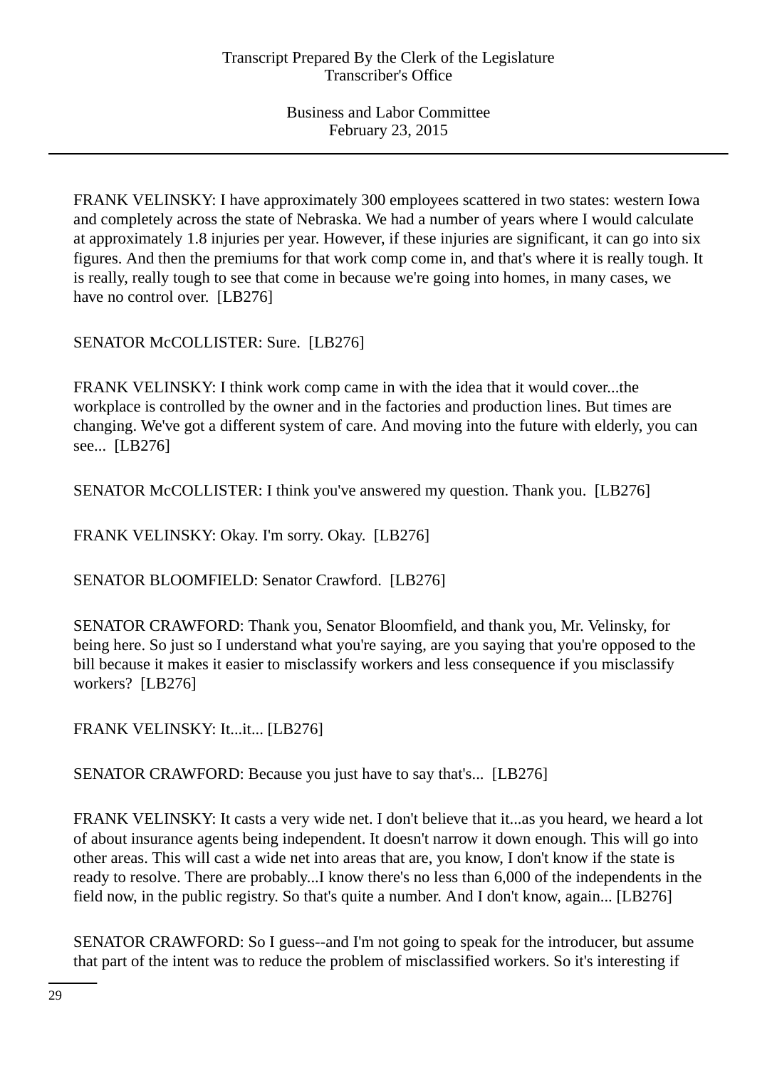FRANK VELINSKY: I have approximately 300 employees scattered in two states: western Iowa and completely across the state of Nebraska. We had a number of years where I would calculate at approximately 1.8 injuries per year. However, if these injuries are significant, it can go into six figures. And then the premiums for that work comp come in, and that's where it is really tough. It is really, really tough to see that come in because we're going into homes, in many cases, we have no control over. [LB276]

SENATOR McCOLLISTER: Sure. [LB276]

FRANK VELINSKY: I think work comp came in with the idea that it would cover...the workplace is controlled by the owner and in the factories and production lines. But times are changing. We've got a different system of care. And moving into the future with elderly, you can see... [LB276]

SENATOR McCOLLISTER: I think you've answered my question. Thank you. [LB276]

FRANK VELINSKY: Okay. I'm sorry. Okay. [LB276]

SENATOR BLOOMFIELD: Senator Crawford. [LB276]

SENATOR CRAWFORD: Thank you, Senator Bloomfield, and thank you, Mr. Velinsky, for being here. So just so I understand what you're saying, are you saying that you're opposed to the bill because it makes it easier to misclassify workers and less consequence if you misclassify workers? [LB276]

FRANK VELINSKY: It...it... [LB276]

SENATOR CRAWFORD: Because you just have to say that's... [LB276]

FRANK VELINSKY: It casts a very wide net. I don't believe that it...as you heard, we heard a lot of about insurance agents being independent. It doesn't narrow it down enough. This will go into other areas. This will cast a wide net into areas that are, you know, I don't know if the state is ready to resolve. There are probably...I know there's no less than 6,000 of the independents in the field now, in the public registry. So that's quite a number. And I don't know, again... [LB276]

SENATOR CRAWFORD: So I guess--and I'm not going to speak for the introducer, but assume that part of the intent was to reduce the problem of misclassified workers. So it's interesting if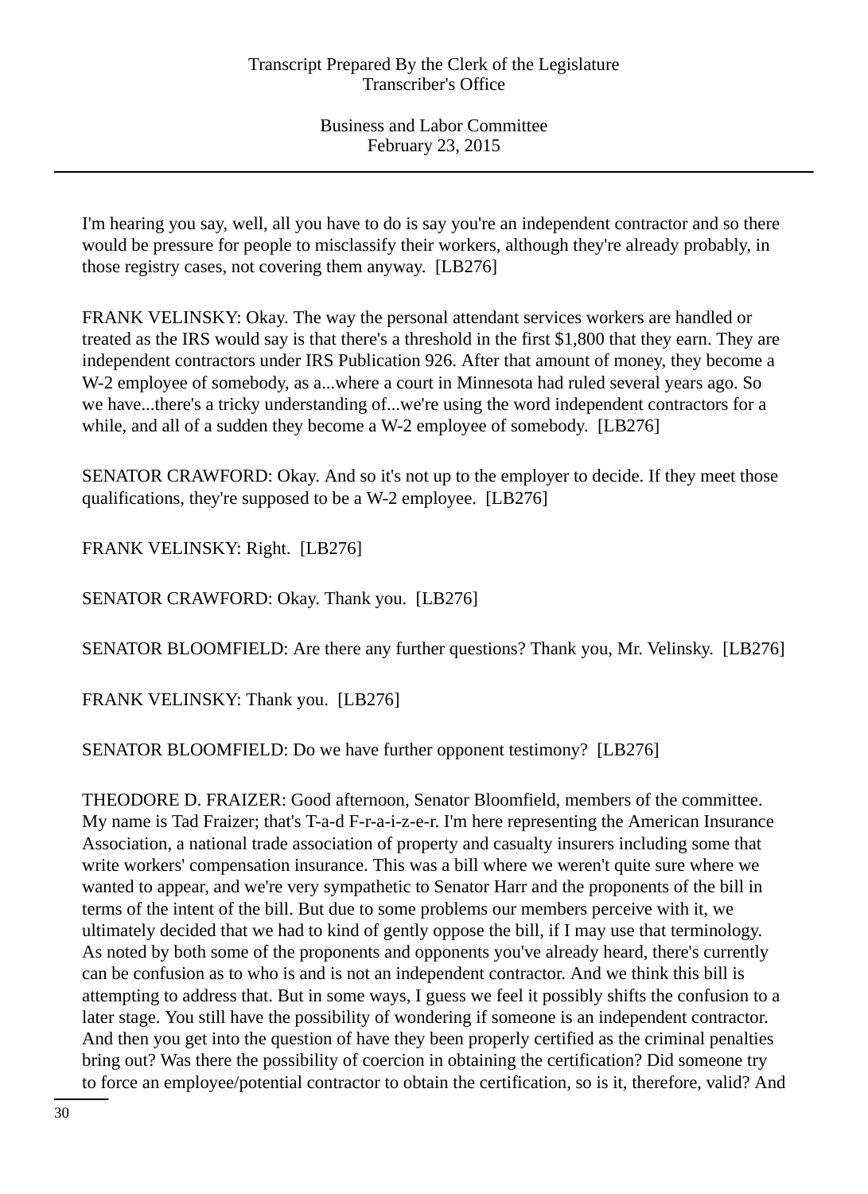I'm hearing you say, well, all you have to do is say you're an independent contractor and so there would be pressure for people to misclassify their workers, although they're already probably, in those registry cases, not covering them anyway.  [LB276]

FRANK VELINSKY: Okay. The way the personal attendant services workers are handled or treated as the IRS would say is that there's a threshold in the first $1,800 that they earn. They are independent contractors under IRS Publication 926. After that amount of money, they become a W-2 employee of somebody, as a...where a court in Minnesota had ruled several years ago. So we have...there's a tricky understanding of...we're using the word independent contractors for a while, and all of a sudden they become a W-2 employee of somebody.  [LB276]

SENATOR CRAWFORD: Okay. And so it's not up to the employer to decide. If they meet those qualifications, they're supposed to be a W-2 employee.  [LB276]

FRANK VELINSKY: Right.  [LB276]

SENATOR CRAWFORD: Okay. Thank you.  [LB276]

SENATOR BLOOMFIELD: Are there any further questions? Thank you, Mr. Velinsky.  [LB276]

FRANK VELINSKY: Thank you.  [LB276]

SENATOR BLOOMFIELD: Do we have further opponent testimony?  [LB276]

THEODORE D. FRAIZER: Good afternoon, Senator Bloomfield, members of the committee. My name is Tad Fraizer; that's T-a-d F-r-a-i-z-e-r. I'm here representing the American Insurance Association, a national trade association of property and casualty insurers including some that write workers' compensation insurance. This was a bill where we weren't quite sure where we wanted to appear, and we're very sympathetic to Senator Harr and the proponents of the bill in terms of the intent of the bill. But due to some problems our members perceive with it, we ultimately decided that we had to kind of gently oppose the bill, if I may use that terminology. As noted by both some of the proponents and opponents you've already heard, there's currently can be confusion as to who is and is not an independent contractor. And we think this bill is attempting to address that. But in some ways, I guess we feel it possibly shifts the confusion to a later stage. You still have the possibility of wondering if someone is an independent contractor. And then you get into the question of have they been properly certified as the criminal penalties bring out? Was there the possibility of coercion in obtaining the certification? Did someone try to force an employee/potential contractor to obtain the certification, so is it, therefore, valid? And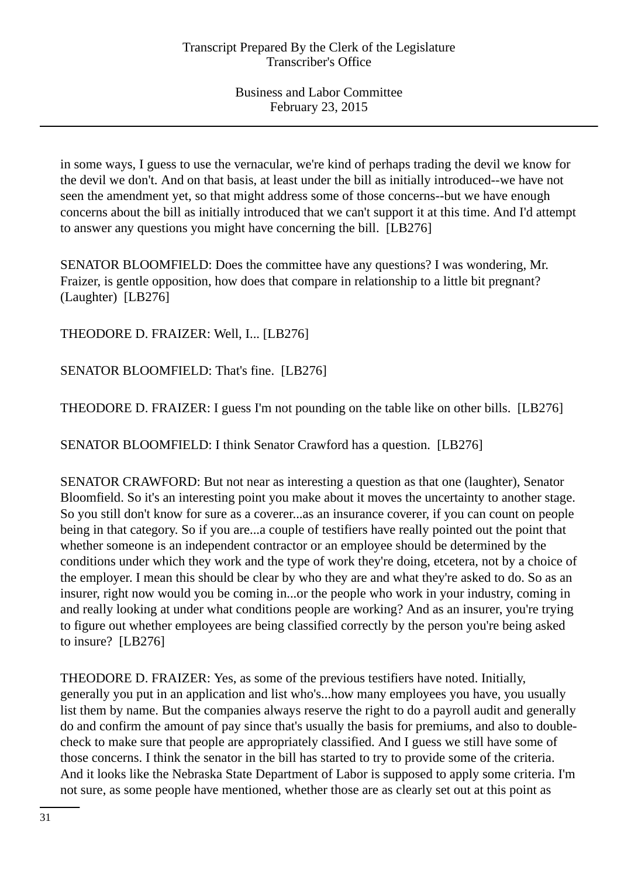in some ways, I guess to use the vernacular, we're kind of perhaps trading the devil we know for the devil we don't. And on that basis, at least under the bill as initially introduced--we have not seen the amendment yet, so that might address some of those concerns--but we have enough concerns about the bill as initially introduced that we can't support it at this time. And I'd attempt to answer any questions you might have concerning the bill. [LB276]

SENATOR BLOOMFIELD: Does the committee have any questions? I was wondering, Mr. Fraizer, is gentle opposition, how does that compare in relationship to a little bit pregnant? (Laughter) [LB276]

THEODORE D. FRAIZER: Well, I... [LB276]

SENATOR BLOOMFIELD: That's fine. [LB276]

THEODORE D. FRAIZER: I guess I'm not pounding on the table like on other bills. [LB276]

SENATOR BLOOMFIELD: I think Senator Crawford has a question. [LB276]

SENATOR CRAWFORD: But not near as interesting a question as that one (laughter), Senator Bloomfield. So it's an interesting point you make about it moves the uncertainty to another stage. So you still don't know for sure as a coverer...as an insurance coverer, if you can count on people being in that category. So if you are...a couple of testifiers have really pointed out the point that whether someone is an independent contractor or an employee should be determined by the conditions under which they work and the type of work they're doing, etcetera, not by a choice of the employer. I mean this should be clear by who they are and what they're asked to do. So as an insurer, right now would you be coming in...or the people who work in your industry, coming in and really looking at under what conditions people are working? And as an insurer, you're trying to figure out whether employees are being classified correctly by the person you're being asked to insure? [LB276]

THEODORE D. FRAIZER: Yes, as some of the previous testifiers have noted. Initially, generally you put in an application and list who's...how many employees you have, you usually list them by name. But the companies always reserve the right to do a payroll audit and generally do and confirm the amount of pay since that's usually the basis for premiums, and also to double-check to make sure that people are appropriately classified. And I guess we still have some of those concerns. I think the senator in the bill has started to try to provide some of the criteria. And it looks like the Nebraska State Department of Labor is supposed to apply some criteria. I'm not sure, as some people have mentioned, whether those are as clearly set out at this point as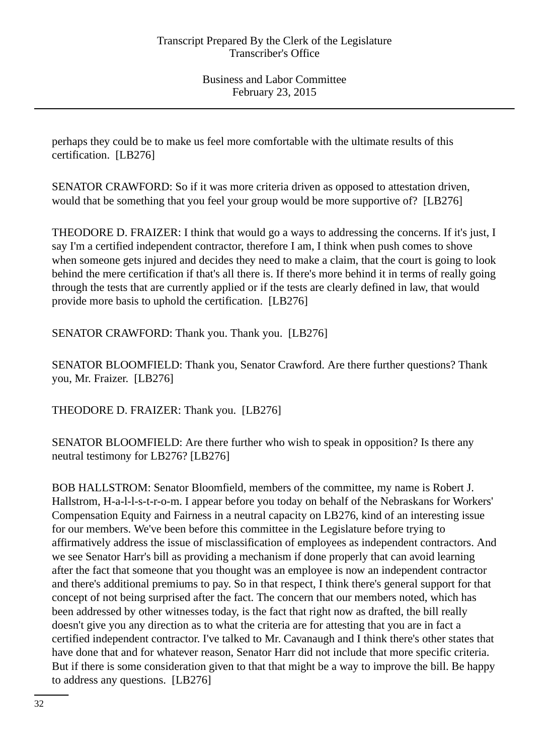perhaps they could be to make us feel more comfortable with the ultimate results of this certification. [LB276]

SENATOR CRAWFORD: So if it was more criteria driven as opposed to attestation driven, would that be something that you feel your group would be more supportive of? [LB276]

THEODORE D. FRAIZER: I think that would go a ways to addressing the concerns. If it's just, I say I'm a certified independent contractor, therefore I am, I think when push comes to shove when someone gets injured and decides they need to make a claim, that the court is going to look behind the mere certification if that's all there is. If there's more behind it in terms of really going through the tests that are currently applied or if the tests are clearly defined in law, that would provide more basis to uphold the certification. [LB276]

SENATOR CRAWFORD: Thank you. Thank you. [LB276]

SENATOR BLOOMFIELD: Thank you, Senator Crawford. Are there further questions? Thank you, Mr. Fraizer. [LB276]

THEODORE D. FRAIZER: Thank you. [LB276]

SENATOR BLOOMFIELD: Are there further who wish to speak in opposition? Is there any neutral testimony for LB276? [LB276]

BOB HALLSTROM: Senator Bloomfield, members of the committee, my name is Robert J. Hallstrom, H-a-l-l-s-t-r-o-m. I appear before you today on behalf of the Nebraskans for Workers' Compensation Equity and Fairness in a neutral capacity on LB276, kind of an interesting issue for our members. We've been before this committee in the Legislature before trying to affirmatively address the issue of misclassification of employees as independent contractors. And we see Senator Harr's bill as providing a mechanism if done properly that can avoid learning after the fact that someone that you thought was an employee is now an independent contractor and there's additional premiums to pay. So in that respect, I think there's general support for that concept of not being surprised after the fact. The concern that our members noted, which has been addressed by other witnesses today, is the fact that right now as drafted, the bill really doesn't give you any direction as to what the criteria are for attesting that you are in fact a certified independent contractor. I've talked to Mr. Cavanaugh and I think there's other states that have done that and for whatever reason, Senator Harr did not include that more specific criteria. But if there is some consideration given to that that might be a way to improve the bill. Be happy to address any questions. [LB276]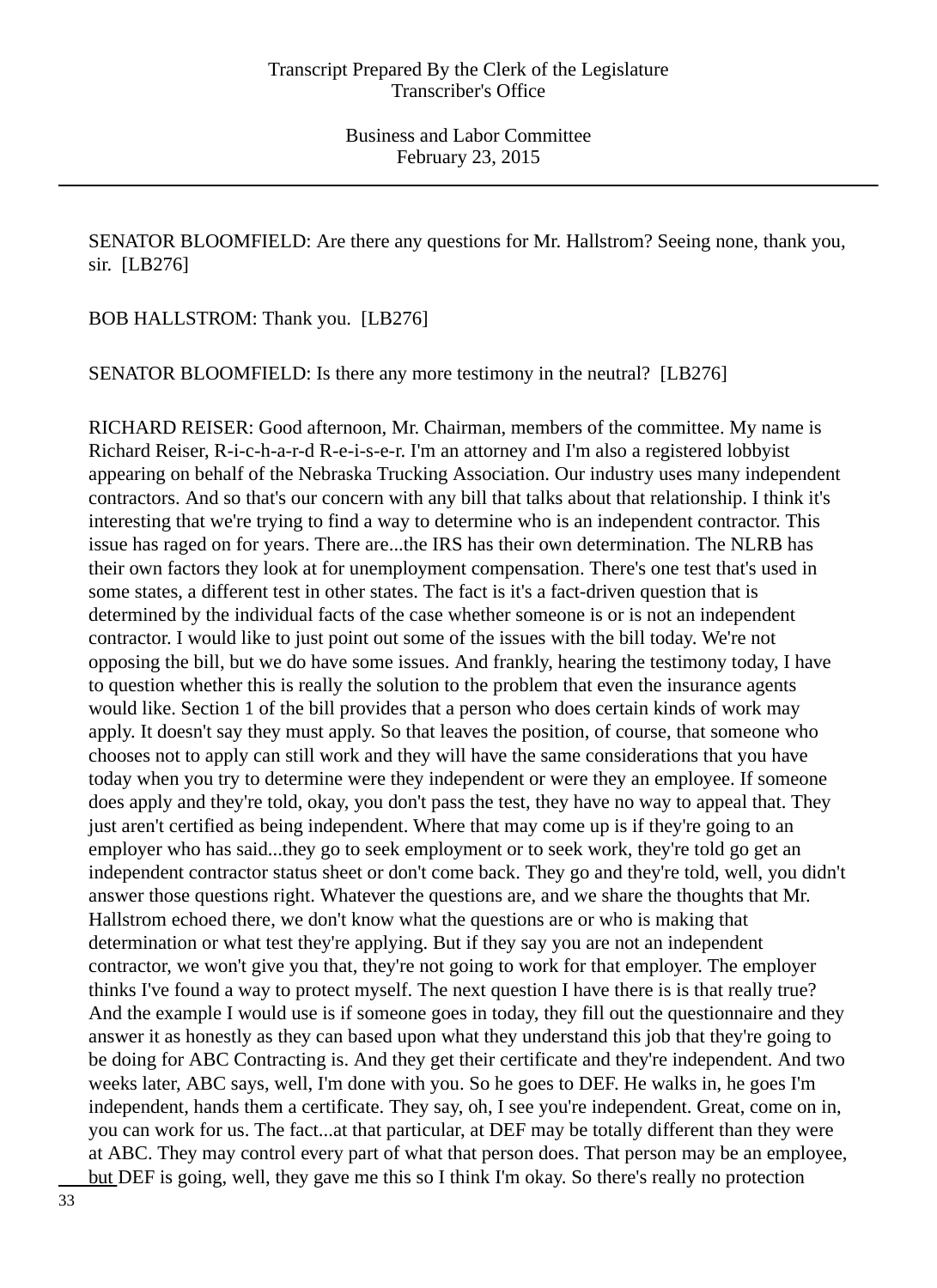SENATOR BLOOMFIELD: Are there any questions for Mr. Hallstrom? Seeing none, thank you, sir. [LB276]

BOB HALLSTROM: Thank you. [LB276]

SENATOR BLOOMFIELD: Is there any more testimony in the neutral? [LB276]

RICHARD REISER: Good afternoon, Mr. Chairman, members of the committee. My name is Richard Reiser, R-i-c-h-a-r-d R-e-i-s-e-r. I'm an attorney and I'm also a registered lobbyist appearing on behalf of the Nebraska Trucking Association. Our industry uses many independent contractors. And so that's our concern with any bill that talks about that relationship. I think it's interesting that we're trying to find a way to determine who is an independent contractor. This issue has raged on for years. There are...the IRS has their own determination. The NLRB has their own factors they look at for unemployment compensation. There's one test that's used in some states, a different test in other states. The fact is it's a fact-driven question that is determined by the individual facts of the case whether someone is or is not an independent contractor. I would like to just point out some of the issues with the bill today. We're not opposing the bill, but we do have some issues. And frankly, hearing the testimony today, I have to question whether this is really the solution to the problem that even the insurance agents would like. Section 1 of the bill provides that a person who does certain kinds of work may apply. It doesn't say they must apply. So that leaves the position, of course, that someone who chooses not to apply can still work and they will have the same considerations that you have today when you try to determine were they independent or were they an employee. If someone does apply and they're told, okay, you don't pass the test, they have no way to appeal that. They just aren't certified as being independent. Where that may come up is if they're going to an employer who has said...they go to seek employment or to seek work, they're told go get an independent contractor status sheet or don't come back. They go and they're told, well, you didn't answer those questions right. Whatever the questions are, and we share the thoughts that Mr. Hallstrom echoed there, we don't know what the questions are or who is making that determination or what test they're applying. But if they say you are not an independent contractor, we won't give you that, they're not going to work for that employer. The employer thinks I've found a way to protect myself. The next question I have there is is that really true? And the example I would use is if someone goes in today, they fill out the questionnaire and they answer it as honestly as they can based upon what they understand this job that they're going to be doing for ABC Contracting is. And they get their certificate and they're independent. And two weeks later, ABC says, well, I'm done with you. So he goes to DEF. He walks in, he goes I'm independent, hands them a certificate. They say, oh, I see you're independent. Great, come on in, you can work for us. The fact...at that particular, at DEF may be totally different than they were at ABC. They may control every part of what that person does. That person may be an employee, but DEF is going, well, they gave me this so I think I'm okay. So there's really no protection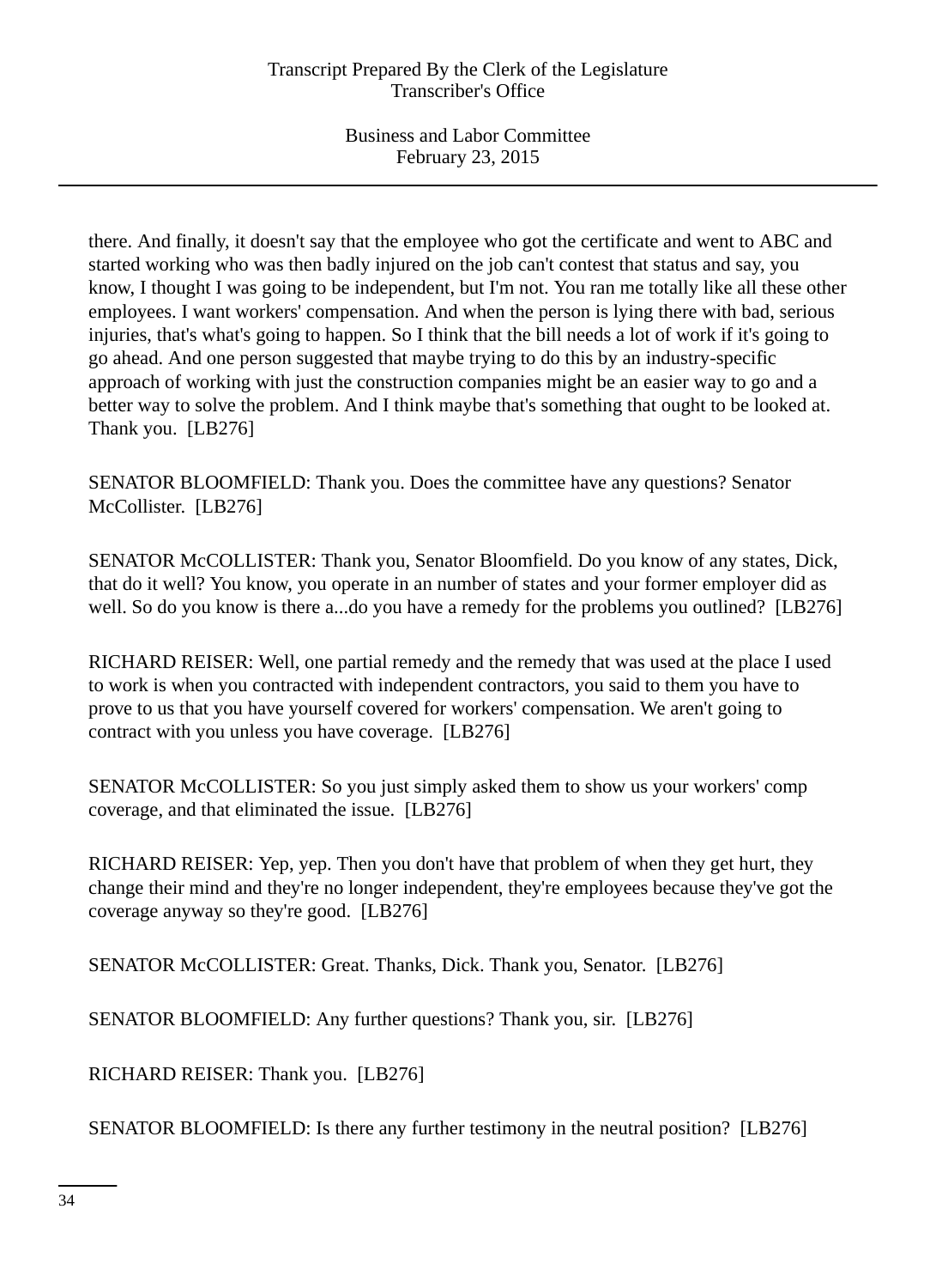there. And finally, it doesn't say that the employee who got the certificate and went to ABC and started working who was then badly injured on the job can't contest that status and say, you know, I thought I was going to be independent, but I'm not. You ran me totally like all these other employees. I want workers' compensation. And when the person is lying there with bad, serious injuries, that's what's going to happen. So I think that the bill needs a lot of work if it's going to go ahead. And one person suggested that maybe trying to do this by an industry-specific approach of working with just the construction companies might be an easier way to go and a better way to solve the problem. And I think maybe that's something that ought to be looked at. Thank you. [LB276]

SENATOR BLOOMFIELD: Thank you. Does the committee have any questions? Senator McCollister. [LB276]

SENATOR McCOLLISTER: Thank you, Senator Bloomfield. Do you know of any states, Dick, that do it well? You know, you operate in an number of states and your former employer did as well. So do you know is there a...do you have a remedy for the problems you outlined? [LB276]

RICHARD REISER: Well, one partial remedy and the remedy that was used at the place I used to work is when you contracted with independent contractors, you said to them you have to prove to us that you have yourself covered for workers' compensation. We aren't going to contract with you unless you have coverage. [LB276]

SENATOR McCOLLISTER: So you just simply asked them to show us your workers' comp coverage, and that eliminated the issue. [LB276]

RICHARD REISER: Yep, yep. Then you don't have that problem of when they get hurt, they change their mind and they're no longer independent, they're employees because they've got the coverage anyway so they're good. [LB276]

SENATOR McCOLLISTER: Great. Thanks, Dick. Thank you, Senator. [LB276]

SENATOR BLOOMFIELD: Any further questions? Thank you, sir. [LB276]

RICHARD REISER: Thank you. [LB276]

SENATOR BLOOMFIELD: Is there any further testimony in the neutral position? [LB276]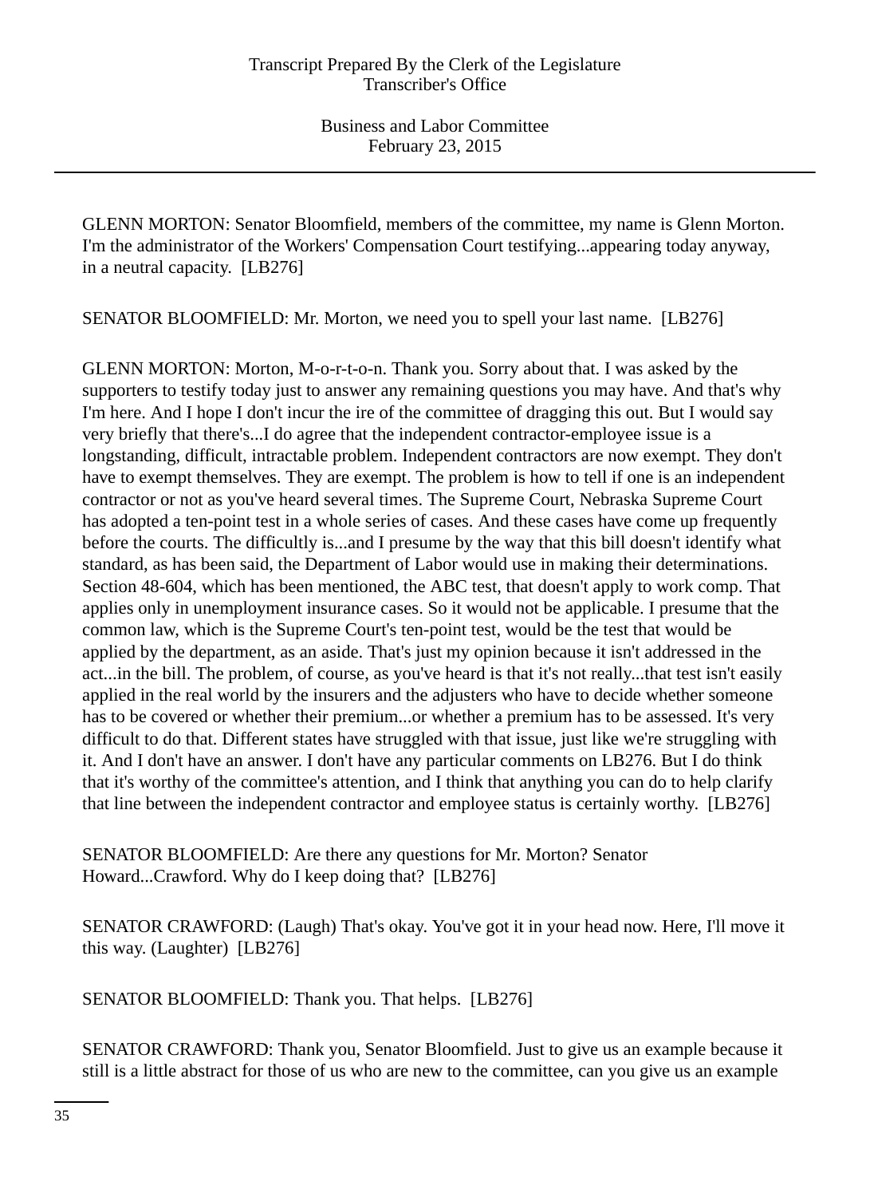GLENN MORTON: Senator Bloomfield, members of the committee, my name is Glenn Morton. I'm the administrator of the Workers' Compensation Court testifying...appearing today anyway, in a neutral capacity. [LB276]

SENATOR BLOOMFIELD: Mr. Morton, we need you to spell your last name. [LB276]

GLENN MORTON: Morton, M-o-r-t-o-n. Thank you. Sorry about that. I was asked by the supporters to testify today just to answer any remaining questions you may have. And that's why I'm here. And I hope I don't incur the ire of the committee of dragging this out. But I would say very briefly that there's...I do agree that the independent contractor-employee issue is a longstanding, difficult, intractable problem. Independent contractors are now exempt. They don't have to exempt themselves. They are exempt. The problem is how to tell if one is an independent contractor or not as you've heard several times. The Supreme Court, Nebraska Supreme Court has adopted a ten-point test in a whole series of cases. And these cases have come up frequently before the courts. The difficultly is...and I presume by the way that this bill doesn't identify what standard, as has been said, the Department of Labor would use in making their determinations. Section 48-604, which has been mentioned, the ABC test, that doesn't apply to work comp. That applies only in unemployment insurance cases. So it would not be applicable. I presume that the common law, which is the Supreme Court's ten-point test, would be the test that would be applied by the department, as an aside. That's just my opinion because it isn't addressed in the act...in the bill. The problem, of course, as you've heard is that it's not really...that test isn't easily applied in the real world by the insurers and the adjusters who have to decide whether someone has to be covered or whether their premium...or whether a premium has to be assessed. It's very difficult to do that. Different states have struggled with that issue, just like we're struggling with it. And I don't have an answer. I don't have any particular comments on LB276. But I do think that it's worthy of the committee's attention, and I think that anything you can do to help clarify that line between the independent contractor and employee status is certainly worthy. [LB276]

SENATOR BLOOMFIELD: Are there any questions for Mr. Morton? Senator Howard...Crawford. Why do I keep doing that? [LB276]

SENATOR CRAWFORD: (Laugh) That's okay. You've got it in your head now. Here, I'll move it this way. (Laughter) [LB276]

SENATOR BLOOMFIELD: Thank you. That helps. [LB276]

SENATOR CRAWFORD: Thank you, Senator Bloomfield. Just to give us an example because it still is a little abstract for those of us who are new to the committee, can you give us an example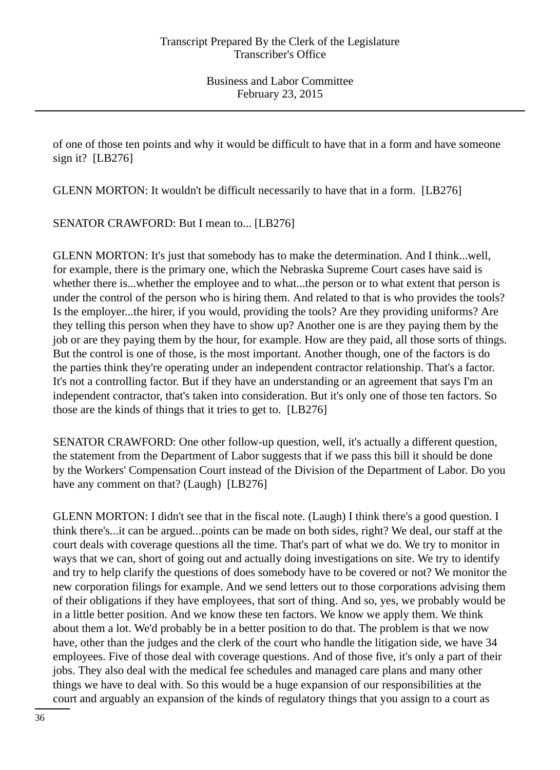of one of those ten points and why it would be difficult to have that in a form and have someone sign it? [LB276]

GLENN MORTON: It wouldn't be difficult necessarily to have that in a form. [LB276]

SENATOR CRAWFORD: But I mean to... [LB276]

GLENN MORTON: It's just that somebody has to make the determination. And I think...well, for example, there is the primary one, which the Nebraska Supreme Court cases have said is whether there is...whether the employee and to what...the person or to what extent that person is under the control of the person who is hiring them. And related to that is who provides the tools? Is the employer...the hirer, if you would, providing the tools? Are they providing uniforms? Are they telling this person when they have to show up? Another one is are they paying them by the job or are they paying them by the hour, for example. How are they paid, all those sorts of things. But the control is one of those, is the most important. Another though, one of the factors is do the parties think they're operating under an independent contractor relationship. That's a factor. It's not a controlling factor. But if they have an understanding or an agreement that says I'm an independent contractor, that's taken into consideration. But it's only one of those ten factors. So those are the kinds of things that it tries to get to. [LB276]

SENATOR CRAWFORD: One other follow-up question, well, it's actually a different question, the statement from the Department of Labor suggests that if we pass this bill it should be done by the Workers' Compensation Court instead of the Division of the Department of Labor. Do you have any comment on that? (Laugh) [LB276]

GLENN MORTON: I didn't see that in the fiscal note. (Laugh) I think there's a good question. I think there's...it can be argued...points can be made on both sides, right? We deal, our staff at the court deals with coverage questions all the time. That's part of what we do. We try to monitor in ways that we can, short of going out and actually doing investigations on site. We try to identify and try to help clarify the questions of does somebody have to be covered or not? We monitor the new corporation filings for example. And we send letters out to those corporations advising them of their obligations if they have employees, that sort of thing. And so, yes, we probably would be in a little better position. And we know these ten factors. We know we apply them. We think about them a lot. We'd probably be in a better position to do that. The problem is that we now have, other than the judges and the clerk of the court who handle the litigation side, we have 34 employees. Five of those deal with coverage questions. And of those five, it's only a part of their jobs. They also deal with the medical fee schedules and managed care plans and many other things we have to deal with. So this would be a huge expansion of our responsibilities at the court and arguably an expansion of the kinds of regulatory things that you assign to a court as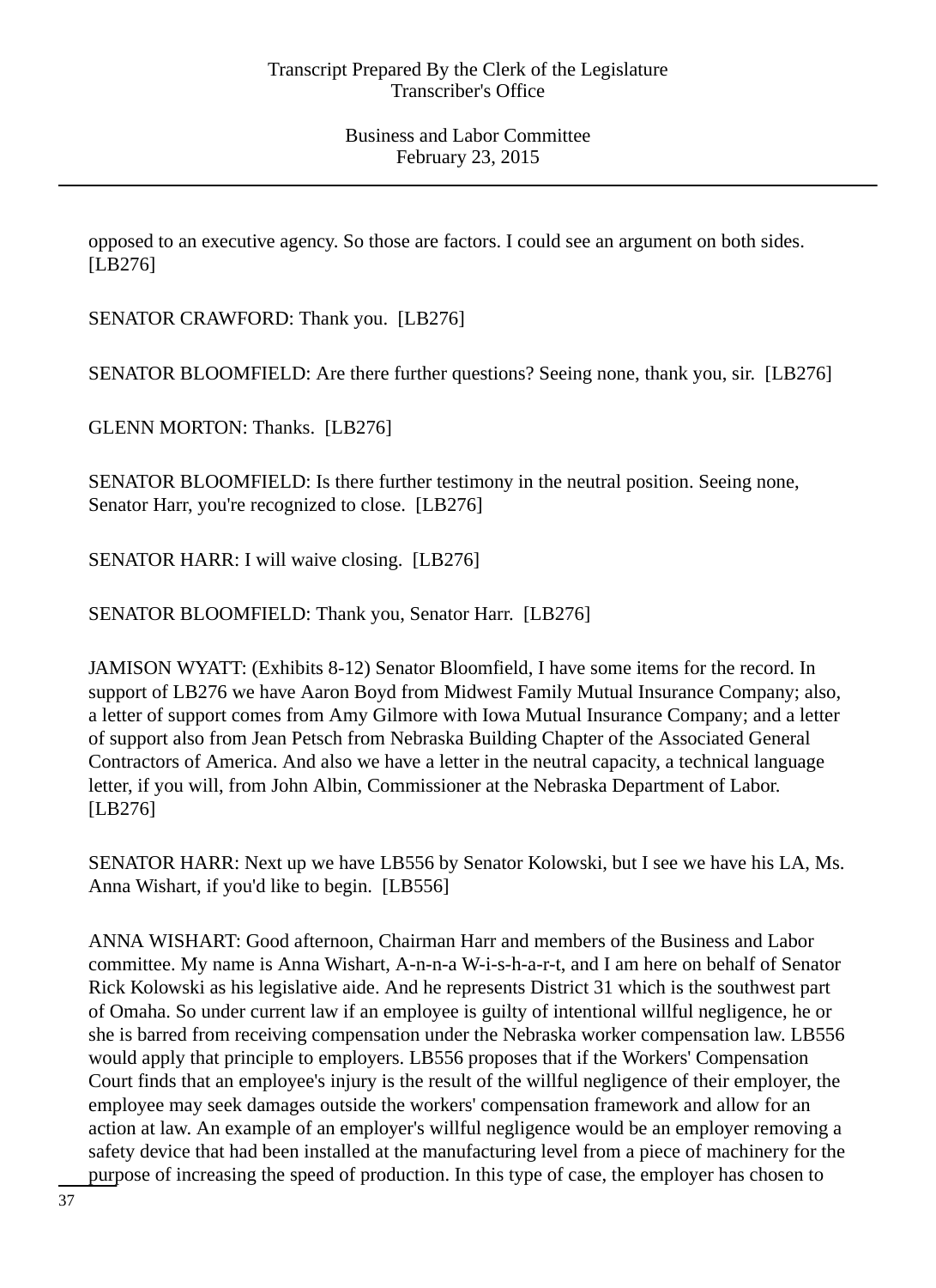opposed to an executive agency. So those are factors. I could see an argument on both sides. [LB276]

SENATOR CRAWFORD: Thank you. [LB276]

SENATOR BLOOMFIELD: Are there further questions? Seeing none, thank you, sir. [LB276]

GLENN MORTON: Thanks. [LB276]

SENATOR BLOOMFIELD: Is there further testimony in the neutral position. Seeing none, Senator Harr, you're recognized to close. [LB276]

SENATOR HARR: I will waive closing. [LB276]

SENATOR BLOOMFIELD: Thank you, Senator Harr. [LB276]

JAMISON WYATT: (Exhibits 8-12) Senator Bloomfield, I have some items for the record. In support of LB276 we have Aaron Boyd from Midwest Family Mutual Insurance Company; also, a letter of support comes from Amy Gilmore with Iowa Mutual Insurance Company; and a letter of support also from Jean Petsch from Nebraska Building Chapter of the Associated General Contractors of America. And also we have a letter in the neutral capacity, a technical language letter, if you will, from John Albin, Commissioner at the Nebraska Department of Labor. [LB276]

SENATOR HARR: Next up we have LB556 by Senator Kolowski, but I see we have his LA, Ms. Anna Wishart, if you'd like to begin. [LB556]

ANNA WISHART: Good afternoon, Chairman Harr and members of the Business and Labor committee. My name is Anna Wishart, A-n-n-a W-i-s-h-a-r-t, and I am here on behalf of Senator Rick Kolowski as his legislative aide. And he represents District 31 which is the southwest part of Omaha. So under current law if an employee is guilty of intentional willful negligence, he or she is barred from receiving compensation under the Nebraska worker compensation law. LB556 would apply that principle to employers. LB556 proposes that if the Workers' Compensation Court finds that an employee's injury is the result of the willful negligence of their employer, the employee may seek damages outside the workers' compensation framework and allow for an action at law. An example of an employer's willful negligence would be an employer removing a safety device that had been installed at the manufacturing level from a piece of machinery for the purpose of increasing the speed of production. In this type of case, the employer has chosen to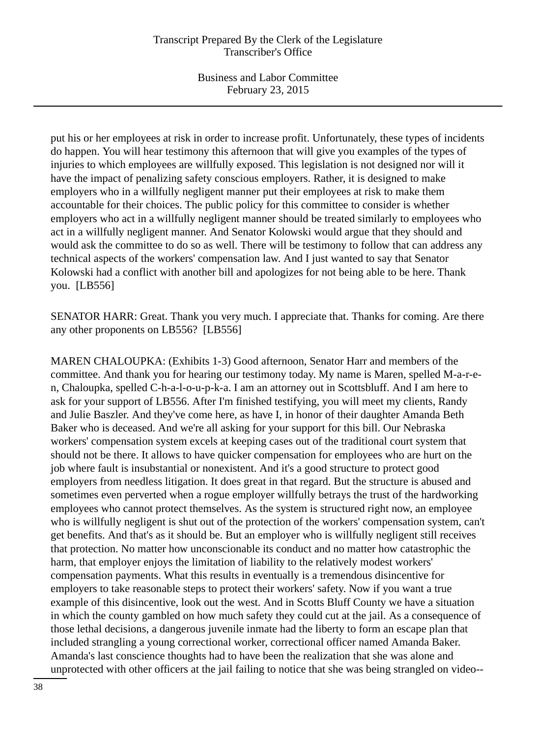put his or her employees at risk in order to increase profit. Unfortunately, these types of incidents do happen. You will hear testimony this afternoon that will give you examples of the types of injuries to which employees are willfully exposed. This legislation is not designed nor will it have the impact of penalizing safety conscious employers. Rather, it is designed to make employers who in a willfully negligent manner put their employees at risk to make them accountable for their choices. The public policy for this committee to consider is whether employers who act in a willfully negligent manner should be treated similarly to employees who act in a willfully negligent manner. And Senator Kolowski would argue that they should and would ask the committee to do so as well. There will be testimony to follow that can address any technical aspects of the workers' compensation law. And I just wanted to say that Senator Kolowski had a conflict with another bill and apologizes for not being able to be here. Thank you. [LB556]

SENATOR HARR: Great. Thank you very much. I appreciate that. Thanks for coming. Are there any other proponents on LB556? [LB556]

MAREN CHALOUPKA: (Exhibits 1-3) Good afternoon, Senator Harr and members of the committee. And thank you for hearing our testimony today. My name is Maren, spelled M-a-r-e-n, Chaloupka, spelled C-h-a-l-o-u-p-k-a. I am an attorney out in Scottsbluff. And I am here to ask for your support of LB556. After I'm finished testifying, you will meet my clients, Randy and Julie Baszler. And they've come here, as have I, in honor of their daughter Amanda Beth Baker who is deceased. And we're all asking for your support for this bill. Our Nebraska workers' compensation system excels at keeping cases out of the traditional court system that should not be there. It allows to have quicker compensation for employees who are hurt on the job where fault is insubstantial or nonexistent. And it's a good structure to protect good employers from needless litigation. It does great in that regard. But the structure is abused and sometimes even perverted when a rogue employer willfully betrays the trust of the hardworking employees who cannot protect themselves. As the system is structured right now, an employee who is willfully negligent is shut out of the protection of the workers' compensation system, can't get benefits. And that's as it should be. But an employer who is willfully negligent still receives that protection. No matter how unconscionable its conduct and no matter how catastrophic the harm, that employer enjoys the limitation of liability to the relatively modest workers' compensation payments. What this results in eventually is a tremendous disincentive for employers to take reasonable steps to protect their workers' safety. Now if you want a true example of this disincentive, look out the west. And in Scotts Bluff County we have a situation in which the county gambled on how much safety they could cut at the jail. As a consequence of those lethal decisions, a dangerous juvenile inmate had the liberty to form an escape plan that included strangling a young correctional worker, correctional officer named Amanda Baker. Amanda's last conscience thoughts had to have been the realization that she was alone and unprotected with other officers at the jail failing to notice that she was being strangled on video--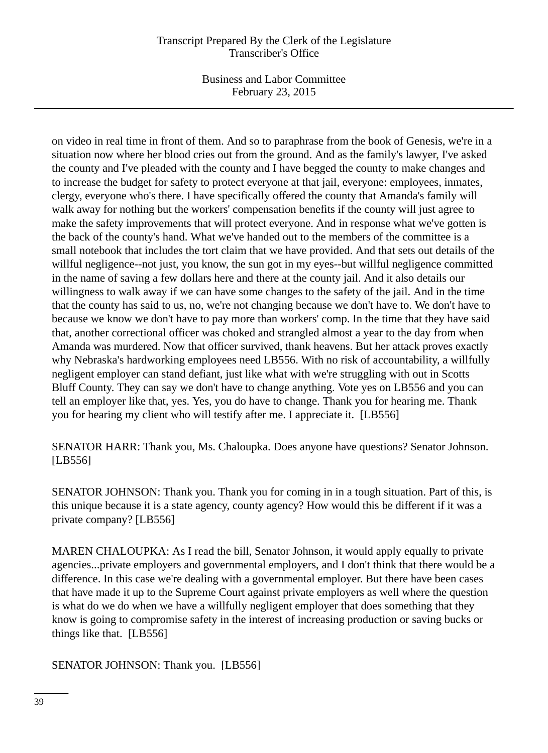on video in real time in front of them. And so to paraphrase from the book of Genesis, we're in a situation now where her blood cries out from the ground. And as the family's lawyer, I've asked the county and I've pleaded with the county and I have begged the county to make changes and to increase the budget for safety to protect everyone at that jail, everyone: employees, inmates, clergy, everyone who's there. I have specifically offered the county that Amanda's family will walk away for nothing but the workers' compensation benefits if the county will just agree to make the safety improvements that will protect everyone. And in response what we've gotten is the back of the county's hand. What we've handed out to the members of the committee is a small notebook that includes the tort claim that we have provided. And that sets out details of the willful negligence--not just, you know, the sun got in my eyes--but willful negligence committed in the name of saving a few dollars here and there at the county jail. And it also details our willingness to walk away if we can have some changes to the safety of the jail. And in the time that the county has said to us, no, we're not changing because we don't have to. We don't have to because we know we don't have to pay more than workers' comp. In the time that they have said that, another correctional officer was choked and strangled almost a year to the day from when Amanda was murdered. Now that officer survived, thank heavens. But her attack proves exactly why Nebraska's hardworking employees need LB556. With no risk of accountability, a willfully negligent employer can stand defiant, just like what with we're struggling with out in Scotts Bluff County. They can say we don't have to change anything. Vote yes on LB556 and you can tell an employer like that, yes. Yes, you do have to change. Thank you for hearing me. Thank you for hearing my client who will testify after me. I appreciate it. [LB556]

SENATOR HARR: Thank you, Ms. Chaloupka. Does anyone have questions? Senator Johnson. [LB556]

SENATOR JOHNSON: Thank you. Thank you for coming in in a tough situation. Part of this, is this unique because it is a state agency, county agency? How would this be different if it was a private company? [LB556]

MAREN CHALOUPKA: As I read the bill, Senator Johnson, it would apply equally to private agencies...private employers and governmental employers, and I don't think that there would be a difference. In this case we're dealing with a governmental employer. But there have been cases that have made it up to the Supreme Court against private employers as well where the question is what do we do when we have a willfully negligent employer that does something that they know is going to compromise safety in the interest of increasing production or saving bucks or things like that. [LB556]

SENATOR JOHNSON: Thank you. [LB556]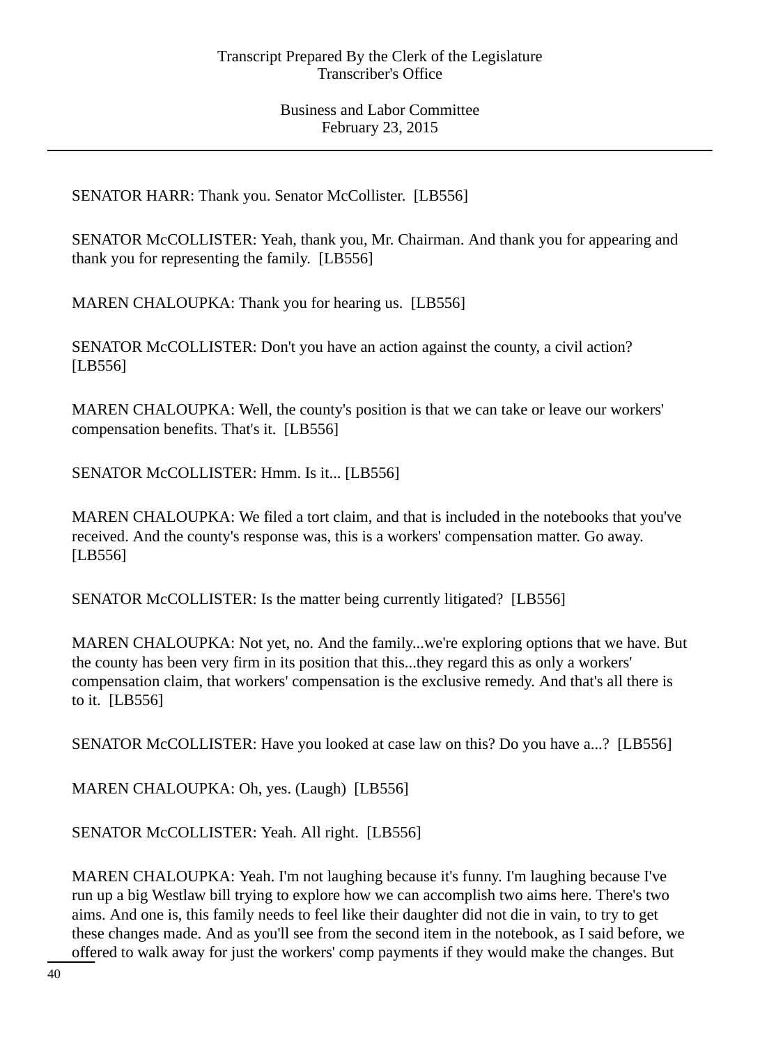SENATOR HARR: Thank you. Senator McCollister. [LB556]

SENATOR McCOLLISTER: Yeah, thank you, Mr. Chairman. And thank you for appearing and thank you for representing the family. [LB556]

MAREN CHALOUPKA: Thank you for hearing us. [LB556]

SENATOR McCOLLISTER: Don't you have an action against the county, a civil action? [LB556]

MAREN CHALOUPKA: Well, the county's position is that we can take or leave our workers' compensation benefits. That's it. [LB556]

SENATOR McCOLLISTER: Hmm. Is it... [LB556]

MAREN CHALOUPKA: We filed a tort claim, and that is included in the notebooks that you've received. And the county's response was, this is a workers' compensation matter. Go away. [LB556]

SENATOR McCOLLISTER: Is the matter being currently litigated? [LB556]

MAREN CHALOUPKA: Not yet, no. And the family...we're exploring options that we have. But the county has been very firm in its position that this...they regard this as only a workers' compensation claim, that workers' compensation is the exclusive remedy. And that's all there is to it. [LB556]

SENATOR McCOLLISTER: Have you looked at case law on this? Do you have a...? [LB556]

MAREN CHALOUPKA: Oh, yes. (Laugh) [LB556]

SENATOR McCOLLISTER: Yeah. All right. [LB556]

MAREN CHALOUPKA: Yeah. I'm not laughing because it's funny. I'm laughing because I've run up a big Westlaw bill trying to explore how we can accomplish two aims here. There's two aims. And one is, this family needs to feel like their daughter did not die in vain, to try to get these changes made. And as you'll see from the second item in the notebook, as I said before, we offered to walk away for just the workers' comp payments if they would make the changes. But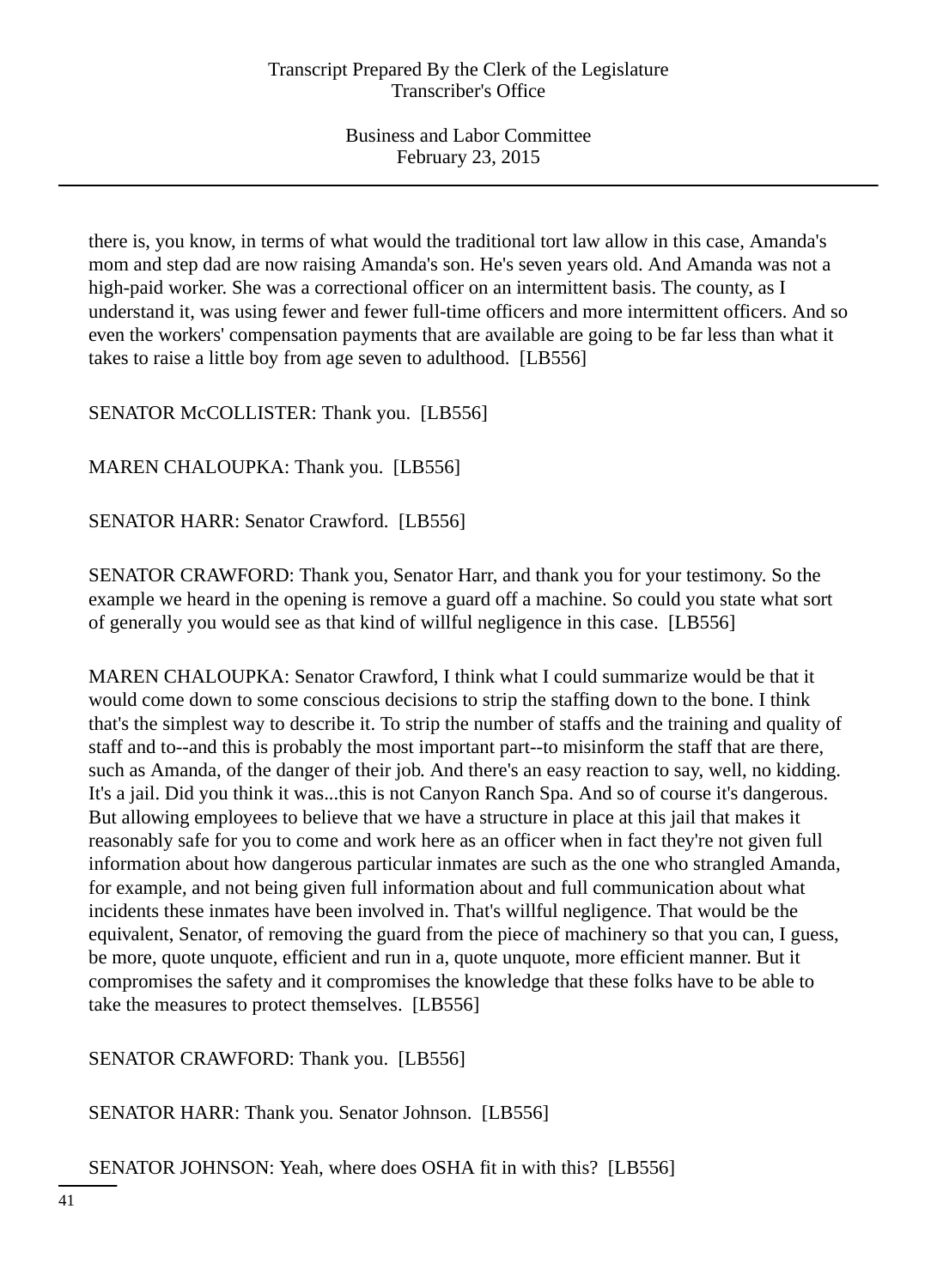there is, you know, in terms of what would the traditional tort law allow in this case, Amanda's mom and step dad are now raising Amanda's son. He's seven years old. And Amanda was not a high-paid worker. She was a correctional officer on an intermittent basis. The county, as I understand it, was using fewer and fewer full-time officers and more intermittent officers. And so even the workers' compensation payments that are available are going to be far less than what it takes to raise a little boy from age seven to adulthood. [LB556]

SENATOR McCOLLISTER: Thank you. [LB556]

MAREN CHALOUPKA: Thank you. [LB556]

SENATOR HARR: Senator Crawford. [LB556]

SENATOR CRAWFORD: Thank you, Senator Harr, and thank you for your testimony. So the example we heard in the opening is remove a guard off a machine. So could you state what sort of generally you would see as that kind of willful negligence in this case. [LB556]

MAREN CHALOUPKA: Senator Crawford, I think what I could summarize would be that it would come down to some conscious decisions to strip the staffing down to the bone. I think that's the simplest way to describe it. To strip the number of staffs and the training and quality of staff and to--and this is probably the most important part--to misinform the staff that are there, such as Amanda, of the danger of their job. And there's an easy reaction to say, well, no kidding. It's a jail. Did you think it was...this is not Canyon Ranch Spa. And so of course it's dangerous. But allowing employees to believe that we have a structure in place at this jail that makes it reasonably safe for you to come and work here as an officer when in fact they're not given full information about how dangerous particular inmates are such as the one who strangled Amanda, for example, and not being given full information about and full communication about what incidents these inmates have been involved in. That's willful negligence. That would be the equivalent, Senator, of removing the guard from the piece of machinery so that you can, I guess, be more, quote unquote, efficient and run in a, quote unquote, more efficient manner. But it compromises the safety and it compromises the knowledge that these folks have to be able to take the measures to protect themselves. [LB556]

SENATOR CRAWFORD: Thank you. [LB556]

SENATOR HARR: Thank you. Senator Johnson. [LB556]

SENATOR JOHNSON: Yeah, where does OSHA fit in with this? [LB556]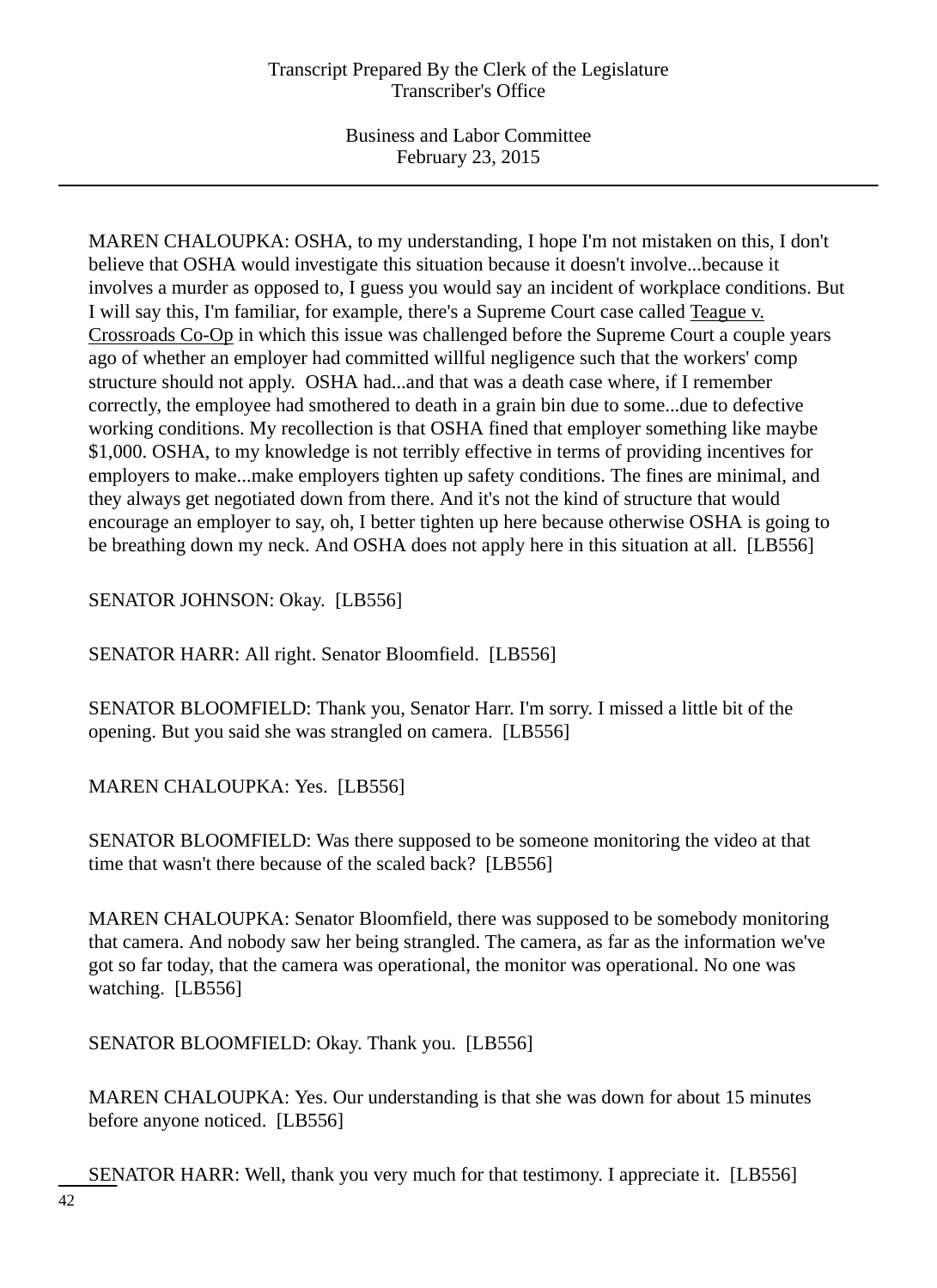MAREN CHALOUPKA: OSHA, to my understanding, I hope I'm not mistaken on this, I don't believe that OSHA would investigate this situation because it doesn't involve...because it involves a murder as opposed to, I guess you would say an incident of workplace conditions. But I will say this, I'm familiar, for example, there's a Supreme Court case called Teague v. Crossroads Co-Op in which this issue was challenged before the Supreme Court a couple years ago of whether an employer had committed willful negligence such that the workers' comp structure should not apply. OSHA had...and that was a death case where, if I remember correctly, the employee had smothered to death in a grain bin due to some...due to defective working conditions. My recollection is that OSHA fined that employer something like maybe $1,000. OSHA, to my knowledge is not terribly effective in terms of providing incentives for employers to make...make employers tighten up safety conditions. The fines are minimal, and they always get negotiated down from there. And it's not the kind of structure that would encourage an employer to say, oh, I better tighten up here because otherwise OSHA is going to be breathing down my neck. And OSHA does not apply here in this situation at all. [LB556]

SENATOR JOHNSON: Okay. [LB556]

SENATOR HARR: All right. Senator Bloomfield. [LB556]

SENATOR BLOOMFIELD: Thank you, Senator Harr. I'm sorry. I missed a little bit of the opening. But you said she was strangled on camera. [LB556]

MAREN CHALOUPKA: Yes. [LB556]

SENATOR BLOOMFIELD: Was there supposed to be someone monitoring the video at that time that wasn't there because of the scaled back? [LB556]

MAREN CHALOUPKA: Senator Bloomfield, there was supposed to be somebody monitoring that camera. And nobody saw her being strangled. The camera, as far as the information we've got so far today, that the camera was operational, the monitor was operational. No one was watching. [LB556]

SENATOR BLOOMFIELD: Okay. Thank you. [LB556]

MAREN CHALOUPKA: Yes. Our understanding is that she was down for about 15 minutes before anyone noticed. [LB556]

SENATOR HARR: Well, thank you very much for that testimony. I appreciate it. [LB556]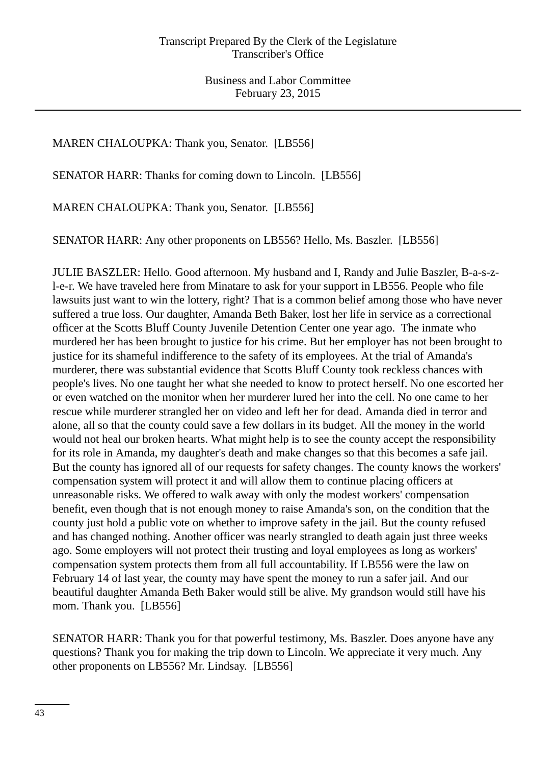MAREN CHALOUPKA: Thank you, Senator. [LB556]

SENATOR HARR: Thanks for coming down to Lincoln. [LB556]

MAREN CHALOUPKA: Thank you, Senator. [LB556]

SENATOR HARR: Any other proponents on LB556? Hello, Ms. Baszler. [LB556]

JULIE BASZLER: Hello. Good afternoon. My husband and I, Randy and Julie Baszler, B-a-s-z-l-e-r. We have traveled here from Minatare to ask for your support in LB556. People who file lawsuits just want to win the lottery, right? That is a common belief among those who have never suffered a true loss. Our daughter, Amanda Beth Baker, lost her life in service as a correctional officer at the Scotts Bluff County Juvenile Detention Center one year ago. The inmate who murdered her has been brought to justice for his crime. But her employer has not been brought to justice for its shameful indifference to the safety of its employees. At the trial of Amanda's murderer, there was substantial evidence that Scotts Bluff County took reckless chances with people's lives. No one taught her what she needed to know to protect herself. No one escorted her or even watched on the monitor when her murderer lured her into the cell. No one came to her rescue while murderer strangled her on video and left her for dead. Amanda died in terror and alone, all so that the county could save a few dollars in its budget. All the money in the world would not heal our broken hearts. What might help is to see the county accept the responsibility for its role in Amanda, my daughter's death and make changes so that this becomes a safe jail. But the county has ignored all of our requests for safety changes. The county knows the workers' compensation system will protect it and will allow them to continue placing officers at unreasonable risks. We offered to walk away with only the modest workers' compensation benefit, even though that is not enough money to raise Amanda's son, on the condition that the county just hold a public vote on whether to improve safety in the jail. But the county refused and has changed nothing. Another officer was nearly strangled to death again just three weeks ago. Some employers will not protect their trusting and loyal employees as long as workers' compensation system protects them from all full accountability. If LB556 were the law on February 14 of last year, the county may have spent the money to run a safer jail. And our beautiful daughter Amanda Beth Baker would still be alive. My grandson would still have his mom. Thank you. [LB556]

SENATOR HARR: Thank you for that powerful testimony, Ms. Baszler. Does anyone have any questions? Thank you for making the trip down to Lincoln. We appreciate it very much. Any other proponents on LB556? Mr. Lindsay. [LB556]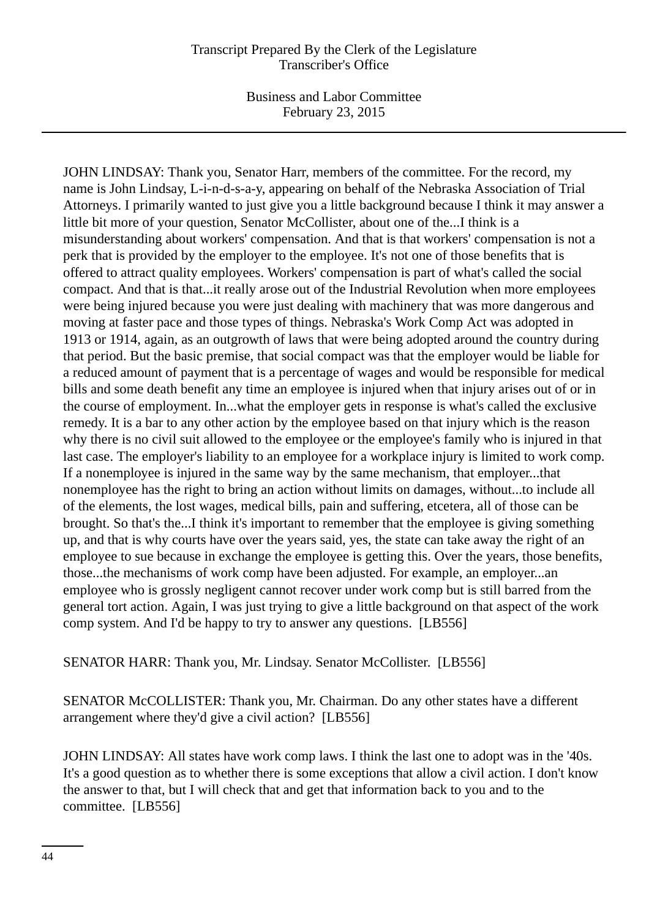JOHN LINDSAY: Thank you, Senator Harr, members of the committee. For the record, my name is John Lindsay, L-i-n-d-s-a-y, appearing on behalf of the Nebraska Association of Trial Attorneys. I primarily wanted to just give you a little background because I think it may answer a little bit more of your question, Senator McCollister, about one of the...I think is a misunderstanding about workers' compensation. And that is that workers' compensation is not a perk that is provided by the employer to the employee. It's not one of those benefits that is offered to attract quality employees. Workers' compensation is part of what's called the social compact. And that is that...it really arose out of the Industrial Revolution when more employees were being injured because you were just dealing with machinery that was more dangerous and moving at faster pace and those types of things. Nebraska's Work Comp Act was adopted in 1913 or 1914, again, as an outgrowth of laws that were being adopted around the country during that period. But the basic premise, that social compact was that the employer would be liable for a reduced amount of payment that is a percentage of wages and would be responsible for medical bills and some death benefit any time an employee is injured when that injury arises out of or in the course of employment. In...what the employer gets in response is what's called the exclusive remedy. It is a bar to any other action by the employee based on that injury which is the reason why there is no civil suit allowed to the employee or the employee's family who is injured in that last case. The employer's liability to an employee for a workplace injury is limited to work comp. If a nonemployee is injured in the same way by the same mechanism, that employer...that nonemployee has the right to bring an action without limits on damages, without...to include all of the elements, the lost wages, medical bills, pain and suffering, etcetera, all of those can be brought. So that's the...I think it's important to remember that the employee is giving something up, and that is why courts have over the years said, yes, the state can take away the right of an employee to sue because in exchange the employee is getting this. Over the years, those benefits, those...the mechanisms of work comp have been adjusted. For example, an employer...an employee who is grossly negligent cannot recover under work comp but is still barred from the general tort action. Again, I was just trying to give a little background on that aspect of the work comp system. And I'd be happy to try to answer any questions. [LB556]

SENATOR HARR: Thank you, Mr. Lindsay. Senator McCollister. [LB556]

SENATOR McCOLLISTER: Thank you, Mr. Chairman. Do any other states have a different arrangement where they'd give a civil action? [LB556]

JOHN LINDSAY: All states have work comp laws. I think the last one to adopt was in the '40s. It's a good question as to whether there is some exceptions that allow a civil action. I don't know the answer to that, but I will check that and get that information back to you and to the committee. [LB556]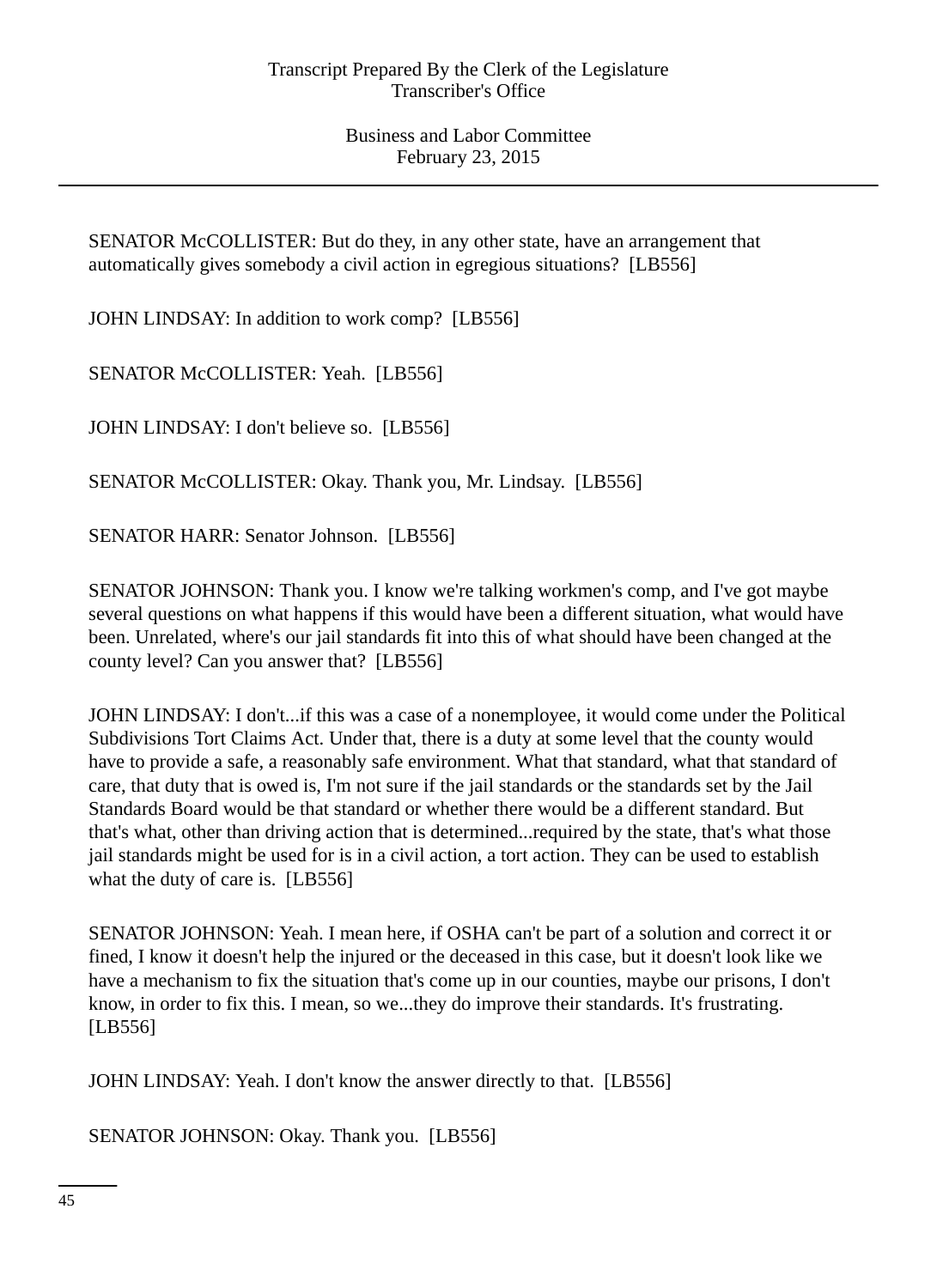SENATOR McCOLLISTER: But do they, in any other state, have an arrangement that automatically gives somebody a civil action in egregious situations?  [LB556]

JOHN LINDSAY: In addition to work comp?  [LB556]

SENATOR McCOLLISTER: Yeah.  [LB556]

JOHN LINDSAY: I don't believe so.  [LB556]

SENATOR McCOLLISTER: Okay. Thank you, Mr. Lindsay.  [LB556]

SENATOR HARR: Senator Johnson.  [LB556]

SENATOR JOHNSON: Thank you. I know we're talking workmen's comp, and I've got maybe several questions on what happens if this would have been a different situation, what would have been. Unrelated, where's our jail standards fit into this of what should have been changed at the county level? Can you answer that?  [LB556]

JOHN LINDSAY: I don't...if this was a case of a nonemployee, it would come under the Political Subdivisions Tort Claims Act. Under that, there is a duty at some level that the county would have to provide a safe, a reasonably safe environment. What that standard, what that standard of care, that duty that is owed is, I'm not sure if the jail standards or the standards set by the Jail Standards Board would be that standard or whether there would be a different standard. But that's what, other than driving action that is determined...required by the state, that's what those jail standards might be used for is in a civil action, a tort action. They can be used to establish what the duty of care is.  [LB556]

SENATOR JOHNSON: Yeah. I mean here, if OSHA can't be part of a solution and correct it or fined, I know it doesn't help the injured or the deceased in this case, but it doesn't look like we have a mechanism to fix the situation that's come up in our counties, maybe our prisons, I don't know, in order to fix this. I mean, so we...they do improve their standards. It's frustrating. [LB556]

JOHN LINDSAY: Yeah. I don't know the answer directly to that.  [LB556]

SENATOR JOHNSON: Okay. Thank you.  [LB556]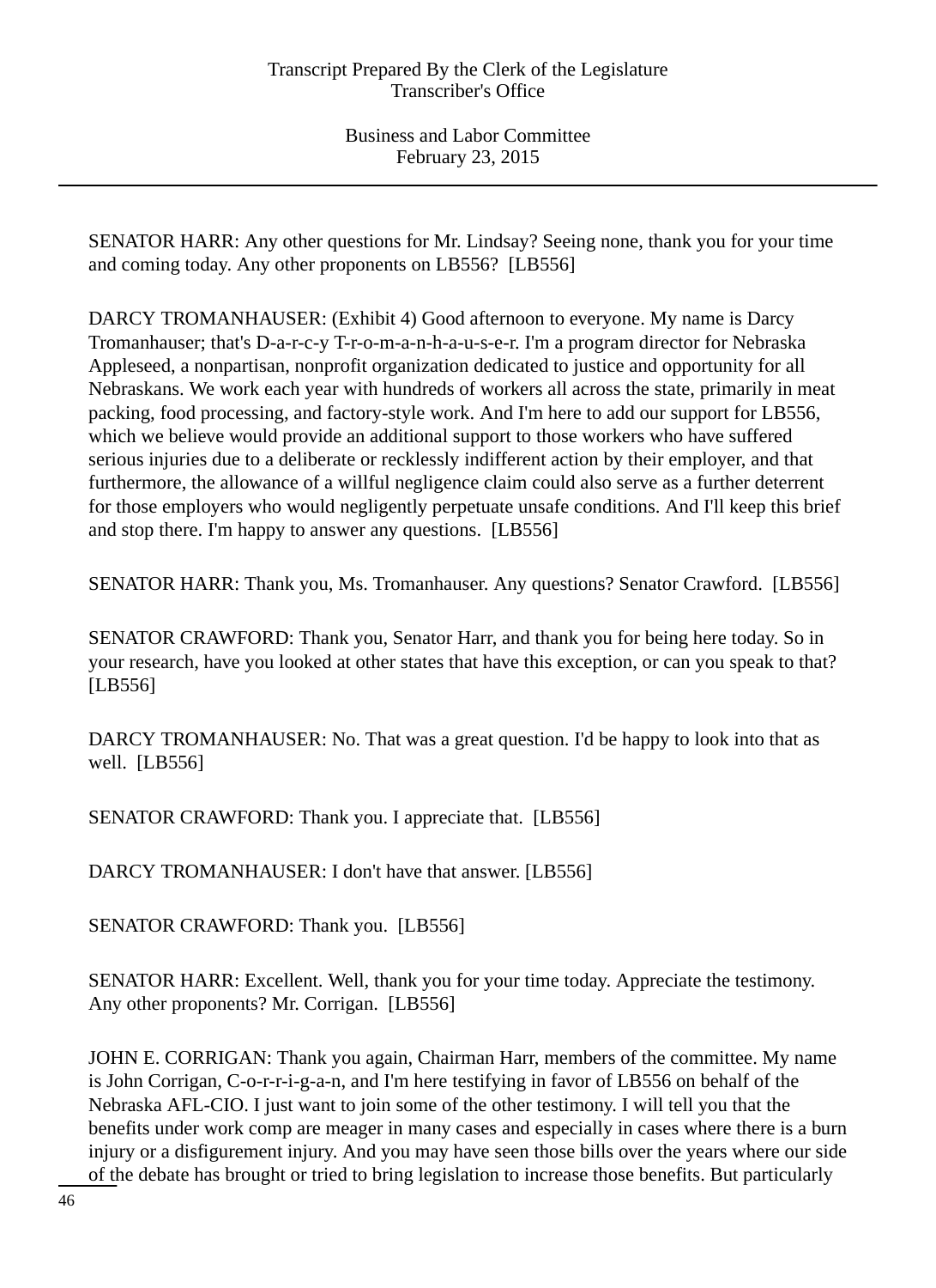SENATOR HARR: Any other questions for Mr. Lindsay? Seeing none, thank you for your time and coming today. Any other proponents on LB556? [LB556]

DARCY TROMANHAUSER: (Exhibit 4) Good afternoon to everyone. My name is Darcy Tromanhauser; that's D-a-r-c-y T-r-o-m-a-n-h-a-u-s-e-r. I'm a program director for Nebraska Appleseed, a nonpartisan, nonprofit organization dedicated to justice and opportunity for all Nebraskans. We work each year with hundreds of workers all across the state, primarily in meat packing, food processing, and factory-style work. And I'm here to add our support for LB556, which we believe would provide an additional support to those workers who have suffered serious injuries due to a deliberate or recklessly indifferent action by their employer, and that furthermore, the allowance of a willful negligence claim could also serve as a further deterrent for those employers who would negligently perpetuate unsafe conditions. And I'll keep this brief and stop there. I'm happy to answer any questions. [LB556]

SENATOR HARR: Thank you, Ms. Tromanhauser. Any questions? Senator Crawford. [LB556]

SENATOR CRAWFORD: Thank you, Senator Harr, and thank you for being here today. So in your research, have you looked at other states that have this exception, or can you speak to that? [LB556]

DARCY TROMANHAUSER: No. That was a great question. I'd be happy to look into that as well. [LB556]

SENATOR CRAWFORD: Thank you. I appreciate that. [LB556]

DARCY TROMANHAUSER: I don't have that answer. [LB556]

SENATOR CRAWFORD: Thank you. [LB556]

SENATOR HARR: Excellent. Well, thank you for your time today. Appreciate the testimony. Any other proponents? Mr. Corrigan. [LB556]

JOHN E. CORRIGAN: Thank you again, Chairman Harr, members of the committee. My name is John Corrigan, C-o-r-r-i-g-a-n, and I'm here testifying in favor of LB556 on behalf of the Nebraska AFL-CIO. I just want to join some of the other testimony. I will tell you that the benefits under work comp are meager in many cases and especially in cases where there is a burn injury or a disfigurement injury. And you may have seen those bills over the years where our side of the debate has brought or tried to bring legislation to increase those benefits. But particularly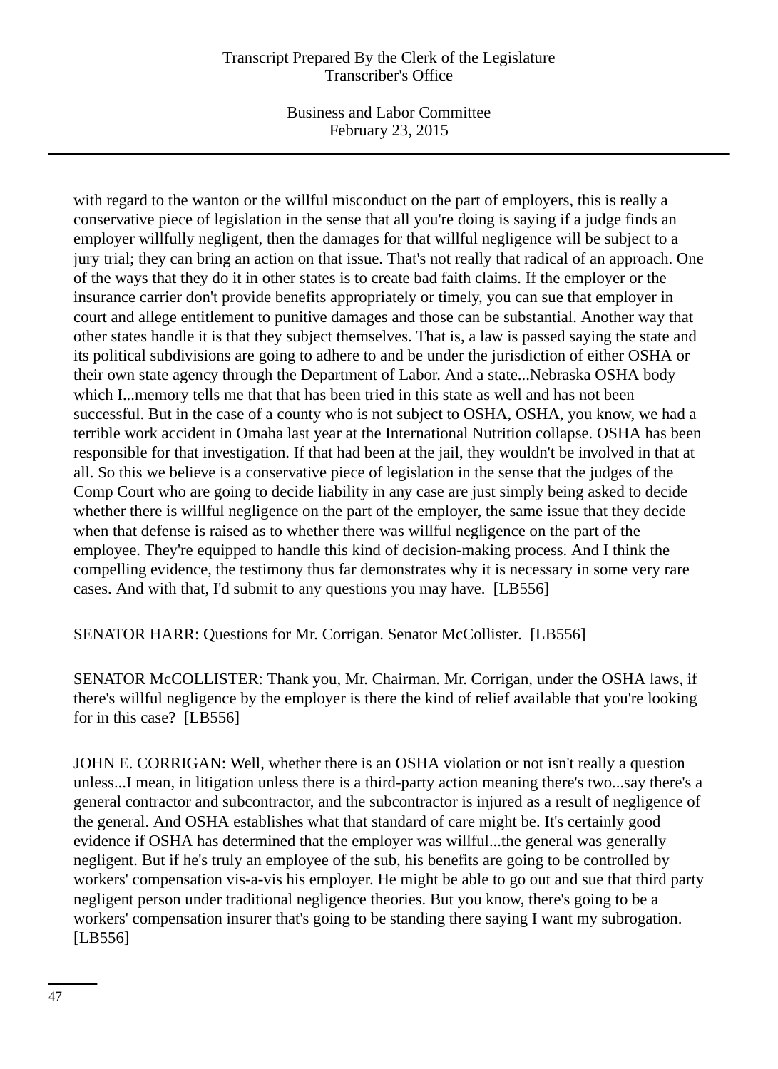with regard to the wanton or the willful misconduct on the part of employers, this is really a conservative piece of legislation in the sense that all you're doing is saying if a judge finds an employer willfully negligent, then the damages for that willful negligence will be subject to a jury trial; they can bring an action on that issue. That's not really that radical of an approach. One of the ways that they do it in other states is to create bad faith claims. If the employer or the insurance carrier don't provide benefits appropriately or timely, you can sue that employer in court and allege entitlement to punitive damages and those can be substantial. Another way that other states handle it is that they subject themselves. That is, a law is passed saying the state and its political subdivisions are going to adhere to and be under the jurisdiction of either OSHA or their own state agency through the Department of Labor. And a state...Nebraska OSHA body which I...memory tells me that that has been tried in this state as well and has not been successful. But in the case of a county who is not subject to OSHA, OSHA, you know, we had a terrible work accident in Omaha last year at the International Nutrition collapse. OSHA has been responsible for that investigation. If that had been at the jail, they wouldn't be involved in that at all. So this we believe is a conservative piece of legislation in the sense that the judges of the Comp Court who are going to decide liability in any case are just simply being asked to decide whether there is willful negligence on the part of the employer, the same issue that they decide when that defense is raised as to whether there was willful negligence on the part of the employee. They're equipped to handle this kind of decision-making process. And I think the compelling evidence, the testimony thus far demonstrates why it is necessary in some very rare cases. And with that, I'd submit to any questions you may have.  [LB556]

SENATOR HARR: Questions for Mr. Corrigan. Senator McCollister.  [LB556]

SENATOR McCOLLISTER: Thank you, Mr. Chairman. Mr. Corrigan, under the OSHA laws, if there's willful negligence by the employer is there the kind of relief available that you're looking for in this case?  [LB556]

JOHN E. CORRIGAN: Well, whether there is an OSHA violation or not isn't really a question unless...I mean, in litigation unless there is a third-party action meaning there's two...say there's a general contractor and subcontractor, and the subcontractor is injured as a result of negligence of the general. And OSHA establishes what that standard of care might be. It's certainly good evidence if OSHA has determined that the employer was willful...the general was generally negligent. But if he's truly an employee of the sub, his benefits are going to be controlled by workers' compensation vis-a-vis his employer. He might be able to go out and sue that third party negligent person under traditional negligence theories. But you know, there's going to be a workers' compensation insurer that's going to be standing there saying I want my subrogation. [LB556]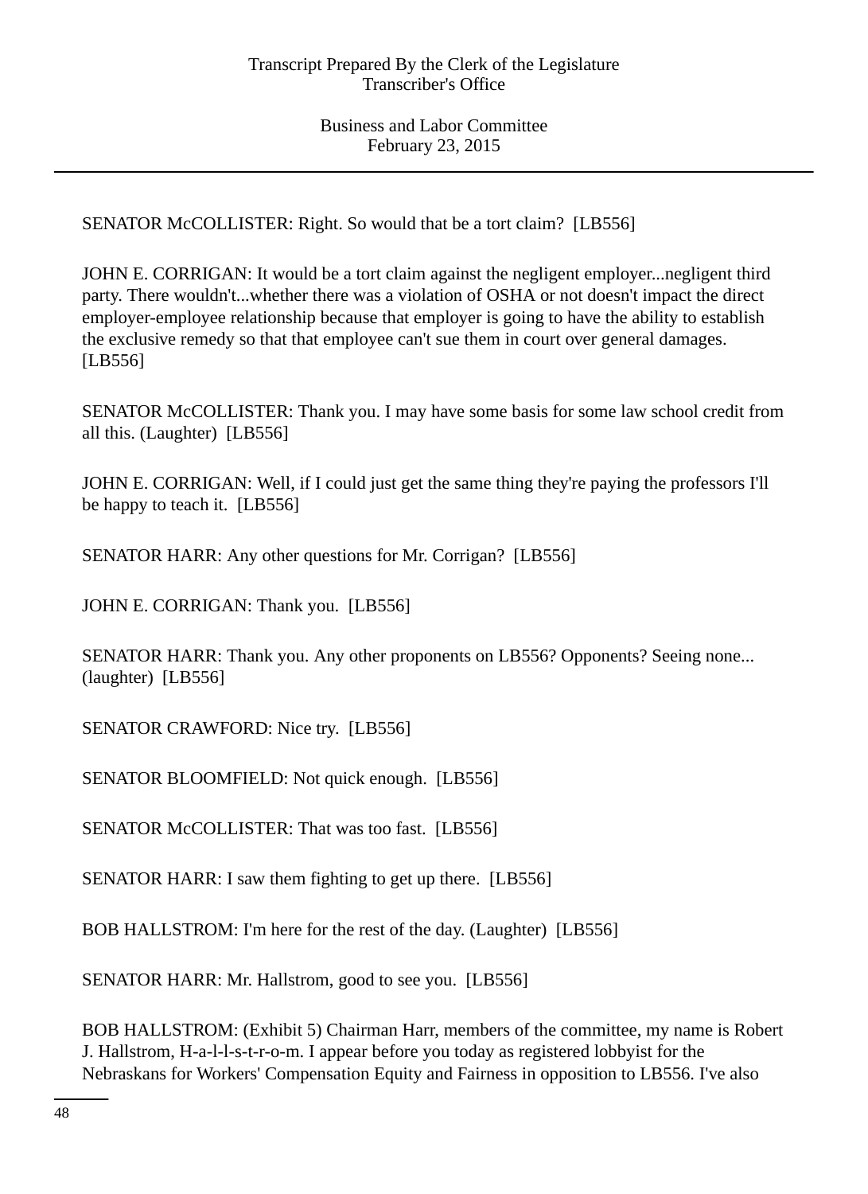SENATOR McCOLLISTER: Right. So would that be a tort claim? [LB556]

JOHN E. CORRIGAN: It would be a tort claim against the negligent employer...negligent third party. There wouldn't...whether there was a violation of OSHA or not doesn't impact the direct employer-employee relationship because that employer is going to have the ability to establish the exclusive remedy so that that employee can't sue them in court over general damages. [LB556]

SENATOR McCOLLISTER: Thank you. I may have some basis for some law school credit from all this. (Laughter) [LB556]

JOHN E. CORRIGAN: Well, if I could just get the same thing they're paying the professors I'll be happy to teach it. [LB556]

SENATOR HARR: Any other questions for Mr. Corrigan? [LB556]

JOHN E. CORRIGAN: Thank you. [LB556]

SENATOR HARR: Thank you. Any other proponents on LB556? Opponents? Seeing none... (laughter) [LB556]

SENATOR CRAWFORD: Nice try. [LB556]

SENATOR BLOOMFIELD: Not quick enough. [LB556]

SENATOR McCOLLISTER: That was too fast. [LB556]

SENATOR HARR: I saw them fighting to get up there. [LB556]

BOB HALLSTROM: I'm here for the rest of the day. (Laughter) [LB556]

SENATOR HARR: Mr. Hallstrom, good to see you. [LB556]

BOB HALLSTROM: (Exhibit 5) Chairman Harr, members of the committee, my name is Robert J. Hallstrom, H-a-l-l-s-t-r-o-m. I appear before you today as registered lobbyist for the Nebraskans for Workers' Compensation Equity and Fairness in opposition to LB556. I've also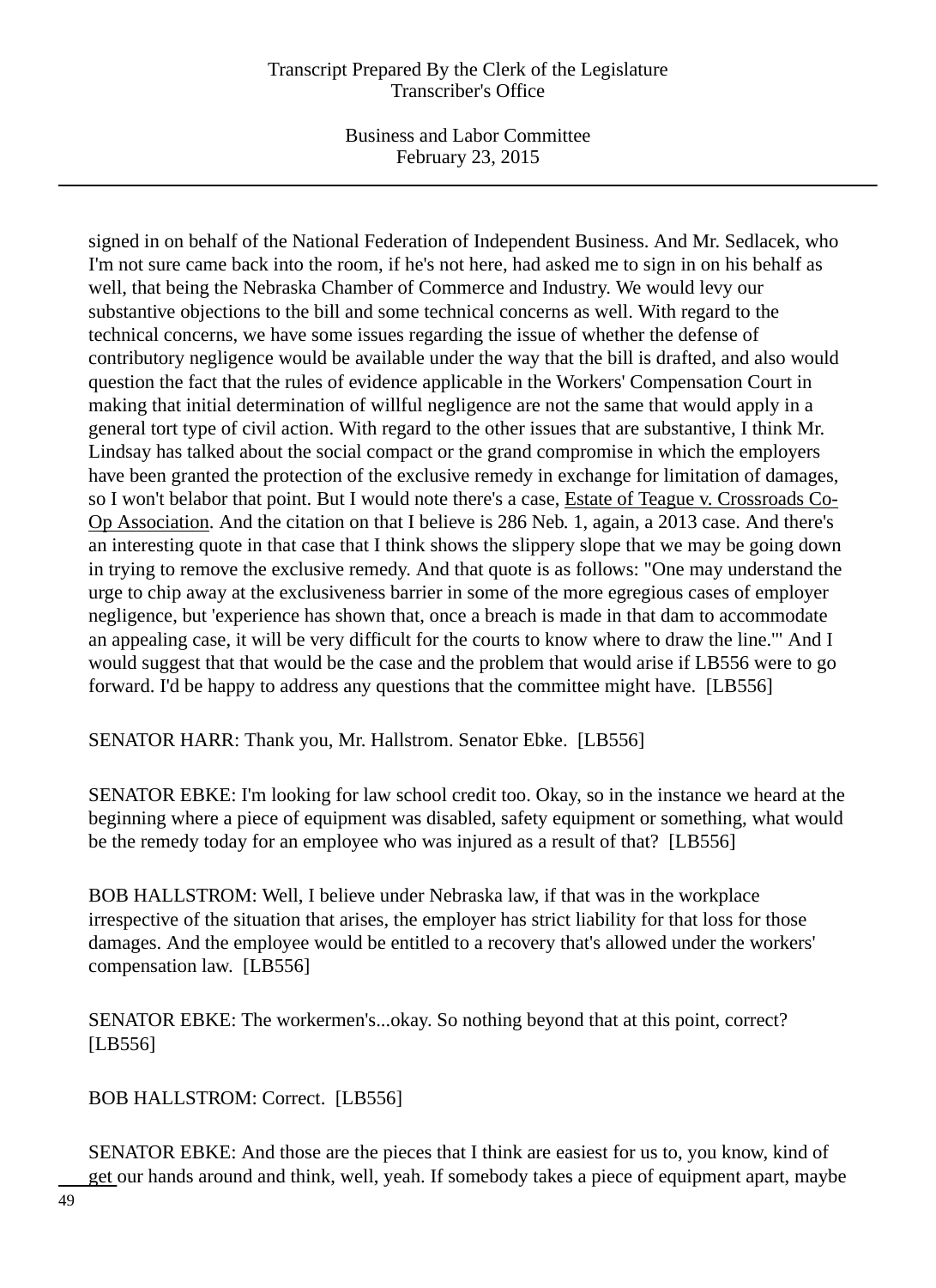signed in on behalf of the National Federation of Independent Business. And Mr. Sedlacek, who I'm not sure came back into the room, if he's not here, had asked me to sign in on his behalf as well, that being the Nebraska Chamber of Commerce and Industry. We would levy our substantive objections to the bill and some technical concerns as well. With regard to the technical concerns, we have some issues regarding the issue of whether the defense of contributory negligence would be available under the way that the bill is drafted, and also would question the fact that the rules of evidence applicable in the Workers' Compensation Court in making that initial determination of willful negligence are not the same that would apply in a general tort type of civil action. With regard to the other issues that are substantive, I think Mr. Lindsay has talked about the social compact or the grand compromise in which the employers have been granted the protection of the exclusive remedy in exchange for limitation of damages, so I won't belabor that point. But I would note there's a case, Estate of Teague v. Crossroads Co-Op Association. And the citation on that I believe is 286 Neb. 1, again, a 2013 case. And there's an interesting quote in that case that I think shows the slippery slope that we may be going down in trying to remove the exclusive remedy. And that quote is as follows: "One may understand the urge to chip away at the exclusiveness barrier in some of the more egregious cases of employer negligence, but 'experience has shown that, once a breach is made in that dam to accommodate an appealing case, it will be very difficult for the courts to know where to draw the line.'" And I would suggest that that would be the case and the problem that would arise if LB556 were to go forward. I'd be happy to address any questions that the committee might have. [LB556]

SENATOR HARR: Thank you, Mr. Hallstrom. Senator Ebke. [LB556]

SENATOR EBKE: I'm looking for law school credit too. Okay, so in the instance we heard at the beginning where a piece of equipment was disabled, safety equipment or something, what would be the remedy today for an employee who was injured as a result of that? [LB556]

BOB HALLSTROM: Well, I believe under Nebraska law, if that was in the workplace irrespective of the situation that arises, the employer has strict liability for that loss for those damages. And the employee would be entitled to a recovery that's allowed under the workers' compensation law. [LB556]

SENATOR EBKE: The workermen's...okay. So nothing beyond that at this point, correct? [LB556]

BOB HALLSTROM: Correct. [LB556]

SENATOR EBKE: And those are the pieces that I think are easiest for us to, you know, kind of get our hands around and think, well, yeah. If somebody takes a piece of equipment apart, maybe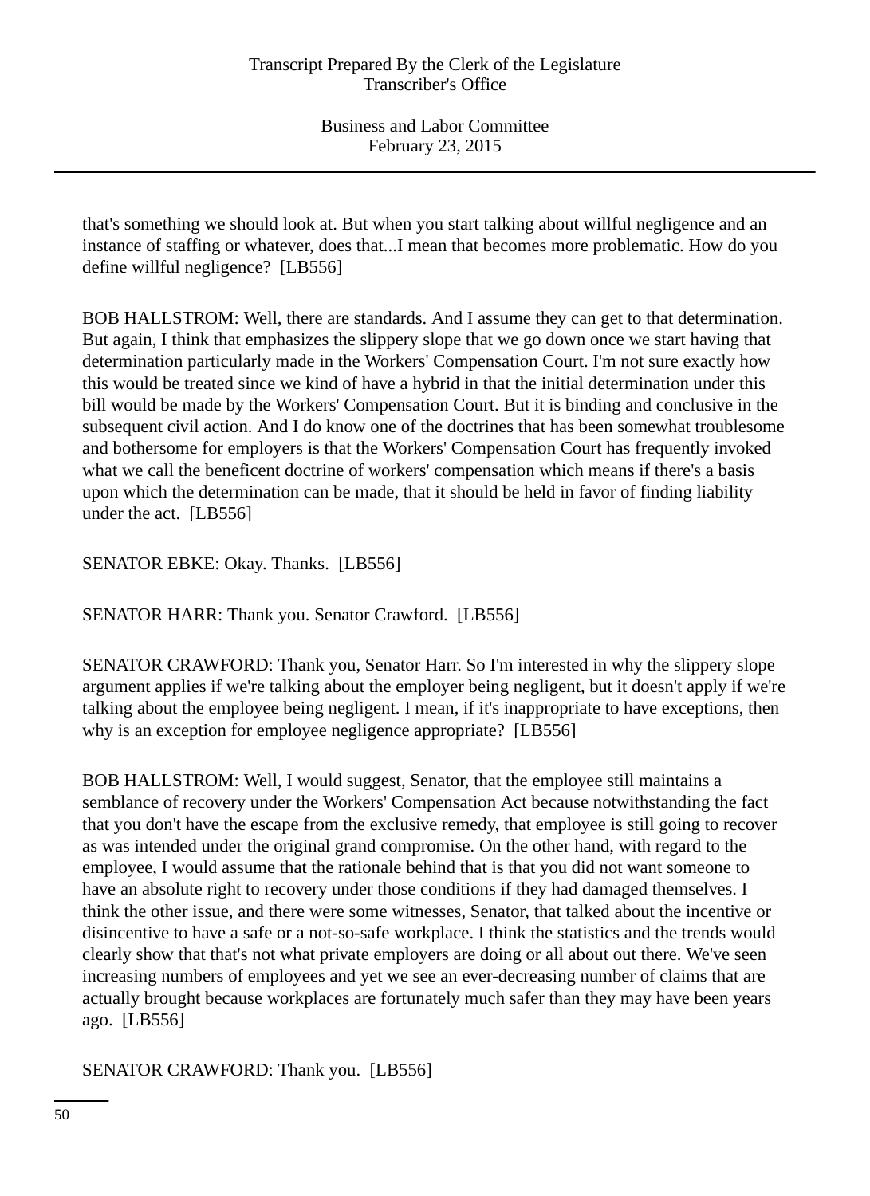that's something we should look at. But when you start talking about willful negligence and an instance of staffing or whatever, does that...I mean that becomes more problematic. How do you define willful negligence?  [LB556]

BOB HALLSTROM: Well, there are standards. And I assume they can get to that determination. But again, I think that emphasizes the slippery slope that we go down once we start having that determination particularly made in the Workers' Compensation Court. I'm not sure exactly how this would be treated since we kind of have a hybrid in that the initial determination under this bill would be made by the Workers' Compensation Court. But it is binding and conclusive in the subsequent civil action. And I do know one of the doctrines that has been somewhat troublesome and bothersome for employers is that the Workers' Compensation Court has frequently invoked what we call the beneficent doctrine of workers' compensation which means if there's a basis upon which the determination can be made, that it should be held in favor of finding liability under the act.  [LB556]

SENATOR EBKE: Okay. Thanks.  [LB556]

SENATOR HARR: Thank you. Senator Crawford.  [LB556]

SENATOR CRAWFORD: Thank you, Senator Harr. So I'm interested in why the slippery slope argument applies if we're talking about the employer being negligent, but it doesn't apply if we're talking about the employee being negligent. I mean, if it's inappropriate to have exceptions, then why is an exception for employee negligence appropriate?  [LB556]

BOB HALLSTROM: Well, I would suggest, Senator, that the employee still maintains a semblance of recovery under the Workers' Compensation Act because notwithstanding the fact that you don't have the escape from the exclusive remedy, that employee is still going to recover as was intended under the original grand compromise. On the other hand, with regard to the employee, I would assume that the rationale behind that is that you did not want someone to have an absolute right to recovery under those conditions if they had damaged themselves. I think the other issue, and there were some witnesses, Senator, that talked about the incentive or disincentive to have a safe or a not-so-safe workplace. I think the statistics and the trends would clearly show that that's not what private employers are doing or all about out there. We've seen increasing numbers of employees and yet we see an ever-decreasing number of claims that are actually brought because workplaces are fortunately much safer than they may have been years ago.  [LB556]

SENATOR CRAWFORD: Thank you.  [LB556]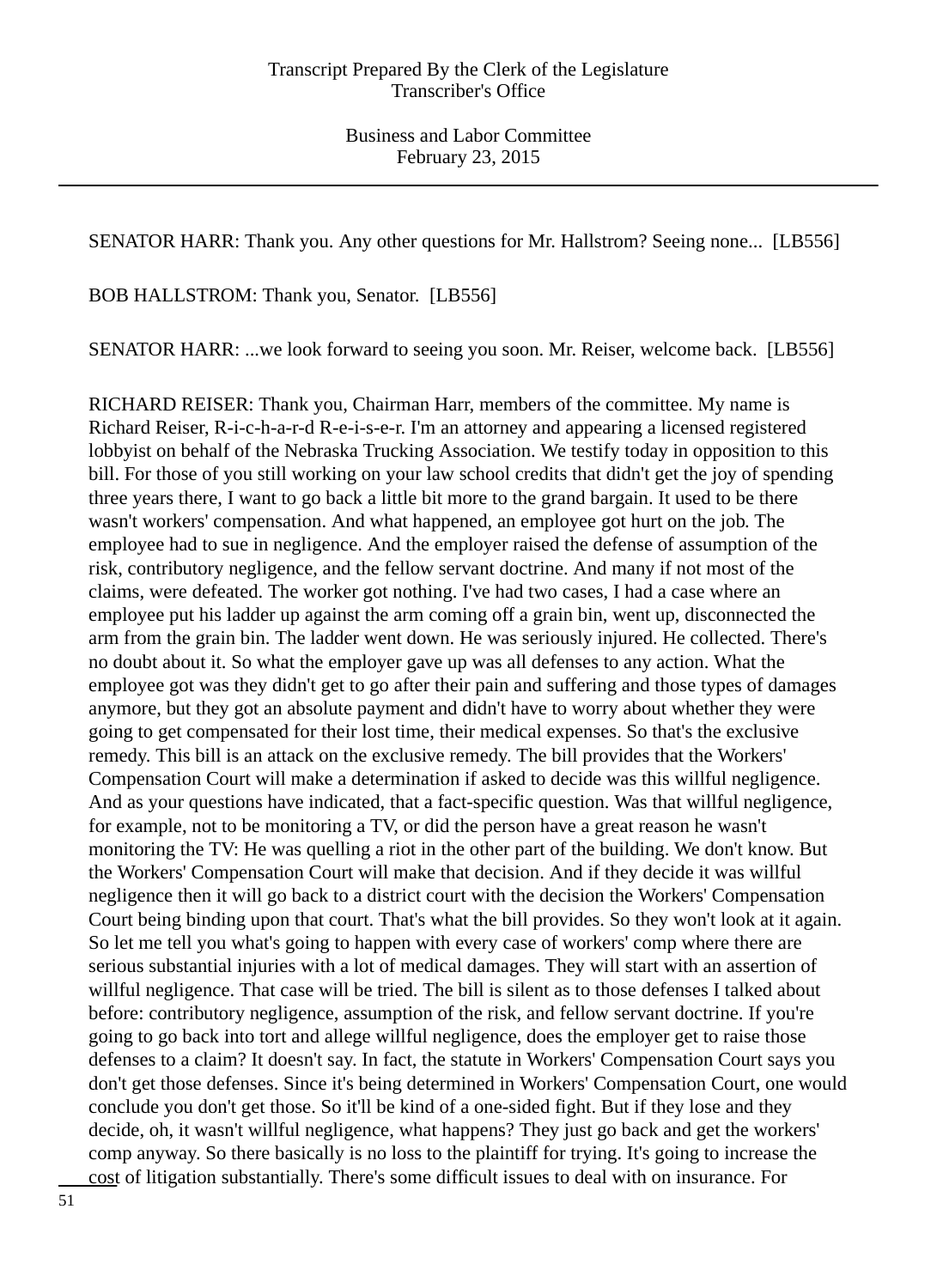SENATOR HARR: Thank you. Any other questions for Mr. Hallstrom? Seeing none... [LB556]

BOB HALLSTROM: Thank you, Senator. [LB556]

SENATOR HARR: ...we look forward to seeing you soon. Mr. Reiser, welcome back. [LB556]

RICHARD REISER: Thank you, Chairman Harr, members of the committee. My name is Richard Reiser, R-i-c-h-a-r-d R-e-i-s-e-r. I'm an attorney and appearing a licensed registered lobbyist on behalf of the Nebraska Trucking Association. We testify today in opposition to this bill. For those of you still working on your law school credits that didn't get the joy of spending three years there, I want to go back a little bit more to the grand bargain. It used to be there wasn't workers' compensation. And what happened, an employee got hurt on the job. The employee had to sue in negligence. And the employer raised the defense of assumption of the risk, contributory negligence, and the fellow servant doctrine. And many if not most of the claims, were defeated. The worker got nothing. I've had two cases, I had a case where an employee put his ladder up against the arm coming off a grain bin, went up, disconnected the arm from the grain bin. The ladder went down. He was seriously injured. He collected. There's no doubt about it. So what the employer gave up was all defenses to any action. What the employee got was they didn't get to go after their pain and suffering and those types of damages anymore, but they got an absolute payment and didn't have to worry about whether they were going to get compensated for their lost time, their medical expenses. So that's the exclusive remedy. This bill is an attack on the exclusive remedy. The bill provides that the Workers' Compensation Court will make a determination if asked to decide was this willful negligence. And as your questions have indicated, that a fact-specific question. Was that willful negligence, for example, not to be monitoring a TV, or did the person have a great reason he wasn't monitoring the TV: He was quelling a riot in the other part of the building. We don't know. But the Workers' Compensation Court will make that decision. And if they decide it was willful negligence then it will go back to a district court with the decision the Workers' Compensation Court being binding upon that court. That's what the bill provides. So they won't look at it again. So let me tell you what's going to happen with every case of workers' comp where there are serious substantial injuries with a lot of medical damages. They will start with an assertion of willful negligence. That case will be tried. The bill is silent as to those defenses I talked about before: contributory negligence, assumption of the risk, and fellow servant doctrine. If you're going to go back into tort and allege willful negligence, does the employer get to raise those defenses to a claim? It doesn't say. In fact, the statute in Workers' Compensation Court says you don't get those defenses. Since it's being determined in Workers' Compensation Court, one would conclude you don't get those. So it'll be kind of a one-sided fight. But if they lose and they decide, oh, it wasn't willful negligence, what happens? They just go back and get the workers' comp anyway. So there basically is no loss to the plaintiff for trying. It's going to increase the cost of litigation substantially. There's some difficult issues to deal with on insurance. For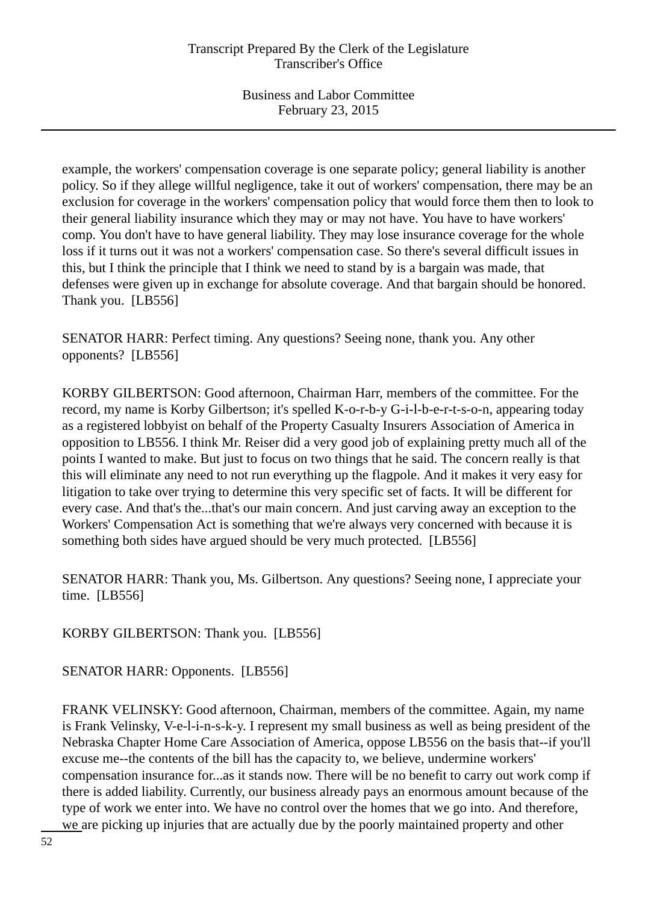example, the workers' compensation coverage is one separate policy; general liability is another policy. So if they allege willful negligence, take it out of workers' compensation, there may be an exclusion for coverage in the workers' compensation policy that would force them then to look to their general liability insurance which they may or may not have. You have to have workers' comp. You don't have to have general liability. They may lose insurance coverage for the whole loss if it turns out it was not a workers' compensation case. So there's several difficult issues in this, but I think the principle that I think we need to stand by is a bargain was made, that defenses were given up in exchange for absolute coverage. And that bargain should be honored. Thank you. [LB556]

SENATOR HARR: Perfect timing. Any questions? Seeing none, thank you. Any other opponents? [LB556]

KORBY GILBERTSON: Good afternoon, Chairman Harr, members of the committee. For the record, my name is Korby Gilbertson; it's spelled K-o-r-b-y G-i-l-b-e-r-t-s-o-n, appearing today as a registered lobbyist on behalf of the Property Casualty Insurers Association of America in opposition to LB556. I think Mr. Reiser did a very good job of explaining pretty much all of the points I wanted to make. But just to focus on two things that he said. The concern really is that this will eliminate any need to not run everything up the flagpole. And it makes it very easy for litigation to take over trying to determine this very specific set of facts. It will be different for every case. And that's the...that's our main concern. And just carving away an exception to the Workers' Compensation Act is something that we're always very concerned with because it is something both sides have argued should be very much protected. [LB556]

SENATOR HARR: Thank you, Ms. Gilbertson. Any questions? Seeing none, I appreciate your time. [LB556]

KORBY GILBERTSON: Thank you. [LB556]

SENATOR HARR: Opponents. [LB556]

FRANK VELINSKY: Good afternoon, Chairman, members of the committee. Again, my name is Frank Velinsky, V-e-l-i-n-s-k-y. I represent my small business as well as being president of the Nebraska Chapter Home Care Association of America, oppose LB556 on the basis that--if you'll excuse me--the contents of the bill has the capacity to, we believe, undermine workers' compensation insurance for...as it stands now. There will be no benefit to carry out work comp if there is added liability. Currently, our business already pays an enormous amount because of the type of work we enter into. We have no control over the homes that we go into. And therefore, we are picking up injuries that are actually due by the poorly maintained property and other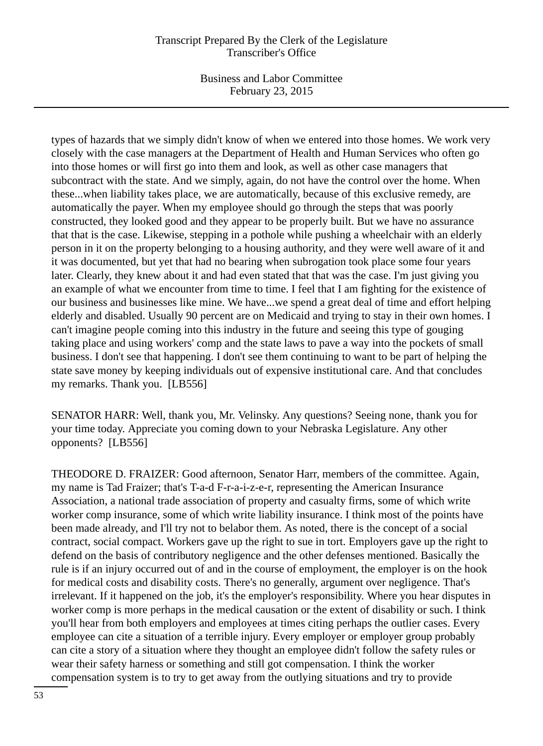types of hazards that we simply didn't know of when we entered into those homes. We work very closely with the case managers at the Department of Health and Human Services who often go into those homes or will first go into them and look, as well as other case managers that subcontract with the state. And we simply, again, do not have the control over the home. When these...when liability takes place, we are automatically, because of this exclusive remedy, are automatically the payer. When my employee should go through the steps that was poorly constructed, they looked good and they appear to be properly built. But we have no assurance that that is the case. Likewise, stepping in a pothole while pushing a wheelchair with an elderly person in it on the property belonging to a housing authority, and they were well aware of it and it was documented, but yet that had no bearing when subrogation took place some four years later. Clearly, they knew about it and had even stated that that was the case. I'm just giving you an example of what we encounter from time to time. I feel that I am fighting for the existence of our business and businesses like mine. We have...we spend a great deal of time and effort helping elderly and disabled. Usually 90 percent are on Medicaid and trying to stay in their own homes. I can't imagine people coming into this industry in the future and seeing this type of gouging taking place and using workers' comp and the state laws to pave a way into the pockets of small business. I don't see that happening. I don't see them continuing to want to be part of helping the state save money by keeping individuals out of expensive institutional care. And that concludes my remarks. Thank you. [LB556]

SENATOR HARR: Well, thank you, Mr. Velinsky. Any questions? Seeing none, thank you for your time today. Appreciate you coming down to your Nebraska Legislature. Any other opponents? [LB556]

THEODORE D. FRAIZER: Good afternoon, Senator Harr, members of the committee. Again, my name is Tad Fraizer; that's T-a-d F-r-a-i-z-e-r, representing the American Insurance Association, a national trade association of property and casualty firms, some of which write worker comp insurance, some of which write liability insurance. I think most of the points have been made already, and I'll try not to belabor them. As noted, there is the concept of a social contract, social compact. Workers gave up the right to sue in tort. Employers gave up the right to defend on the basis of contributory negligence and the other defenses mentioned. Basically the rule is if an injury occurred out of and in the course of employment, the employer is on the hook for medical costs and disability costs. There's no generally, argument over negligence. That's irrelevant. If it happened on the job, it's the employer's responsibility. Where you hear disputes in worker comp is more perhaps in the medical causation or the extent of disability or such. I think you'll hear from both employers and employees at times citing perhaps the outlier cases. Every employee can cite a situation of a terrible injury. Every employer or employer group probably can cite a story of a situation where they thought an employee didn't follow the safety rules or wear their safety harness or something and still got compensation. I think the worker compensation system is to try to get away from the outlying situations and try to provide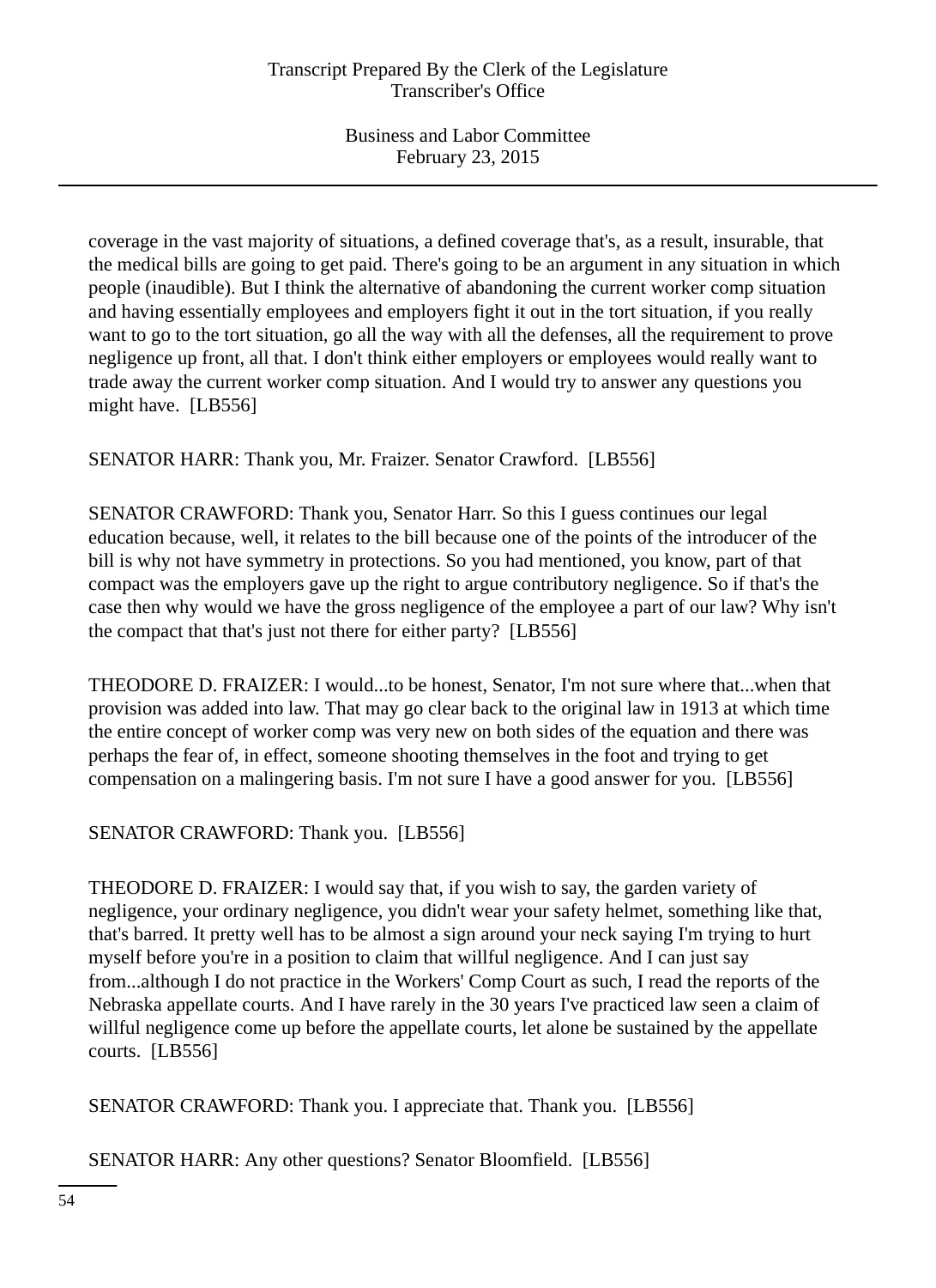coverage in the vast majority of situations, a defined coverage that's, as a result, insurable, that the medical bills are going to get paid. There's going to be an argument in any situation in which people (inaudible). But I think the alternative of abandoning the current worker comp situation and having essentially employees and employers fight it out in the tort situation, if you really want to go to the tort situation, go all the way with all the defenses, all the requirement to prove negligence up front, all that. I don't think either employers or employees would really want to trade away the current worker comp situation. And I would try to answer any questions you might have. [LB556]

SENATOR HARR: Thank you, Mr. Fraizer. Senator Crawford. [LB556]

SENATOR CRAWFORD: Thank you, Senator Harr. So this I guess continues our legal education because, well, it relates to the bill because one of the points of the introducer of the bill is why not have symmetry in protections. So you had mentioned, you know, part of that compact was the employers gave up the right to argue contributory negligence. So if that's the case then why would we have the gross negligence of the employee a part of our law? Why isn't the compact that that's just not there for either party? [LB556]

THEODORE D. FRAIZER: I would...to be honest, Senator, I'm not sure where that...when that provision was added into law. That may go clear back to the original law in 1913 at which time the entire concept of worker comp was very new on both sides of the equation and there was perhaps the fear of, in effect, someone shooting themselves in the foot and trying to get compensation on a malingering basis. I'm not sure I have a good answer for you. [LB556]

SENATOR CRAWFORD: Thank you. [LB556]

THEODORE D. FRAIZER: I would say that, if you wish to say, the garden variety of negligence, your ordinary negligence, you didn't wear your safety helmet, something like that, that's barred. It pretty well has to be almost a sign around your neck saying I'm trying to hurt myself before you're in a position to claim that willful negligence. And I can just say from...although I do not practice in the Workers' Comp Court as such, I read the reports of the Nebraska appellate courts. And I have rarely in the 30 years I've practiced law seen a claim of willful negligence come up before the appellate courts, let alone be sustained by the appellate courts. [LB556]

SENATOR CRAWFORD: Thank you. I appreciate that. Thank you. [LB556]

SENATOR HARR: Any other questions? Senator Bloomfield. [LB556]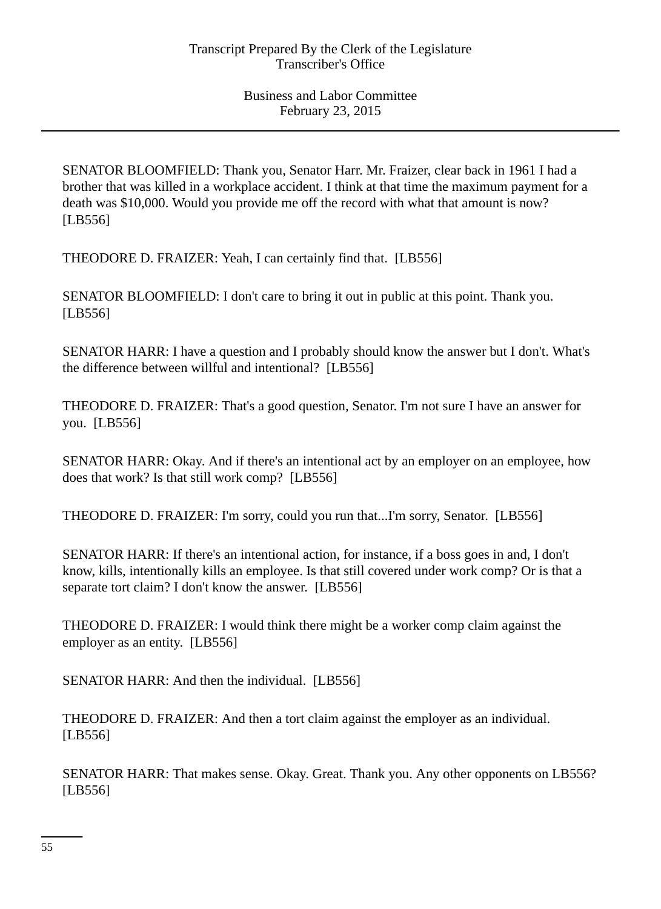SENATOR BLOOMFIELD: Thank you, Senator Harr. Mr. Fraizer, clear back in 1961 I had a brother that was killed in a workplace accident. I think at that time the maximum payment for a death was $10,000. Would you provide me off the record with what that amount is now? [LB556]

THEODORE D. FRAIZER: Yeah, I can certainly find that. [LB556]

SENATOR BLOOMFIELD: I don't care to bring it out in public at this point. Thank you. [LB556]

SENATOR HARR: I have a question and I probably should know the answer but I don't. What's the difference between willful and intentional? [LB556]

THEODORE D. FRAIZER: That's a good question, Senator. I'm not sure I have an answer for you. [LB556]

SENATOR HARR: Okay. And if there's an intentional act by an employer on an employee, how does that work? Is that still work comp? [LB556]

THEODORE D. FRAIZER: I'm sorry, could you run that...I'm sorry, Senator. [LB556]

SENATOR HARR: If there's an intentional action, for instance, if a boss goes in and, I don't know, kills, intentionally kills an employee. Is that still covered under work comp? Or is that a separate tort claim? I don't know the answer. [LB556]

THEODORE D. FRAIZER: I would think there might be a worker comp claim against the employer as an entity. [LB556]

SENATOR HARR: And then the individual. [LB556]

THEODORE D. FRAIZER: And then a tort claim against the employer as an individual. [LB556]

SENATOR HARR: That makes sense. Okay. Great. Thank you. Any other opponents on LB556? [LB556]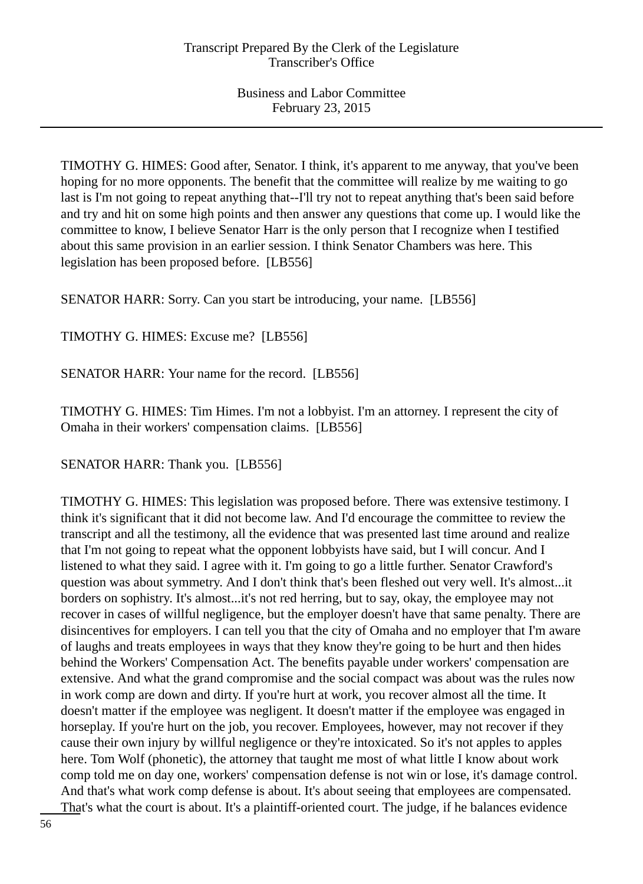TIMOTHY G. HIMES: Good after, Senator. I think, it's apparent to me anyway, that you've been hoping for no more opponents. The benefit that the committee will realize by me waiting to go last is I'm not going to repeat anything that--I'll try not to repeat anything that's been said before and try and hit on some high points and then answer any questions that come up. I would like the committee to know, I believe Senator Harr is the only person that I recognize when I testified about this same provision in an earlier session. I think Senator Chambers was here. This legislation has been proposed before. [LB556]

SENATOR HARR: Sorry. Can you start be introducing, your name. [LB556]

TIMOTHY G. HIMES: Excuse me? [LB556]

SENATOR HARR: Your name for the record. [LB556]

TIMOTHY G. HIMES: Tim Himes. I'm not a lobbyist. I'm an attorney. I represent the city of Omaha in their workers' compensation claims. [LB556]

SENATOR HARR: Thank you. [LB556]

TIMOTHY G. HIMES: This legislation was proposed before. There was extensive testimony. I think it's significant that it did not become law. And I'd encourage the committee to review the transcript and all the testimony, all the evidence that was presented last time around and realize that I'm not going to repeat what the opponent lobbyists have said, but I will concur. And I listened to what they said. I agree with it. I'm going to go a little further. Senator Crawford's question was about symmetry. And I don't think that's been fleshed out very well. It's almost...it borders on sophistry. It's almost...it's not red herring, but to say, okay, the employee may not recover in cases of willful negligence, but the employer doesn't have that same penalty. There are disincentives for employers. I can tell you that the city of Omaha and no employer that I'm aware of laughs and treats employees in ways that they know they're going to be hurt and then hides behind the Workers' Compensation Act. The benefits payable under workers' compensation are extensive. And what the grand compromise and the social compact was about was the rules now in work comp are down and dirty. If you're hurt at work, you recover almost all the time. It doesn't matter if the employee was negligent. It doesn't matter if the employee was engaged in horseplay. If you're hurt on the job, you recover. Employees, however, may not recover if they cause their own injury by willful negligence or they're intoxicated. So it's not apples to apples here. Tom Wolf (phonetic), the attorney that taught me most of what little I know about work comp told me on day one, workers' compensation defense is not win or lose, it's damage control. And that's what work comp defense is about. It's about seeing that employees are compensated. That's what the court is about. It's a plaintiff-oriented court. The judge, if he balances evidence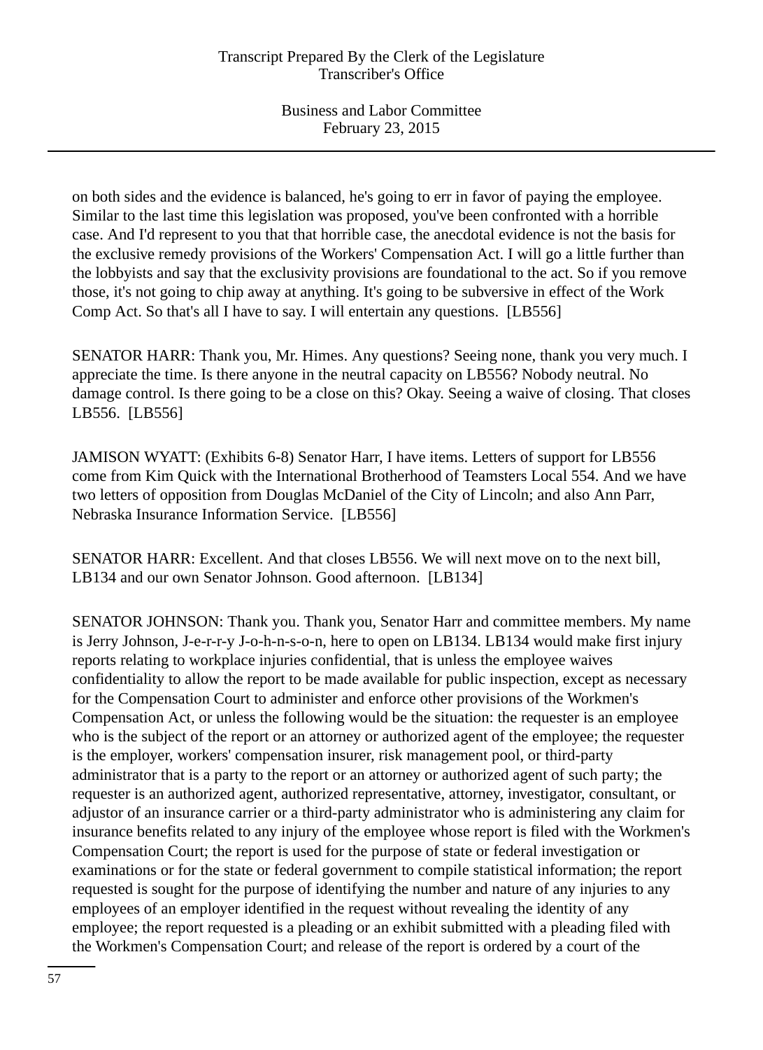on both sides and the evidence is balanced, he's going to err in favor of paying the employee. Similar to the last time this legislation was proposed, you've been confronted with a horrible case. And I'd represent to you that that horrible case, the anecdotal evidence is not the basis for the exclusive remedy provisions of the Workers' Compensation Act. I will go a little further than the lobbyists and say that the exclusivity provisions are foundational to the act. So if you remove those, it's not going to chip away at anything. It's going to be subversive in effect of the Work Comp Act. So that's all I have to say. I will entertain any questions. [LB556]

SENATOR HARR: Thank you, Mr. Himes. Any questions? Seeing none, thank you very much. I appreciate the time. Is there anyone in the neutral capacity on LB556? Nobody neutral. No damage control. Is there going to be a close on this? Okay. Seeing a waive of closing. That closes LB556. [LB556]

JAMISON WYATT: (Exhibits 6-8) Senator Harr, I have items. Letters of support for LB556 come from Kim Quick with the International Brotherhood of Teamsters Local 554. And we have two letters of opposition from Douglas McDaniel of the City of Lincoln; and also Ann Parr, Nebraska Insurance Information Service. [LB556]

SENATOR HARR: Excellent. And that closes LB556. We will next move on to the next bill, LB134 and our own Senator Johnson. Good afternoon. [LB134]

SENATOR JOHNSON: Thank you. Thank you, Senator Harr and committee members. My name is Jerry Johnson, J-e-r-r-y J-o-h-n-s-o-n, here to open on LB134. LB134 would make first injury reports relating to workplace injuries confidential, that is unless the employee waives confidentiality to allow the report to be made available for public inspection, except as necessary for the Compensation Court to administer and enforce other provisions of the Workmen's Compensation Act, or unless the following would be the situation: the requester is an employee who is the subject of the report or an attorney or authorized agent of the employee; the requester is the employer, workers' compensation insurer, risk management pool, or third-party administrator that is a party to the report or an attorney or authorized agent of such party; the requester is an authorized agent, authorized representative, attorney, investigator, consultant, or adjustor of an insurance carrier or a third-party administrator who is administering any claim for insurance benefits related to any injury of the employee whose report is filed with the Workmen's Compensation Court; the report is used for the purpose of state or federal investigation or examinations or for the state or federal government to compile statistical information; the report requested is sought for the purpose of identifying the number and nature of any injuries to any employees of an employer identified in the request without revealing the identity of any employee; the report requested is a pleading or an exhibit submitted with a pleading filed with the Workmen's Compensation Court; and release of the report is ordered by a court of the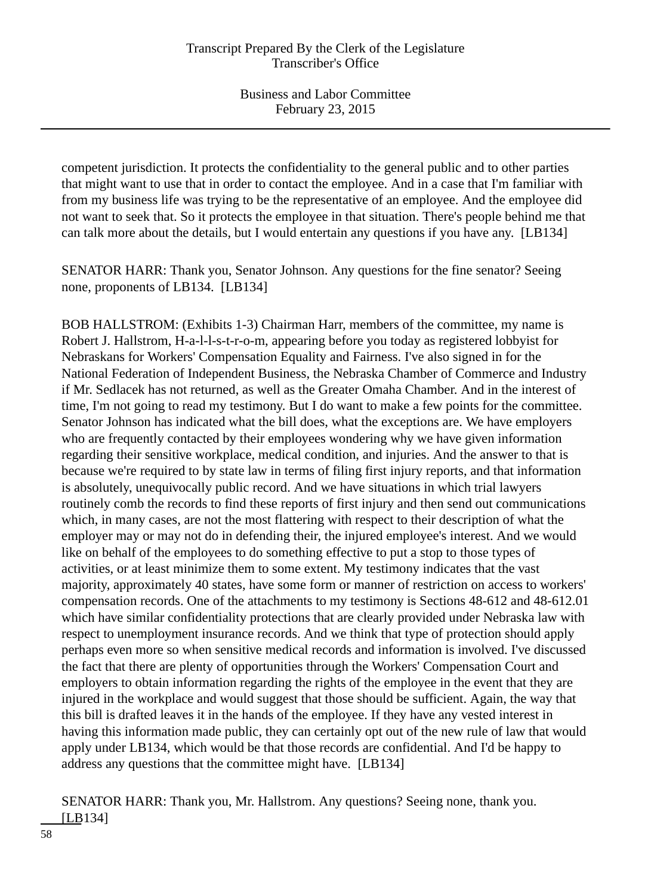competent jurisdiction. It protects the confidentiality to the general public and to other parties that might want to use that in order to contact the employee. And in a case that I'm familiar with from my business life was trying to be the representative of an employee. And the employee did not want to seek that. So it protects the employee in that situation. There's people behind me that can talk more about the details, but I would entertain any questions if you have any. [LB134]

SENATOR HARR: Thank you, Senator Johnson. Any questions for the fine senator? Seeing none, proponents of LB134. [LB134]

BOB HALLSTROM: (Exhibits 1-3) Chairman Harr, members of the committee, my name is Robert J. Hallstrom, H-a-l-l-s-t-r-o-m, appearing before you today as registered lobbyist for Nebraskans for Workers' Compensation Equality and Fairness. I've also signed in for the National Federation of Independent Business, the Nebraska Chamber of Commerce and Industry if Mr. Sedlacek has not returned, as well as the Greater Omaha Chamber. And in the interest of time, I'm not going to read my testimony. But I do want to make a few points for the committee. Senator Johnson has indicated what the bill does, what the exceptions are. We have employers who are frequently contacted by their employees wondering why we have given information regarding their sensitive workplace, medical condition, and injuries. And the answer to that is because we're required to by state law in terms of filing first injury reports, and that information is absolutely, unequivocally public record. And we have situations in which trial lawyers routinely comb the records to find these reports of first injury and then send out communications which, in many cases, are not the most flattering with respect to their description of what the employer may or may not do in defending their, the injured employee's interest. And we would like on behalf of the employees to do something effective to put a stop to those types of activities, or at least minimize them to some extent. My testimony indicates that the vast majority, approximately 40 states, have some form or manner of restriction on access to workers' compensation records. One of the attachments to my testimony is Sections 48-612 and 48-612.01 which have similar confidentiality protections that are clearly provided under Nebraska law with respect to unemployment insurance records. And we think that type of protection should apply perhaps even more so when sensitive medical records and information is involved. I've discussed the fact that there are plenty of opportunities through the Workers' Compensation Court and employers to obtain information regarding the rights of the employee in the event that they are injured in the workplace and would suggest that those should be sufficient. Again, the way that this bill is drafted leaves it in the hands of the employee. If they have any vested interest in having this information made public, they can certainly opt out of the new rule of law that would apply under LB134, which would be that those records are confidential. And I'd be happy to address any questions that the committee might have. [LB134]

SENATOR HARR: Thank you, Mr. Hallstrom. Any questions? Seeing none, thank you. [LB134]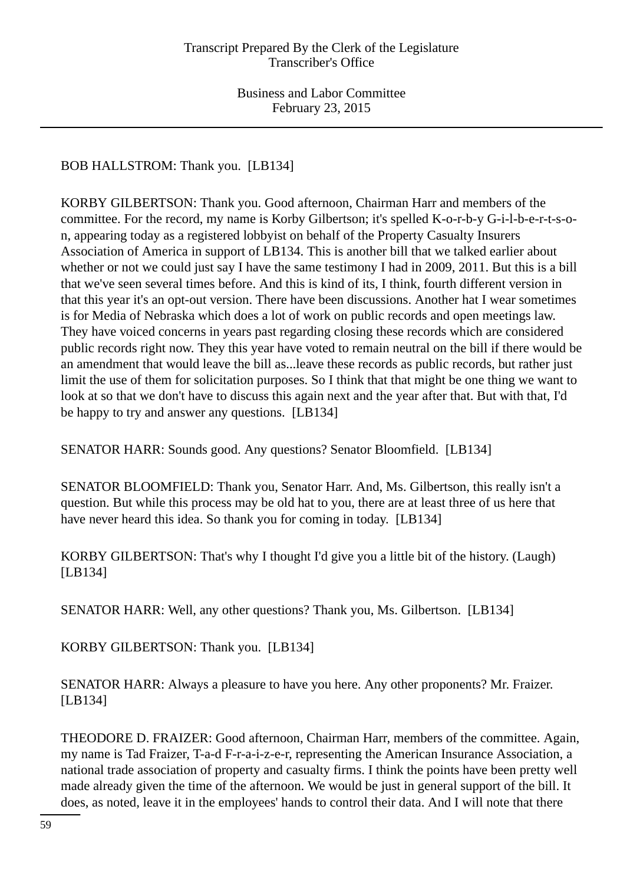BOB HALLSTROM: Thank you. [LB134]

KORBY GILBERTSON: Thank you. Good afternoon, Chairman Harr and members of the committee. For the record, my name is Korby Gilbertson; it's spelled K-o-r-b-y G-i-l-b-e-r-t-s-o-n, appearing today as a registered lobbyist on behalf of the Property Casualty Insurers Association of America in support of LB134. This is another bill that we talked earlier about whether or not we could just say I have the same testimony I had in 2009, 2011. But this is a bill that we've seen several times before. And this is kind of its, I think, fourth different version in that this year it's an opt-out version. There have been discussions. Another hat I wear sometimes is for Media of Nebraska which does a lot of work on public records and open meetings law. They have voiced concerns in years past regarding closing these records which are considered public records right now. They this year have voted to remain neutral on the bill if there would be an amendment that would leave the bill as...leave these records as public records, but rather just limit the use of them for solicitation purposes. So I think that that might be one thing we want to look at so that we don't have to discuss this again next and the year after that. But with that, I'd be happy to try and answer any questions. [LB134]

SENATOR HARR: Sounds good. Any questions? Senator Bloomfield. [LB134]

SENATOR BLOOMFIELD: Thank you, Senator Harr. And, Ms. Gilbertson, this really isn't a question. But while this process may be old hat to you, there are at least three of us here that have never heard this idea. So thank you for coming in today. [LB134]

KORBY GILBERTSON: That's why I thought I'd give you a little bit of the history. (Laugh) [LB134]

SENATOR HARR: Well, any other questions? Thank you, Ms. Gilbertson. [LB134]

KORBY GILBERTSON: Thank you. [LB134]

SENATOR HARR: Always a pleasure to have you here. Any other proponents? Mr. Fraizer. [LB134]

THEODORE D. FRAIZER: Good afternoon, Chairman Harr, members of the committee. Again, my name is Tad Fraizer, T-a-d F-r-a-i-z-e-r, representing the American Insurance Association, a national trade association of property and casualty firms. I think the points have been pretty well made already given the time of the afternoon. We would be just in general support of the bill. It does, as noted, leave it in the employees' hands to control their data. And I will note that there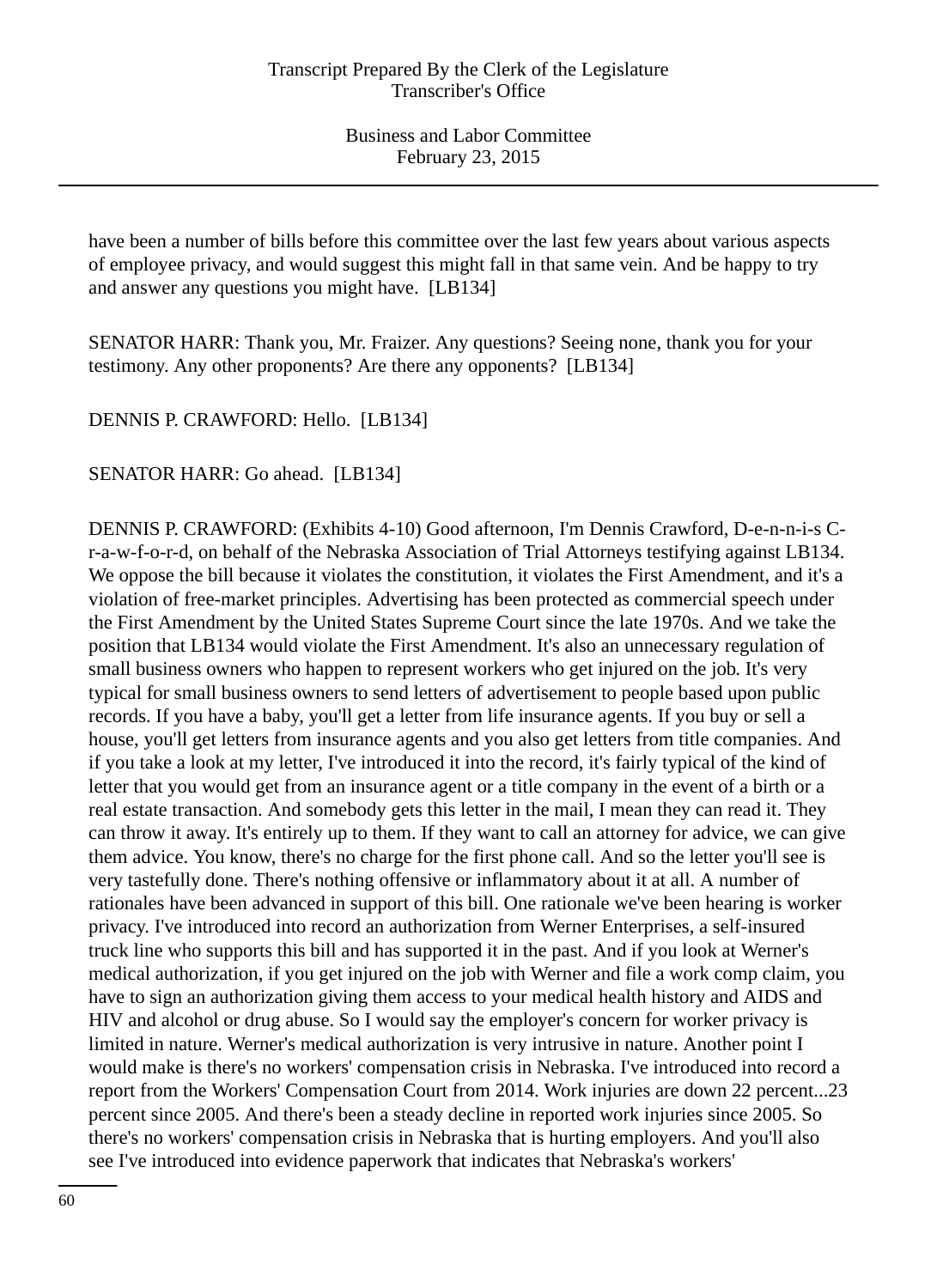have been a number of bills before this committee over the last few years about various aspects of employee privacy, and would suggest this might fall in that same vein. And be happy to try and answer any questions you might have. [LB134]

SENATOR HARR: Thank you, Mr. Fraizer. Any questions? Seeing none, thank you for your testimony. Any other proponents? Are there any opponents? [LB134]

DENNIS P. CRAWFORD: Hello. [LB134]

SENATOR HARR: Go ahead. [LB134]

DENNIS P. CRAWFORD: (Exhibits 4-10) Good afternoon, I'm Dennis Crawford, D-e-n-n-i-s C-r-a-w-f-o-r-d, on behalf of the Nebraska Association of Trial Attorneys testifying against LB134. We oppose the bill because it violates the constitution, it violates the First Amendment, and it's a violation of free-market principles. Advertising has been protected as commercial speech under the First Amendment by the United States Supreme Court since the late 1970s. And we take the position that LB134 would violate the First Amendment. It's also an unnecessary regulation of small business owners who happen to represent workers who get injured on the job. It's very typical for small business owners to send letters of advertisement to people based upon public records. If you have a baby, you'll get a letter from life insurance agents. If you buy or sell a house, you'll get letters from insurance agents and you also get letters from title companies. And if you take a look at my letter, I've introduced it into the record, it's fairly typical of the kind of letter that you would get from an insurance agent or a title company in the event of a birth or a real estate transaction. And somebody gets this letter in the mail, I mean they can read it. They can throw it away. It's entirely up to them. If they want to call an attorney for advice, we can give them advice. You know, there's no charge for the first phone call. And so the letter you'll see is very tastefully done. There's nothing offensive or inflammatory about it at all. A number of rationales have been advanced in support of this bill. One rationale we've been hearing is worker privacy. I've introduced into record an authorization from Werner Enterprises, a self-insured truck line who supports this bill and has supported it in the past. And if you look at Werner's medical authorization, if you get injured on the job with Werner and file a work comp claim, you have to sign an authorization giving them access to your medical health history and AIDS and HIV and alcohol or drug abuse. So I would say the employer's concern for worker privacy is limited in nature. Werner's medical authorization is very intrusive in nature. Another point I would make is there's no workers' compensation crisis in Nebraska. I've introduced into record a report from the Workers' Compensation Court from 2014. Work injuries are down 22 percent...23 percent since 2005. And there's been a steady decline in reported work injuries since 2005. So there's no workers' compensation crisis in Nebraska that is hurting employers. And you'll also see I've introduced into evidence paperwork that indicates that Nebraska's workers'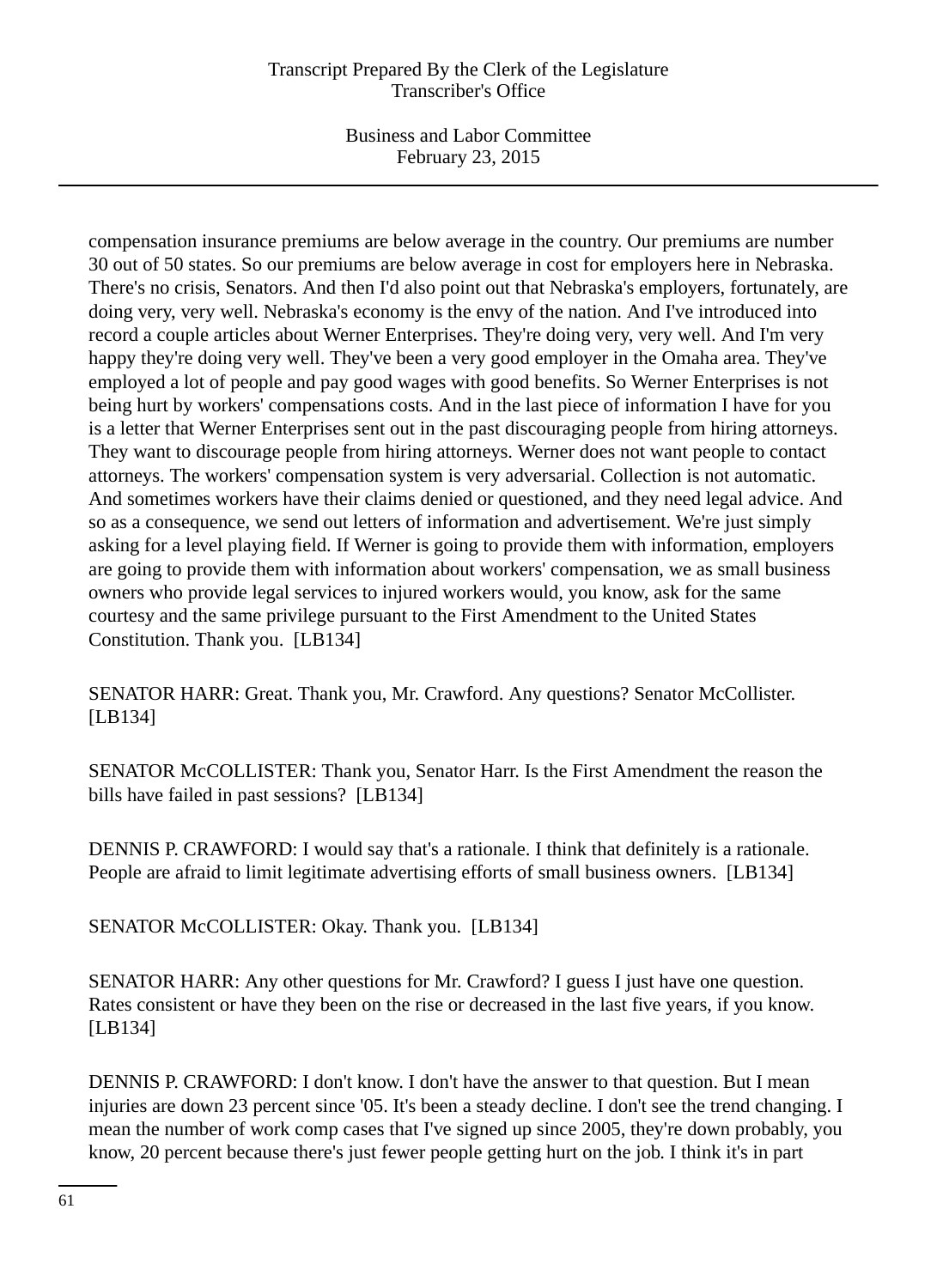compensation insurance premiums are below average in the country. Our premiums are number 30 out of 50 states. So our premiums are below average in cost for employers here in Nebraska. There's no crisis, Senators. And then I'd also point out that Nebraska's employers, fortunately, are doing very, very well. Nebraska's economy is the envy of the nation. And I've introduced into record a couple articles about Werner Enterprises. They're doing very, very well. And I'm very happy they're doing very well. They've been a very good employer in the Omaha area. They've employed a lot of people and pay good wages with good benefits. So Werner Enterprises is not being hurt by workers' compensations costs. And in the last piece of information I have for you is a letter that Werner Enterprises sent out in the past discouraging people from hiring attorneys. They want to discourage people from hiring attorneys. Werner does not want people to contact attorneys. The workers' compensation system is very adversarial. Collection is not automatic. And sometimes workers have their claims denied or questioned, and they need legal advice. And so as a consequence, we send out letters of information and advertisement. We're just simply asking for a level playing field. If Werner is going to provide them with information, employers are going to provide them with information about workers' compensation, we as small business owners who provide legal services to injured workers would, you know, ask for the same courtesy and the same privilege pursuant to the First Amendment to the United States Constitution. Thank you. [LB134]

SENATOR HARR: Great. Thank you, Mr. Crawford. Any questions? Senator McCollister. [LB134]

SENATOR McCOLLISTER: Thank you, Senator Harr. Is the First Amendment the reason the bills have failed in past sessions? [LB134]

DENNIS P. CRAWFORD: I would say that's a rationale. I think that definitely is a rationale. People are afraid to limit legitimate advertising efforts of small business owners. [LB134]

SENATOR McCOLLISTER: Okay. Thank you. [LB134]

SENATOR HARR: Any other questions for Mr. Crawford? I guess I just have one question. Rates consistent or have they been on the rise or decreased in the last five years, if you know. [LB134]

DENNIS P. CRAWFORD: I don't know. I don't have the answer to that question. But I mean injuries are down 23 percent since '05. It's been a steady decline. I don't see the trend changing. I mean the number of work comp cases that I've signed up since 2005, they're down probably, you know, 20 percent because there's just fewer people getting hurt on the job. I think it's in part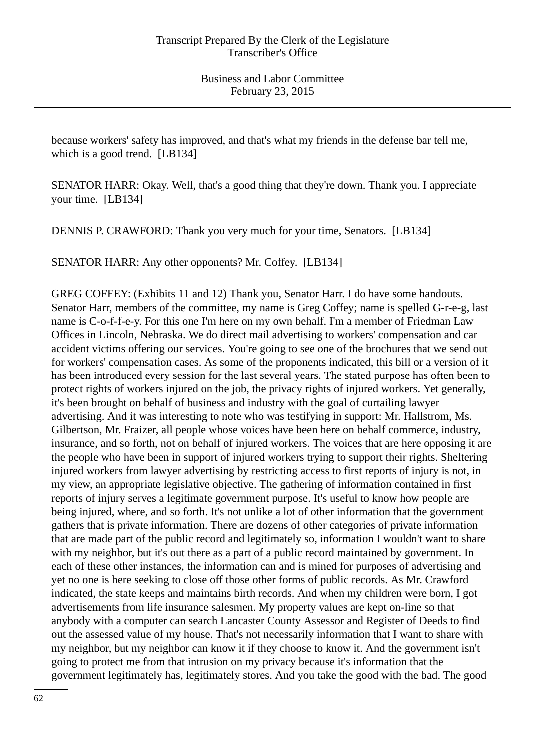because workers' safety has improved, and that's what my friends in the defense bar tell me, which is a good trend. [LB134]

SENATOR HARR: Okay. Well, that's a good thing that they're down. Thank you. I appreciate your time. [LB134]

DENNIS P. CRAWFORD: Thank you very much for your time, Senators. [LB134]

SENATOR HARR: Any other opponents? Mr. Coffey. [LB134]

GREG COFFEY: (Exhibits 11 and 12) Thank you, Senator Harr. I do have some handouts. Senator Harr, members of the committee, my name is Greg Coffey; name is spelled G-r-e-g, last name is C-o-f-f-e-y. For this one I'm here on my own behalf. I'm a member of Friedman Law Offices in Lincoln, Nebraska. We do direct mail advertising to workers' compensation and car accident victims offering our services. You're going to see one of the brochures that we send out for workers' compensation cases. As some of the proponents indicated, this bill or a version of it has been introduced every session for the last several years. The stated purpose has often been to protect rights of workers injured on the job, the privacy rights of injured workers. Yet generally, it's been brought on behalf of business and industry with the goal of curtailing lawyer advertising. And it was interesting to note who was testifying in support: Mr. Hallstrom, Ms. Gilbertson, Mr. Fraizer, all people whose voices have been here on behalf commerce, industry, insurance, and so forth, not on behalf of injured workers. The voices that are here opposing it are the people who have been in support of injured workers trying to support their rights. Sheltering injured workers from lawyer advertising by restricting access to first reports of injury is not, in my view, an appropriate legislative objective. The gathering of information contained in first reports of injury serves a legitimate government purpose. It's useful to know how people are being injured, where, and so forth. It's not unlike a lot of other information that the government gathers that is private information. There are dozens of other categories of private information that are made part of the public record and legitimately so, information I wouldn't want to share with my neighbor, but it's out there as a part of a public record maintained by government. In each of these other instances, the information can and is mined for purposes of advertising and yet no one is here seeking to close off those other forms of public records. As Mr. Crawford indicated, the state keeps and maintains birth records. And when my children were born, I got advertisements from life insurance salesmen. My property values are kept on-line so that anybody with a computer can search Lancaster County Assessor and Register of Deeds to find out the assessed value of my house. That's not necessarily information that I want to share with my neighbor, but my neighbor can know it if they choose to know it. And the government isn't going to protect me from that intrusion on my privacy because it's information that the government legitimately has, legitimately stores. And you take the good with the bad. The good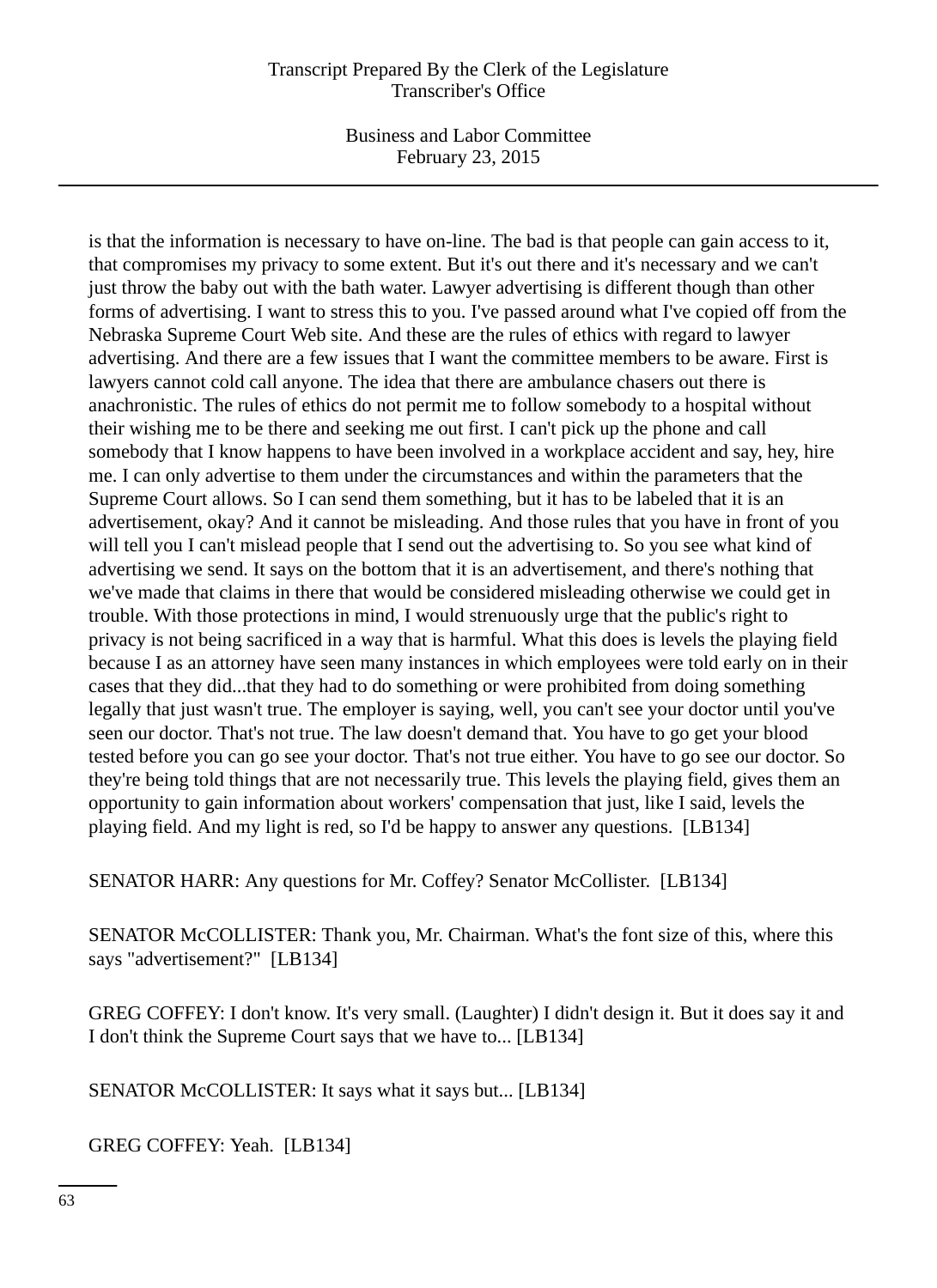is that the information is necessary to have on-line. The bad is that people can gain access to it, that compromises my privacy to some extent. But it's out there and it's necessary and we can't just throw the baby out with the bath water. Lawyer advertising is different though than other forms of advertising. I want to stress this to you. I've passed around what I've copied off from the Nebraska Supreme Court Web site. And these are the rules of ethics with regard to lawyer advertising. And there are a few issues that I want the committee members to be aware. First is lawyers cannot cold call anyone. The idea that there are ambulance chasers out there is anachronistic. The rules of ethics do not permit me to follow somebody to a hospital without their wishing me to be there and seeking me out first. I can't pick up the phone and call somebody that I know happens to have been involved in a workplace accident and say, hey, hire me. I can only advertise to them under the circumstances and within the parameters that the Supreme Court allows. So I can send them something, but it has to be labeled that it is an advertisement, okay? And it cannot be misleading. And those rules that you have in front of you will tell you I can't mislead people that I send out the advertising to. So you see what kind of advertising we send. It says on the bottom that it is an advertisement, and there's nothing that we've made that claims in there that would be considered misleading otherwise we could get in trouble. With those protections in mind, I would strenuously urge that the public's right to privacy is not being sacrificed in a way that is harmful. What this does is levels the playing field because I as an attorney have seen many instances in which employees were told early on in their cases that they did...that they had to do something or were prohibited from doing something legally that just wasn't true. The employer is saying, well, you can't see your doctor until you've seen our doctor. That's not true. The law doesn't demand that. You have to go get your blood tested before you can go see your doctor. That's not true either. You have to go see our doctor. So they're being told things that are not necessarily true. This levels the playing field, gives them an opportunity to gain information about workers' compensation that just, like I said, levels the playing field. And my light is red, so I'd be happy to answer any questions. [LB134]

SENATOR HARR: Any questions for Mr. Coffey? Senator McCollister. [LB134]

SENATOR McCOLLISTER: Thank you, Mr. Chairman. What's the font size of this, where this says "advertisement?" [LB134]

GREG COFFEY: I don't know. It's very small. (Laughter) I didn't design it. But it does say it and I don't think the Supreme Court says that we have to... [LB134]

SENATOR McCOLLISTER: It says what it says but... [LB134]

GREG COFFEY: Yeah. [LB134]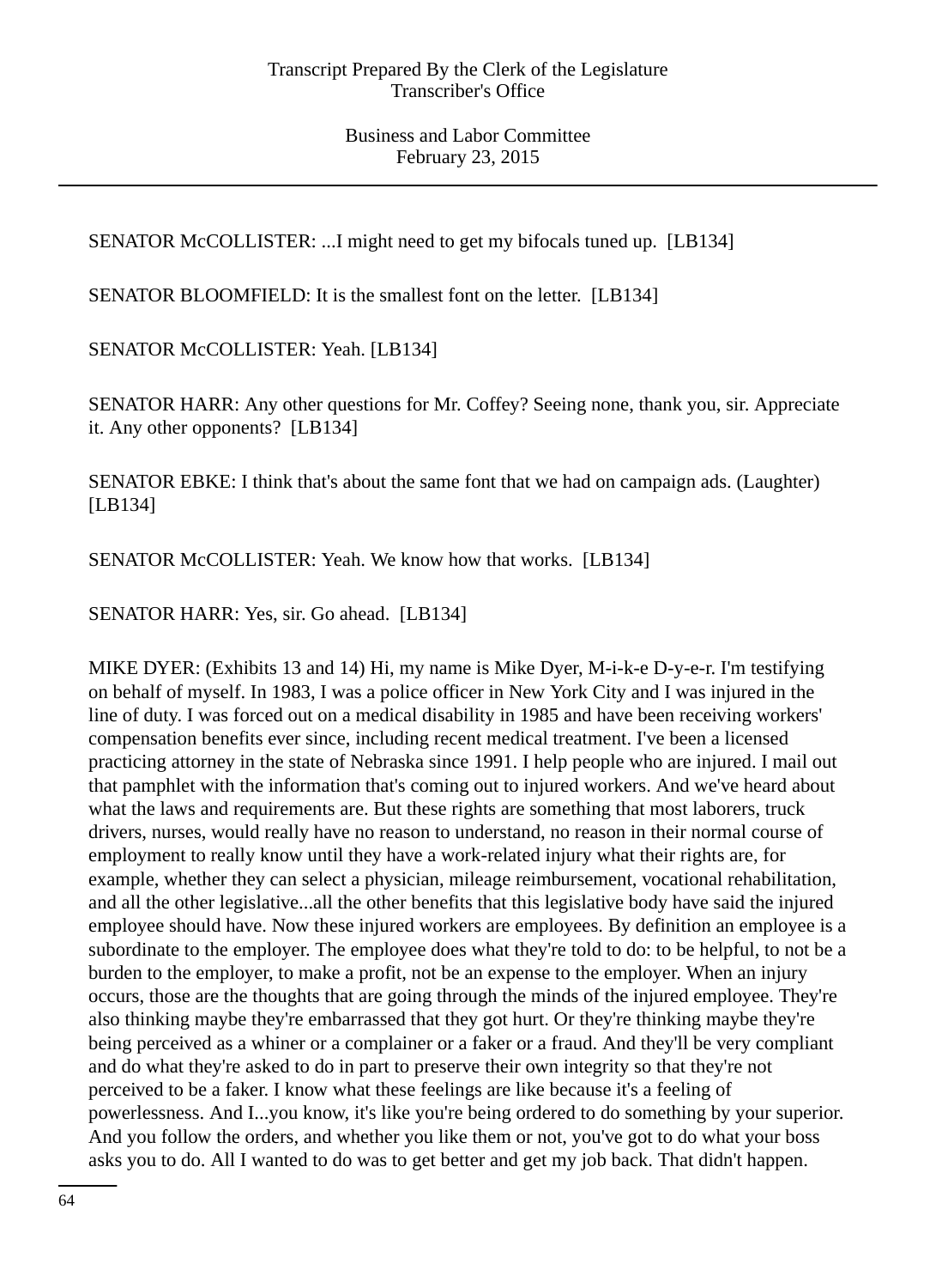SENATOR McCOLLISTER: ...I might need to get my bifocals tuned up. [LB134]

SENATOR BLOOMFIELD: It is the smallest font on the letter. [LB134]

SENATOR McCOLLISTER: Yeah. [LB134]

SENATOR HARR: Any other questions for Mr. Coffey? Seeing none, thank you, sir. Appreciate it. Any other opponents? [LB134]

SENATOR EBKE: I think that's about the same font that we had on campaign ads. (Laughter) [LB134]

SENATOR McCOLLISTER: Yeah. We know how that works. [LB134]

SENATOR HARR: Yes, sir. Go ahead. [LB134]

MIKE DYER: (Exhibits 13 and 14) Hi, my name is Mike Dyer, M-i-k-e D-y-e-r. I'm testifying on behalf of myself. In 1983, I was a police officer in New York City and I was injured in the line of duty. I was forced out on a medical disability in 1985 and have been receiving workers' compensation benefits ever since, including recent medical treatment. I've been a licensed practicing attorney in the state of Nebraska since 1991. I help people who are injured. I mail out that pamphlet with the information that's coming out to injured workers. And we've heard about what the laws and requirements are. But these rights are something that most laborers, truck drivers, nurses, would really have no reason to understand, no reason in their normal course of employment to really know until they have a work-related injury what their rights are, for example, whether they can select a physician, mileage reimbursement, vocational rehabilitation, and all the other legislative...all the other benefits that this legislative body have said the injured employee should have. Now these injured workers are employees. By definition an employee is a subordinate to the employer. The employee does what they're told to do: to be helpful, to not be a burden to the employer, to make a profit, not be an expense to the employer. When an injury occurs, those are the thoughts that are going through the minds of the injured employee. They're also thinking maybe they're embarrassed that they got hurt. Or they're thinking maybe they're being perceived as a whiner or a complainer or a faker or a fraud. And they'll be very compliant and do what they're asked to do in part to preserve their own integrity so that they're not perceived to be a faker. I know what these feelings are like because it's a feeling of powerlessness. And I...you know, it's like you're being ordered to do something by your superior. And you follow the orders, and whether you like them or not, you've got to do what your boss asks you to do. All I wanted to do was to get better and get my job back. That didn't happen.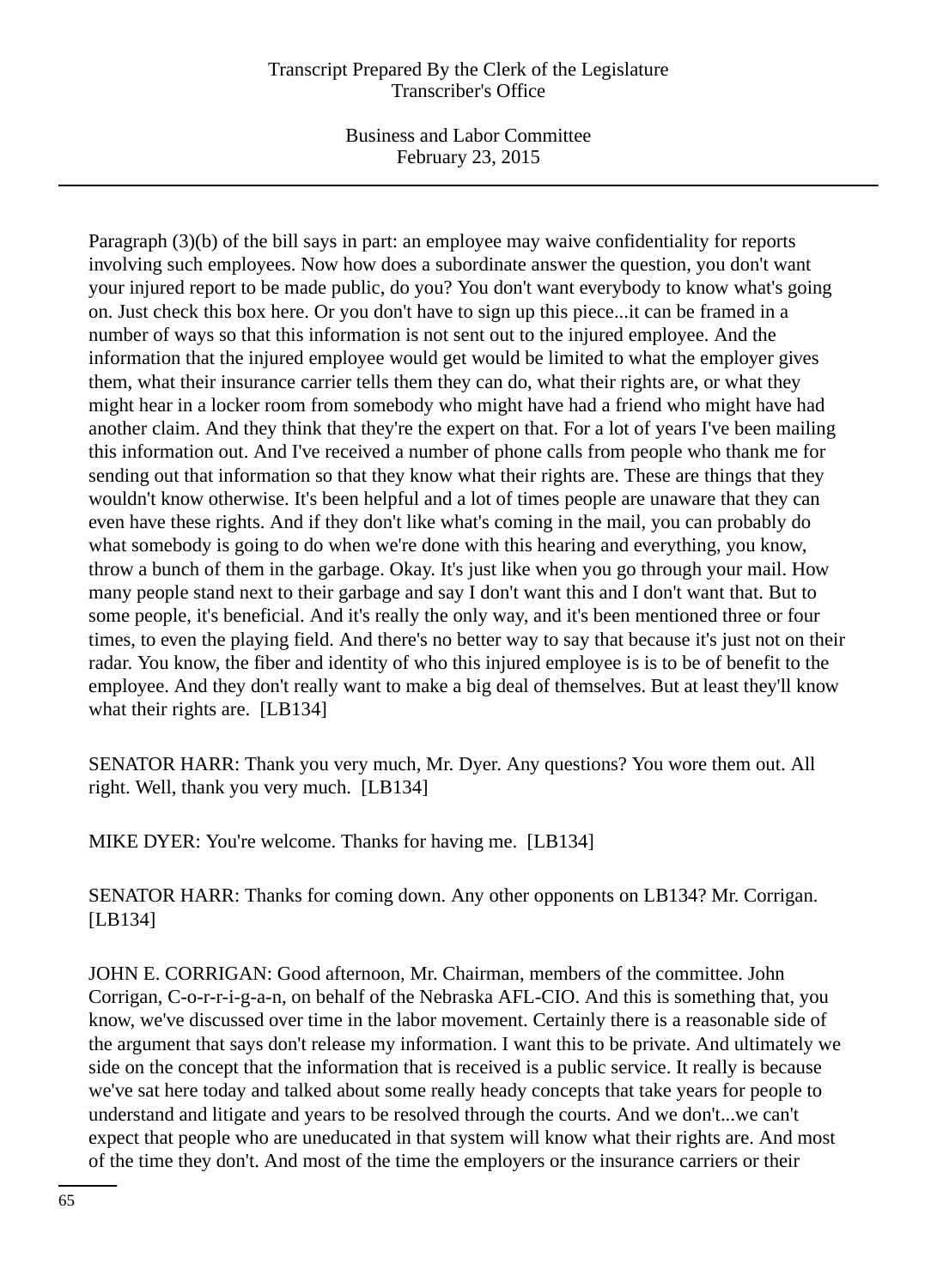Paragraph (3)(b) of the bill says in part: an employee may waive confidentiality for reports involving such employees. Now how does a subordinate answer the question, you don't want your injured report to be made public, do you? You don't want everybody to know what's going on. Just check this box here. Or you don't have to sign up this piece...it can be framed in a number of ways so that this information is not sent out to the injured employee. And the information that the injured employee would get would be limited to what the employer gives them, what their insurance carrier tells them they can do, what their rights are, or what they might hear in a locker room from somebody who might have had a friend who might have had another claim. And they think that they're the expert on that. For a lot of years I've been mailing this information out. And I've received a number of phone calls from people who thank me for sending out that information so that they know what their rights are. These are things that they wouldn't know otherwise. It's been helpful and a lot of times people are unaware that they can even have these rights. And if they don't like what's coming in the mail, you can probably do what somebody is going to do when we're done with this hearing and everything, you know, throw a bunch of them in the garbage. Okay. It's just like when you go through your mail. How many people stand next to their garbage and say I don't want this and I don't want that. But to some people, it's beneficial. And it's really the only way, and it's been mentioned three or four times, to even the playing field. And there's no better way to say that because it's just not on their radar. You know, the fiber and identity of who this injured employee is is to be of benefit to the employee. And they don't really want to make a big deal of themselves. But at least they'll know what their rights are. [LB134]

SENATOR HARR: Thank you very much, Mr. Dyer. Any questions? You wore them out. All right. Well, thank you very much. [LB134]

MIKE DYER: You're welcome. Thanks for having me. [LB134]

SENATOR HARR: Thanks for coming down. Any other opponents on LB134? Mr. Corrigan. [LB134]

JOHN E. CORRIGAN: Good afternoon, Mr. Chairman, members of the committee. John Corrigan, C-o-r-r-i-g-a-n, on behalf of the Nebraska AFL-CIO. And this is something that, you know, we've discussed over time in the labor movement. Certainly there is a reasonable side of the argument that says don't release my information. I want this to be private. And ultimately we side on the concept that the information that is received is a public service. It really is because we've sat here today and talked about some really heady concepts that take years for people to understand and litigate and years to be resolved through the courts. And we don't...we can't expect that people who are uneducated in that system will know what their rights are. And most of the time they don't. And most of the time the employers or the insurance carriers or their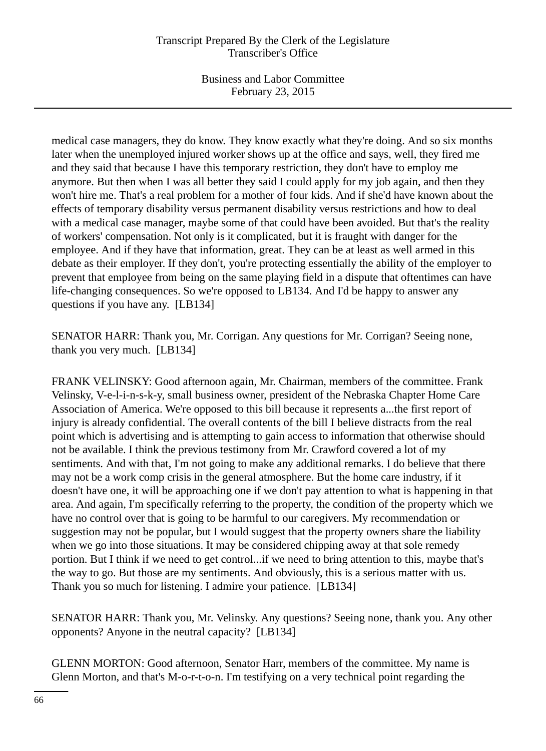medical case managers, they do know. They know exactly what they're doing. And so six months later when the unemployed injured worker shows up at the office and says, well, they fired me and they said that because I have this temporary restriction, they don't have to employ me anymore. But then when I was all better they said I could apply for my job again, and then they won't hire me. That's a real problem for a mother of four kids. And if she'd have known about the effects of temporary disability versus permanent disability versus restrictions and how to deal with a medical case manager, maybe some of that could have been avoided. But that's the reality of workers' compensation. Not only is it complicated, but it is fraught with danger for the employee. And if they have that information, great. They can be at least as well armed in this debate as their employer. If they don't, you're protecting essentially the ability of the employer to prevent that employee from being on the same playing field in a dispute that oftentimes can have life-changing consequences. So we're opposed to LB134. And I'd be happy to answer any questions if you have any. [LB134]

SENATOR HARR: Thank you, Mr. Corrigan. Any questions for Mr. Corrigan? Seeing none, thank you very much. [LB134]

FRANK VELINSKY: Good afternoon again, Mr. Chairman, members of the committee. Frank Velinsky, V-e-l-i-n-s-k-y, small business owner, president of the Nebraska Chapter Home Care Association of America. We're opposed to this bill because it represents a...the first report of injury is already confidential. The overall contents of the bill I believe distracts from the real point which is advertising and is attempting to gain access to information that otherwise should not be available. I think the previous testimony from Mr. Crawford covered a lot of my sentiments. And with that, I'm not going to make any additional remarks. I do believe that there may not be a work comp crisis in the general atmosphere. But the home care industry, if it doesn't have one, it will be approaching one if we don't pay attention to what is happening in that area. And again, I'm specifically referring to the property, the condition of the property which we have no control over that is going to be harmful to our caregivers. My recommendation or suggestion may not be popular, but I would suggest that the property owners share the liability when we go into those situations. It may be considered chipping away at that sole remedy portion. But I think if we need to get control...if we need to bring attention to this, maybe that's the way to go. But those are my sentiments. And obviously, this is a serious matter with us. Thank you so much for listening. I admire your patience. [LB134]

SENATOR HARR: Thank you, Mr. Velinsky. Any questions? Seeing none, thank you. Any other opponents? Anyone in the neutral capacity? [LB134]

GLENN MORTON: Good afternoon, Senator Harr, members of the committee. My name is Glenn Morton, and that's M-o-r-t-o-n. I'm testifying on a very technical point regarding the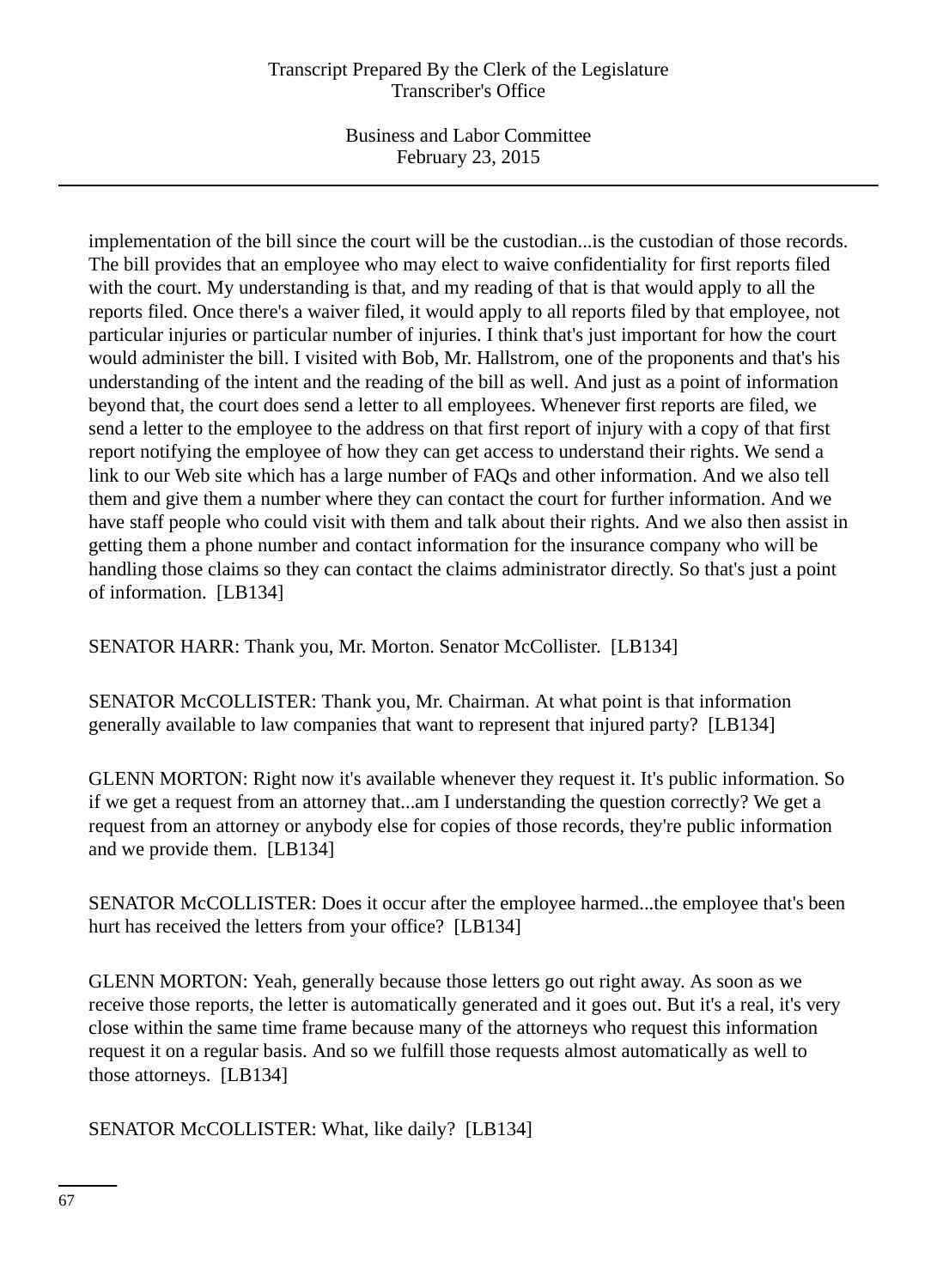implementation of the bill since the court will be the custodian...is the custodian of those records. The bill provides that an employee who may elect to waive confidentiality for first reports filed with the court. My understanding is that, and my reading of that is that would apply to all the reports filed. Once there's a waiver filed, it would apply to all reports filed by that employee, not particular injuries or particular number of injuries. I think that's just important for how the court would administer the bill. I visited with Bob, Mr. Hallstrom, one of the proponents and that's his understanding of the intent and the reading of the bill as well. And just as a point of information beyond that, the court does send a letter to all employees. Whenever first reports are filed, we send a letter to the employee to the address on that first report of injury with a copy of that first report notifying the employee of how they can get access to understand their rights. We send a link to our Web site which has a large number of FAQs and other information. And we also tell them and give them a number where they can contact the court for further information. And we have staff people who could visit with them and talk about their rights. And we also then assist in getting them a phone number and contact information for the insurance company who will be handling those claims so they can contact the claims administrator directly. So that's just a point of information. [LB134]

SENATOR HARR: Thank you, Mr. Morton. Senator McCollister. [LB134]

SENATOR McCOLLISTER: Thank you, Mr. Chairman. At what point is that information generally available to law companies that want to represent that injured party? [LB134]

GLENN MORTON: Right now it's available whenever they request it. It's public information. So if we get a request from an attorney that...am I understanding the question correctly? We get a request from an attorney or anybody else for copies of those records, they're public information and we provide them. [LB134]

SENATOR McCOLLISTER: Does it occur after the employee harmed...the employee that's been hurt has received the letters from your office? [LB134]

GLENN MORTON: Yeah, generally because those letters go out right away. As soon as we receive those reports, the letter is automatically generated and it goes out. But it's a real, it's very close within the same time frame because many of the attorneys who request this information request it on a regular basis. And so we fulfill those requests almost automatically as well to those attorneys. [LB134]

SENATOR McCOLLISTER: What, like daily? [LB134]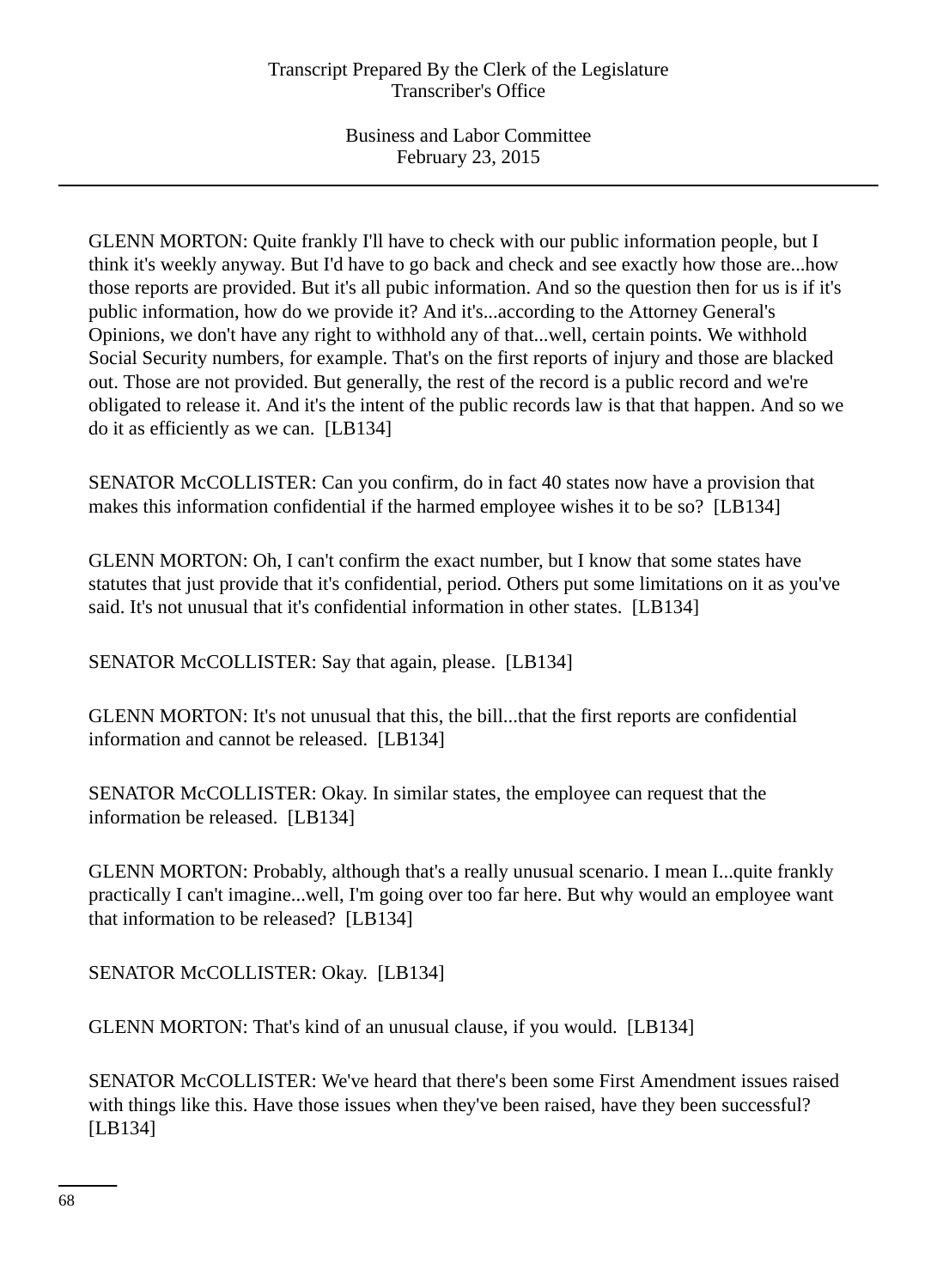GLENN MORTON: Quite frankly I'll have to check with our public information people, but I think it's weekly anyway. But I'd have to go back and check and see exactly how those are...how those reports are provided. But it's all pubic information. And so the question then for us is if it's public information, how do we provide it? And it's...according to the Attorney General's Opinions, we don't have any right to withhold any of that...well, certain points. We withhold Social Security numbers, for example. That's on the first reports of injury and those are blacked out. Those are not provided. But generally, the rest of the record is a public record and we're obligated to release it. And it's the intent of the public records law is that that happen. And so we do it as efficiently as we can. [LB134]

SENATOR McCOLLISTER: Can you confirm, do in fact 40 states now have a provision that makes this information confidential if the harmed employee wishes it to be so? [LB134]

GLENN MORTON: Oh, I can't confirm the exact number, but I know that some states have statutes that just provide that it's confidential, period. Others put some limitations on it as you've said. It's not unusual that it's confidential information in other states. [LB134]

SENATOR McCOLLISTER: Say that again, please. [LB134]

GLENN MORTON: It's not unusual that this, the bill...that the first reports are confidential information and cannot be released. [LB134]

SENATOR McCOLLISTER: Okay. In similar states, the employee can request that the information be released. [LB134]

GLENN MORTON: Probably, although that's a really unusual scenario. I mean I...quite frankly practically I can't imagine...well, I'm going over too far here. But why would an employee want that information to be released? [LB134]

SENATOR McCOLLISTER: Okay. [LB134]

GLENN MORTON: That's kind of an unusual clause, if you would. [LB134]

SENATOR McCOLLISTER: We've heard that there's been some First Amendment issues raised with things like this. Have those issues when they've been raised, have they been successful? [LB134]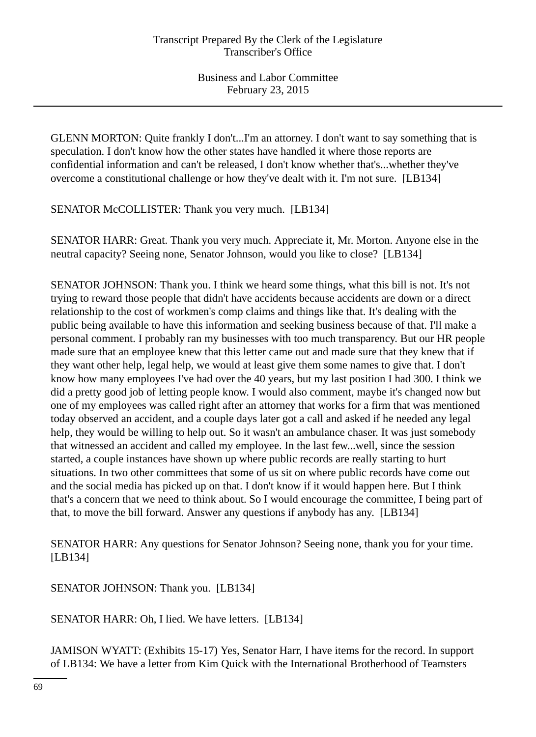GLENN MORTON: Quite frankly I don't...I'm an attorney. I don't want to say something that is speculation. I don't know how the other states have handled it where those reports are confidential information and can't be released, I don't know whether that's...whether they've overcome a constitutional challenge or how they've dealt with it. I'm not sure.  [LB134]

SENATOR McCOLLISTER: Thank you very much.  [LB134]

SENATOR HARR: Great. Thank you very much. Appreciate it, Mr. Morton. Anyone else in the neutral capacity? Seeing none, Senator Johnson, would you like to close?  [LB134]

SENATOR JOHNSON: Thank you. I think we heard some things, what this bill is not. It's not trying to reward those people that didn't have accidents because accidents are down or a direct relationship to the cost of workmen's comp claims and things like that. It's dealing with the public being available to have this information and seeking business because of that. I'll make a personal comment. I probably ran my businesses with too much transparency. But our HR people made sure that an employee knew that this letter came out and made sure that they knew that if they want other help, legal help, we would at least give them some names to give that. I don't know how many employees I've had over the 40 years, but my last position I had 300. I think we did a pretty good job of letting people know. I would also comment, maybe it's changed now but one of my employees was called right after an attorney that works for a firm that was mentioned today observed an accident, and a couple days later got a call and asked if he needed any legal help, they would be willing to help out. So it wasn't an ambulance chaser. It was just somebody that witnessed an accident and called my employee. In the last few...well, since the session started, a couple instances have shown up where public records are really starting to hurt situations. In two other committees that some of us sit on where public records have come out and the social media has picked up on that. I don't know if it would happen here. But I think that's a concern that we need to think about. So I would encourage the committee, I being part of that, to move the bill forward. Answer any questions if anybody has any.  [LB134]

SENATOR HARR: Any questions for Senator Johnson? Seeing none, thank you for your time. [LB134]

SENATOR JOHNSON: Thank you.  [LB134]

SENATOR HARR: Oh, I lied. We have letters.  [LB134]

JAMISON WYATT: (Exhibits 15-17) Yes, Senator Harr, I have items for the record. In support of LB134: We have a letter from Kim Quick with the International Brotherhood of Teamsters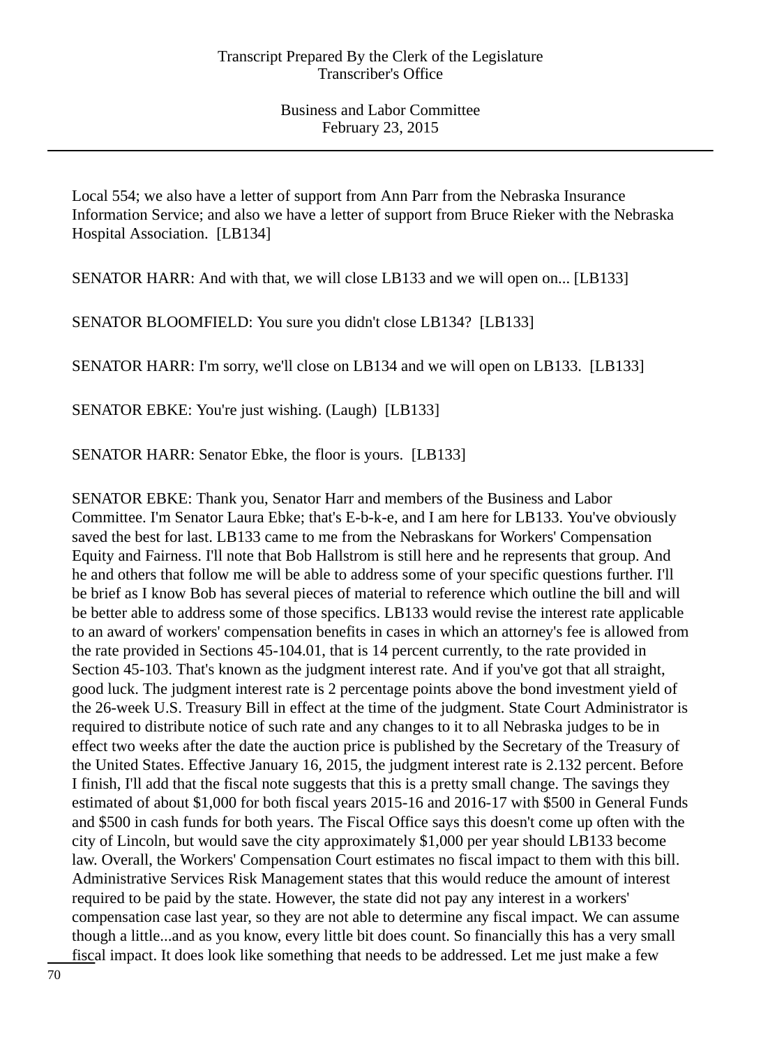Local 554; we also have a letter of support from Ann Parr from the Nebraska Insurance Information Service; and also we have a letter of support from Bruce Rieker with the Nebraska Hospital Association. [LB134]

SENATOR HARR: And with that, we will close LB133 and we will open on... [LB133]

SENATOR BLOOMFIELD: You sure you didn't close LB134? [LB133]

SENATOR HARR: I'm sorry, we'll close on LB134 and we will open on LB133. [LB133]

SENATOR EBKE: You're just wishing. (Laugh) [LB133]

SENATOR HARR: Senator Ebke, the floor is yours. [LB133]

SENATOR EBKE: Thank you, Senator Harr and members of the Business and Labor Committee. I'm Senator Laura Ebke; that's E-b-k-e, and I am here for LB133. You've obviously saved the best for last. LB133 came to me from the Nebraskans for Workers' Compensation Equity and Fairness. I'll note that Bob Hallstrom is still here and he represents that group. And he and others that follow me will be able to address some of your specific questions further. I'll be brief as I know Bob has several pieces of material to reference which outline the bill and will be better able to address some of those specifics. LB133 would revise the interest rate applicable to an award of workers' compensation benefits in cases in which an attorney's fee is allowed from the rate provided in Sections 45-104.01, that is 14 percent currently, to the rate provided in Section 45-103. That's known as the judgment interest rate. And if you've got that all straight, good luck. The judgment interest rate is 2 percentage points above the bond investment yield of the 26-week U.S. Treasury Bill in effect at the time of the judgment. State Court Administrator is required to distribute notice of such rate and any changes to it to all Nebraska judges to be in effect two weeks after the date the auction price is published by the Secretary of the Treasury of the United States. Effective January 16, 2015, the judgment interest rate is 2.132 percent. Before I finish, I'll add that the fiscal note suggests that this is a pretty small change. The savings they estimated of about $1,000 for both fiscal years 2015-16 and 2016-17 with $500 in General Funds and $500 in cash funds for both years. The Fiscal Office says this doesn't come up often with the city of Lincoln, but would save the city approximately $1,000 per year should LB133 become law. Overall, the Workers' Compensation Court estimates no fiscal impact to them with this bill. Administrative Services Risk Management states that this would reduce the amount of interest required to be paid by the state. However, the state did not pay any interest in a workers' compensation case last year, so they are not able to determine any fiscal impact. We can assume though a little...and as you know, every little bit does count. So financially this has a very small fiscal impact. It does look like something that needs to be addressed. Let me just make a few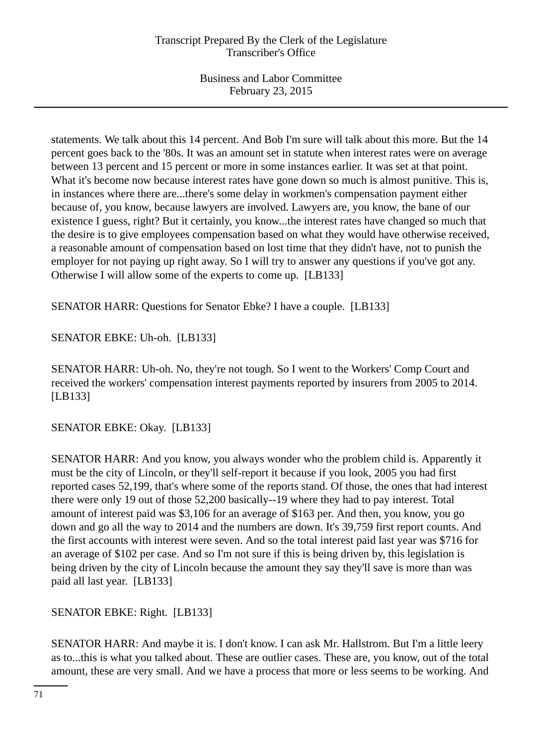statements. We talk about this 14 percent. And Bob I'm sure will talk about this more. But the 14 percent goes back to the '80s. It was an amount set in statute when interest rates were on average between 13 percent and 15 percent or more in some instances earlier. It was set at that point. What it's become now because interest rates have gone down so much is almost punitive. This is, in instances where there are...there's some delay in workmen's compensation payment either because of, you know, because lawyers are involved. Lawyers are, you know, the bane of our existence I guess, right? But it certainly, you know...the interest rates have changed so much that the desire is to give employees compensation based on what they would have otherwise received, a reasonable amount of compensation based on lost time that they didn't have, not to punish the employer for not paying up right away. So I will try to answer any questions if you've got any. Otherwise I will allow some of the experts to come up. [LB133]

SENATOR HARR: Questions for Senator Ebke? I have a couple. [LB133]

SENATOR EBKE: Uh-oh. [LB133]

SENATOR HARR: Uh-oh. No, they're not tough. So I went to the Workers' Comp Court and received the workers' compensation interest payments reported by insurers from 2005 to 2014. [LB133]

SENATOR EBKE: Okay. [LB133]

SENATOR HARR: And you know, you always wonder who the problem child is. Apparently it must be the city of Lincoln, or they'll self-report it because if you look, 2005 you had first reported cases 52,199, that's where some of the reports stand. Of those, the ones that had interest there were only 19 out of those 52,200 basically--19 where they had to pay interest. Total amount of interest paid was $3,106 for an average of $163 per. And then, you know, you go down and go all the way to 2014 and the numbers are down. It's 39,759 first report counts. And the first accounts with interest were seven. And so the total interest paid last year was $716 for an average of $102 per case. And so I'm not sure if this is being driven by, this legislation is being driven by the city of Lincoln because the amount they say they'll save is more than was paid all last year. [LB133]

SENATOR EBKE: Right. [LB133]

SENATOR HARR: And maybe it is. I don't know. I can ask Mr. Hallstrom. But I'm a little leery as to...this is what you talked about. These are outlier cases. These are, you know, out of the total amount, these are very small. And we have a process that more or less seems to be working. And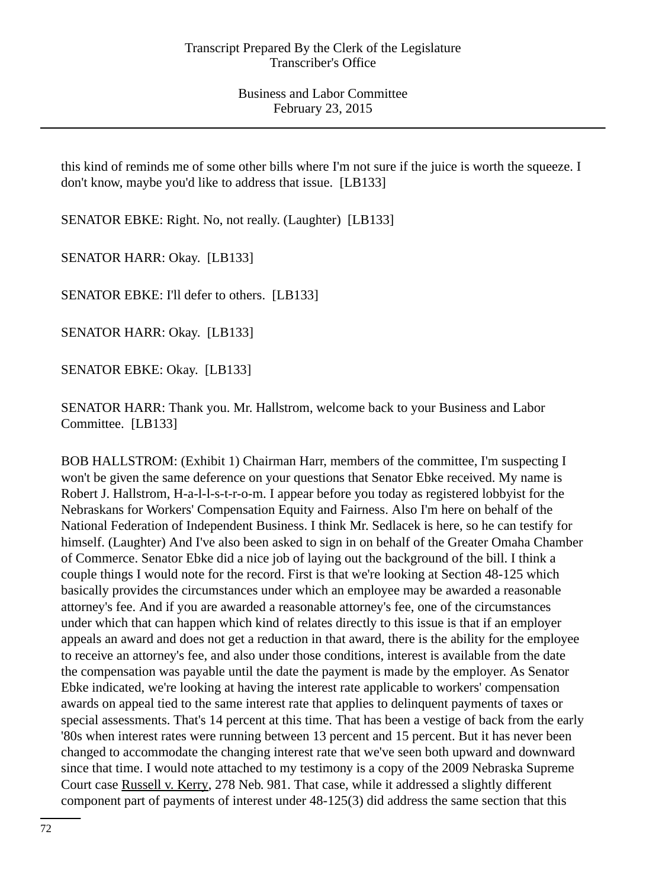this kind of reminds me of some other bills where I'm not sure if the juice is worth the squeeze. I don't know, maybe you'd like to address that issue. [LB133]

SENATOR EBKE: Right. No, not really. (Laughter) [LB133]

SENATOR HARR: Okay. [LB133]

SENATOR EBKE: I'll defer to others. [LB133]

SENATOR HARR: Okay. [LB133]

SENATOR EBKE: Okay. [LB133]

SENATOR HARR: Thank you. Mr. Hallstrom, welcome back to your Business and Labor Committee. [LB133]

BOB HALLSTROM: (Exhibit 1) Chairman Harr, members of the committee, I'm suspecting I won't be given the same deference on your questions that Senator Ebke received. My name is Robert J. Hallstrom, H-a-l-l-s-t-r-o-m. I appear before you today as registered lobbyist for the Nebraskans for Workers' Compensation Equity and Fairness. Also I'm here on behalf of the National Federation of Independent Business. I think Mr. Sedlacek is here, so he can testify for himself. (Laughter) And I've also been asked to sign in on behalf of the Greater Omaha Chamber of Commerce. Senator Ebke did a nice job of laying out the background of the bill. I think a couple things I would note for the record. First is that we're looking at Section 48-125 which basically provides the circumstances under which an employee may be awarded a reasonable attorney's fee. And if you are awarded a reasonable attorney's fee, one of the circumstances under which that can happen which kind of relates directly to this issue is that if an employer appeals an award and does not get a reduction in that award, there is the ability for the employee to receive an attorney's fee, and also under those conditions, interest is available from the date the compensation was payable until the date the payment is made by the employer. As Senator Ebke indicated, we're looking at having the interest rate applicable to workers' compensation awards on appeal tied to the same interest rate that applies to delinquent payments of taxes or special assessments. That's 14 percent at this time. That has been a vestige of back from the early '80s when interest rates were running between 13 percent and 15 percent. But it has never been changed to accommodate the changing interest rate that we've seen both upward and downward since that time. I would note attached to my testimony is a copy of the 2009 Nebraska Supreme Court case Russell v. Kerry, 278 Neb. 981. That case, while it addressed a slightly different component part of payments of interest under 48-125(3) did address the same section that this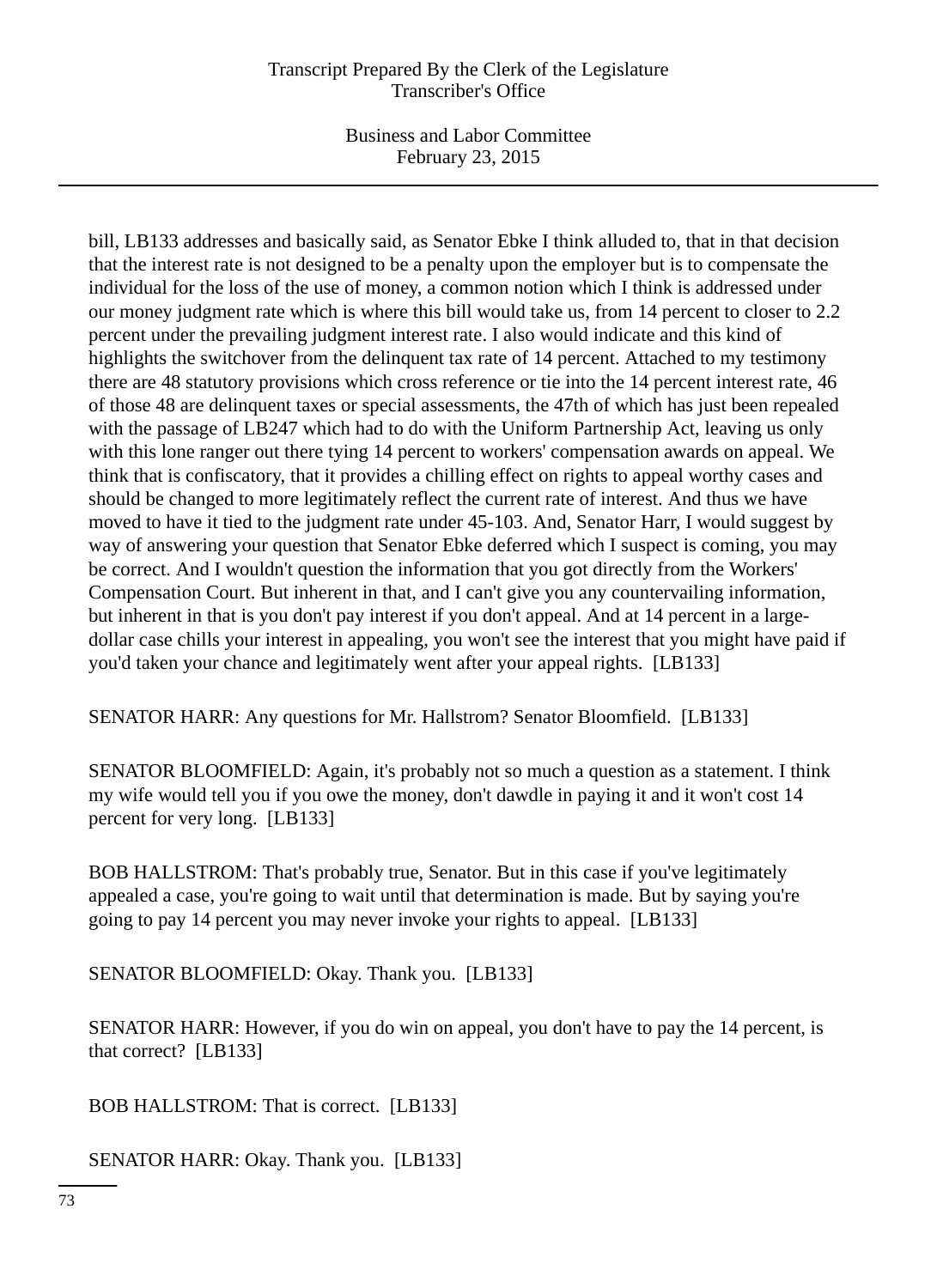bill, LB133 addresses and basically said, as Senator Ebke I think alluded to, that in that decision that the interest rate is not designed to be a penalty upon the employer but is to compensate the individual for the loss of the use of money, a common notion which I think is addressed under our money judgment rate which is where this bill would take us, from 14 percent to closer to 2.2 percent under the prevailing judgment interest rate. I also would indicate and this kind of highlights the switchover from the delinquent tax rate of 14 percent. Attached to my testimony there are 48 statutory provisions which cross reference or tie into the 14 percent interest rate, 46 of those 48 are delinquent taxes or special assessments, the 47th of which has just been repealed with the passage of LB247 which had to do with the Uniform Partnership Act, leaving us only with this lone ranger out there tying 14 percent to workers' compensation awards on appeal. We think that is confiscatory, that it provides a chilling effect on rights to appeal worthy cases and should be changed to more legitimately reflect the current rate of interest. And thus we have moved to have it tied to the judgment rate under 45-103. And, Senator Harr, I would suggest by way of answering your question that Senator Ebke deferred which I suspect is coming, you may be correct. And I wouldn't question the information that you got directly from the Workers' Compensation Court. But inherent in that, and I can't give you any countervailing information, but inherent in that is you don't pay interest if you don't appeal. And at 14 percent in a large-dollar case chills your interest in appealing, you won't see the interest that you might have paid if you'd taken your chance and legitimately went after your appeal rights. [LB133]

SENATOR HARR: Any questions for Mr. Hallstrom? Senator Bloomfield. [LB133]

SENATOR BLOOMFIELD: Again, it's probably not so much a question as a statement. I think my wife would tell you if you owe the money, don't dawdle in paying it and it won't cost 14 percent for very long. [LB133]

BOB HALLSTROM: That's probably true, Senator. But in this case if you've legitimately appealed a case, you're going to wait until that determination is made. But by saying you're going to pay 14 percent you may never invoke your rights to appeal. [LB133]

SENATOR BLOOMFIELD: Okay. Thank you. [LB133]

SENATOR HARR: However, if you do win on appeal, you don't have to pay the 14 percent, is that correct? [LB133]

BOB HALLSTROM: That is correct. [LB133]

SENATOR HARR: Okay. Thank you. [LB133]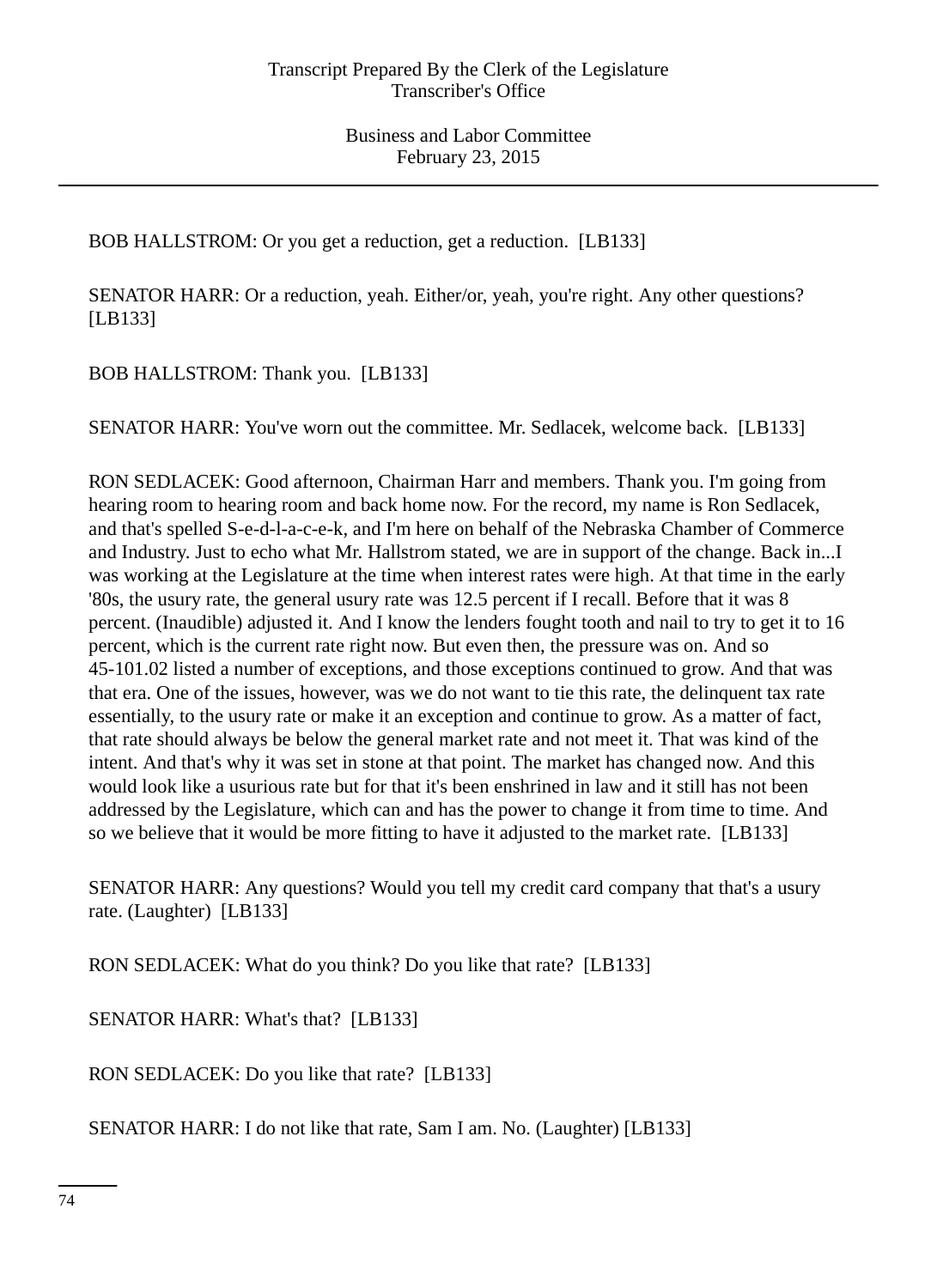BOB HALLSTROM: Or you get a reduction, get a reduction.  [LB133]

SENATOR HARR: Or a reduction, yeah. Either/or, yeah, you're right. Any other questions? [LB133]

BOB HALLSTROM: Thank you.  [LB133]

SENATOR HARR: You've worn out the committee. Mr. Sedlacek, welcome back.  [LB133]

RON SEDLACEK: Good afternoon, Chairman Harr and members. Thank you. I'm going from hearing room to hearing room and back home now. For the record, my name is Ron Sedlacek, and that's spelled S-e-d-l-a-c-e-k, and I'm here on behalf of the Nebraska Chamber of Commerce and Industry. Just to echo what Mr. Hallstrom stated, we are in support of the change. Back in...I was working at the Legislature at the time when interest rates were high. At that time in the early '80s, the usury rate, the general usury rate was 12.5 percent if I recall. Before that it was 8 percent. (Inaudible) adjusted it. And I know the lenders fought tooth and nail to try to get it to 16 percent, which is the current rate right now. But even then, the pressure was on. And so 45-101.02 listed a number of exceptions, and those exceptions continued to grow. And that was that era. One of the issues, however, was we do not want to tie this rate, the delinquent tax rate essentially, to the usury rate or make it an exception and continue to grow. As a matter of fact, that rate should always be below the general market rate and not meet it. That was kind of the intent. And that's why it was set in stone at that point. The market has changed now. And this would look like a usurious rate but for that it's been enshrined in law and it still has not been addressed by the Legislature, which can and has the power to change it from time to time. And so we believe that it would be more fitting to have it adjusted to the market rate.  [LB133]

SENATOR HARR: Any questions? Would you tell my credit card company that that's a usury rate. (Laughter)  [LB133]

RON SEDLACEK: What do you think? Do you like that rate?  [LB133]

SENATOR HARR: What's that?  [LB133]

RON SEDLACEK: Do you like that rate?  [LB133]

SENATOR HARR: I do not like that rate, Sam I am. No. (Laughter) [LB133]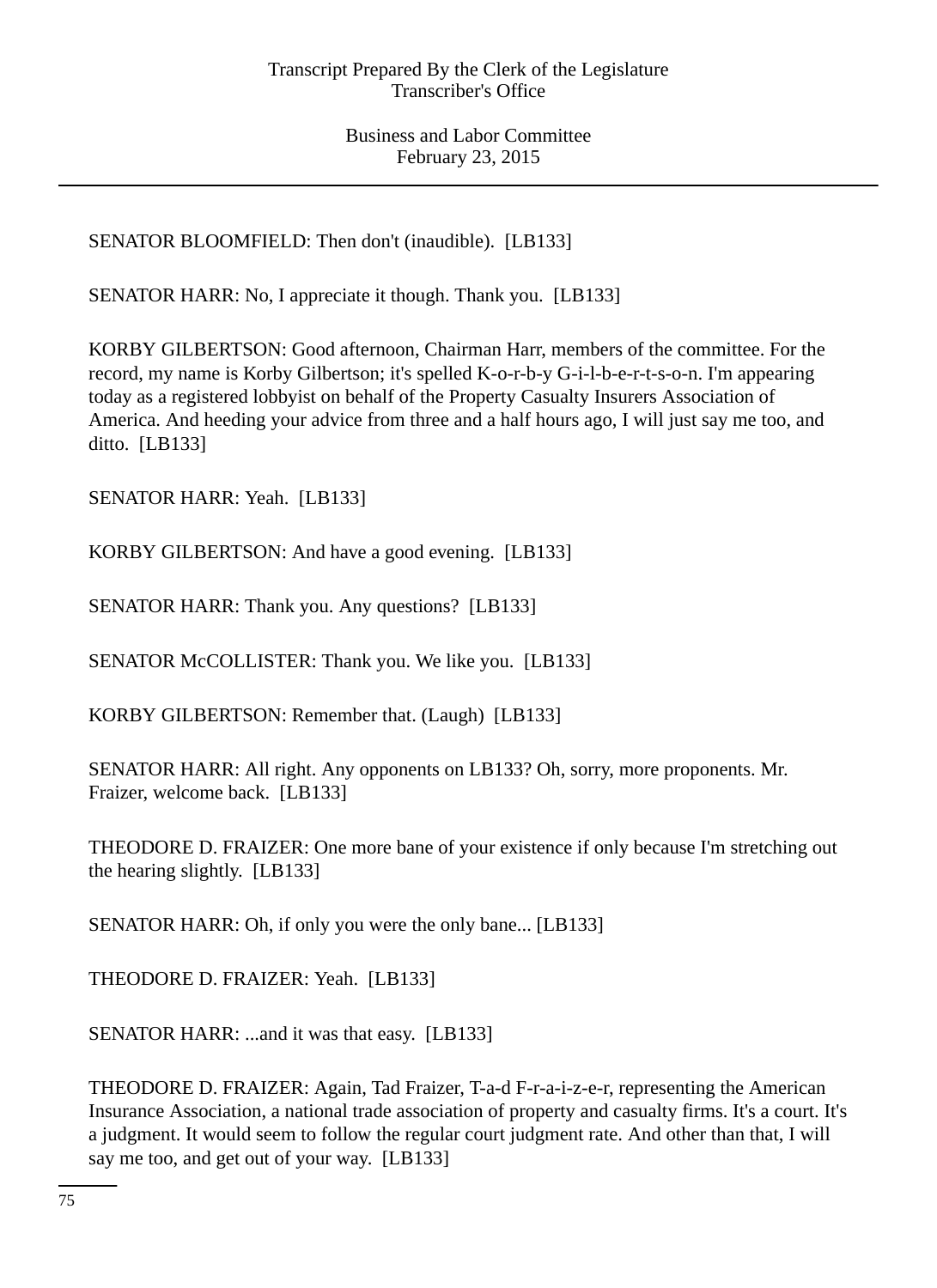SENATOR BLOOMFIELD: Then don't (inaudible). [LB133]

SENATOR HARR: No, I appreciate it though. Thank you. [LB133]

KORBY GILBERTSON: Good afternoon, Chairman Harr, members of the committee. For the record, my name is Korby Gilbertson; it's spelled K-o-r-b-y G-i-l-b-e-r-t-s-o-n. I'm appearing today as a registered lobbyist on behalf of the Property Casualty Insurers Association of America. And heeding your advice from three and a half hours ago, I will just say me too, and ditto. [LB133]

SENATOR HARR: Yeah. [LB133]

KORBY GILBERTSON: And have a good evening. [LB133]

SENATOR HARR: Thank you. Any questions? [LB133]

SENATOR McCOLLISTER: Thank you. We like you. [LB133]

KORBY GILBERTSON: Remember that. (Laugh) [LB133]

SENATOR HARR: All right. Any opponents on LB133? Oh, sorry, more proponents. Mr. Fraizer, welcome back. [LB133]

THEODORE D. FRAIZER: One more bane of your existence if only because I'm stretching out the hearing slightly. [LB133]

SENATOR HARR: Oh, if only you were the only bane... [LB133]

THEODORE D. FRAIZER: Yeah. [LB133]

SENATOR HARR: ...and it was that easy. [LB133]

THEODORE D. FRAIZER: Again, Tad Fraizer, T-a-d F-r-a-i-z-e-r, representing the American Insurance Association, a national trade association of property and casualty firms. It's a court. It's a judgment. It would seem to follow the regular court judgment rate. And other than that, I will say me too, and get out of your way. [LB133]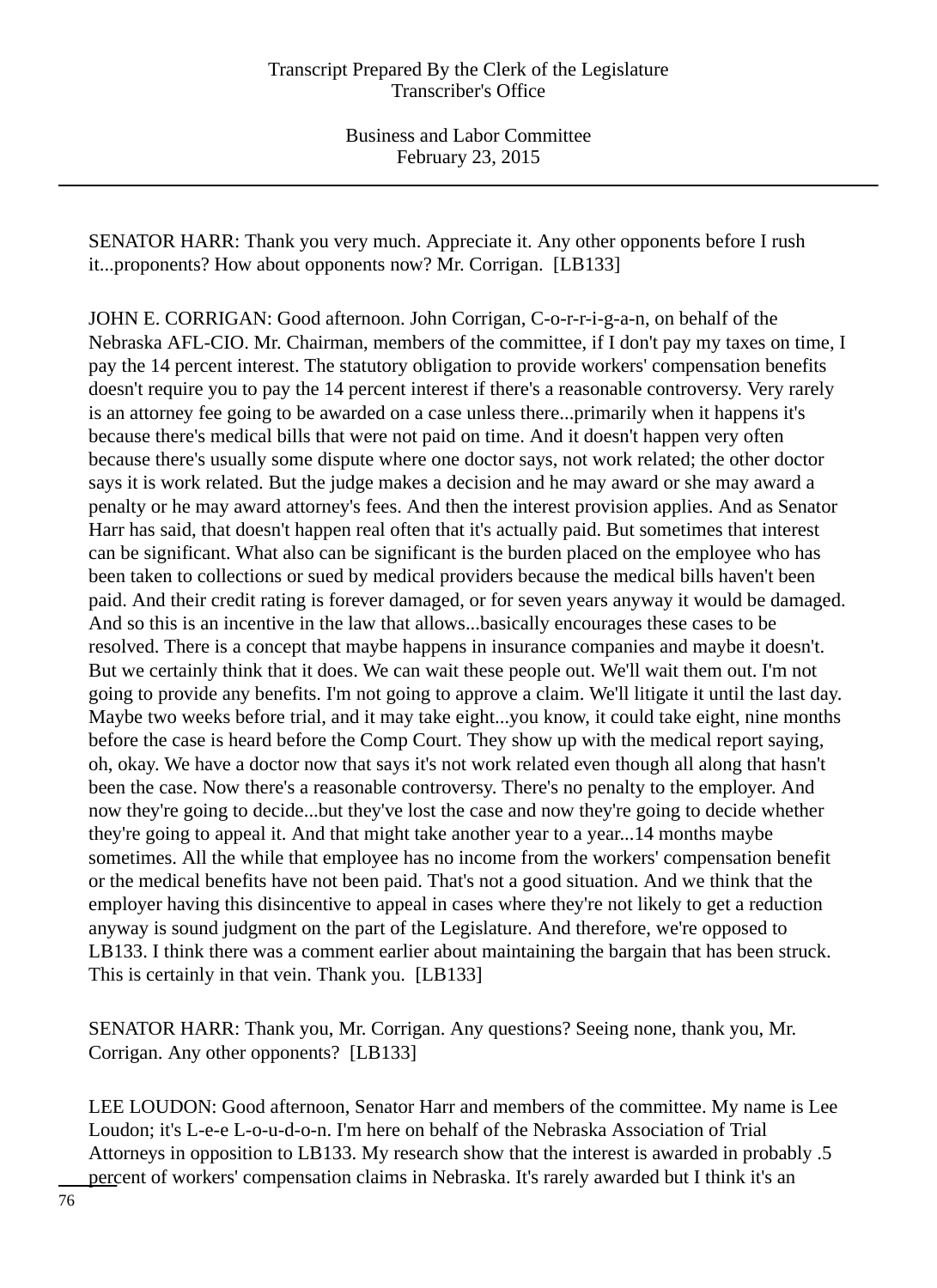SENATOR HARR: Thank you very much. Appreciate it. Any other opponents before I rush it...proponents? How about opponents now? Mr. Corrigan. [LB133]

JOHN E. CORRIGAN: Good afternoon. John Corrigan, C-o-r-r-i-g-a-n, on behalf of the Nebraska AFL-CIO. Mr. Chairman, members of the committee, if I don't pay my taxes on time, I pay the 14 percent interest. The statutory obligation to provide workers' compensation benefits doesn't require you to pay the 14 percent interest if there's a reasonable controversy. Very rarely is an attorney fee going to be awarded on a case unless there...primarily when it happens it's because there's medical bills that were not paid on time. And it doesn't happen very often because there's usually some dispute where one doctor says, not work related; the other doctor says it is work related. But the judge makes a decision and he may award or she may award a penalty or he may award attorney's fees. And then the interest provision applies. And as Senator Harr has said, that doesn't happen real often that it's actually paid. But sometimes that interest can be significant. What also can be significant is the burden placed on the employee who has been taken to collections or sued by medical providers because the medical bills haven't been paid. And their credit rating is forever damaged, or for seven years anyway it would be damaged. And so this is an incentive in the law that allows...basically encourages these cases to be resolved. There is a concept that maybe happens in insurance companies and maybe it doesn't. But we certainly think that it does. We can wait these people out. We'll wait them out. I'm not going to provide any benefits. I'm not going to approve a claim. We'll litigate it until the last day. Maybe two weeks before trial, and it may take eight...you know, it could take eight, nine months before the case is heard before the Comp Court. They show up with the medical report saying, oh, okay. We have a doctor now that says it's not work related even though all along that hasn't been the case. Now there's a reasonable controversy. There's no penalty to the employer. And now they're going to decide...but they've lost the case and now they're going to decide whether they're going to appeal it. And that might take another year to a year...14 months maybe sometimes. All the while that employee has no income from the workers' compensation benefit or the medical benefits have not been paid. That's not a good situation. And we think that the employer having this disincentive to appeal in cases where they're not likely to get a reduction anyway is sound judgment on the part of the Legislature. And therefore, we're opposed to LB133. I think there was a comment earlier about maintaining the bargain that has been struck. This is certainly in that vein. Thank you. [LB133]

SENATOR HARR: Thank you, Mr. Corrigan. Any questions? Seeing none, thank you, Mr. Corrigan. Any other opponents? [LB133]

LEE LOUDON: Good afternoon, Senator Harr and members of the committee. My name is Lee Loudon; it's L-e-e L-o-u-d-o-n. I'm here on behalf of the Nebraska Association of Trial Attorneys in opposition to LB133. My research show that the interest is awarded in probably .5 percent of workers' compensation claims in Nebraska. It's rarely awarded but I think it's an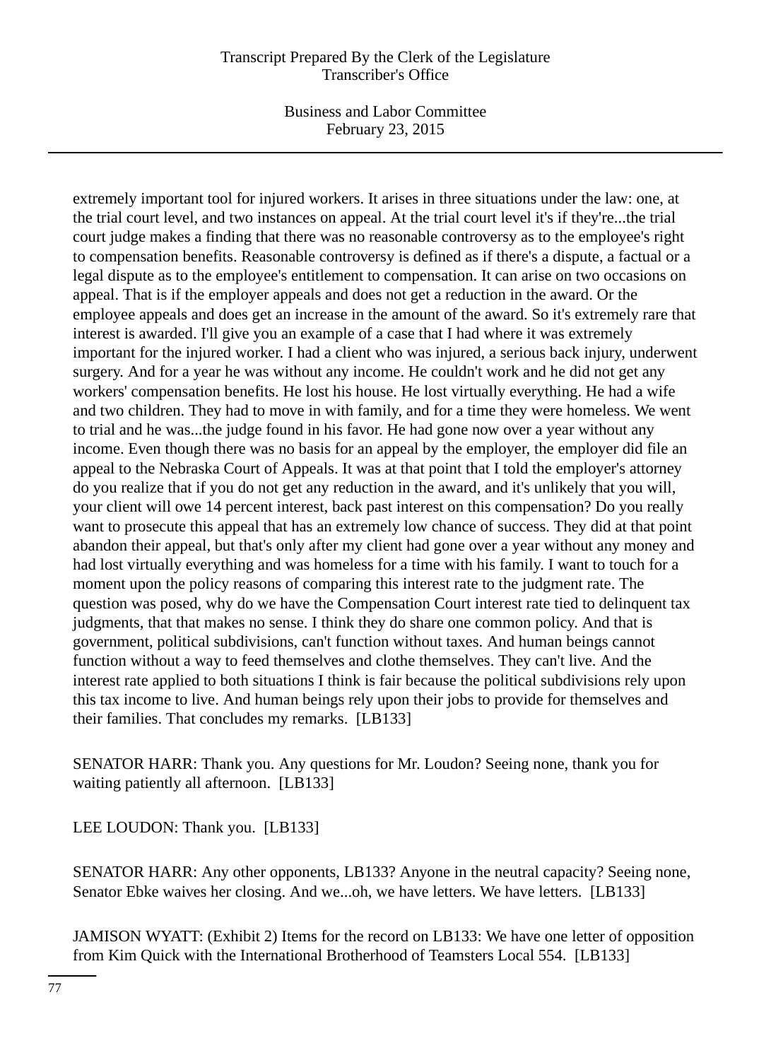extremely important tool for injured workers. It arises in three situations under the law: one, at the trial court level, and two instances on appeal. At the trial court level it's if they're...the trial court judge makes a finding that there was no reasonable controversy as to the employee's right to compensation benefits. Reasonable controversy is defined as if there's a dispute, a factual or a legal dispute as to the employee's entitlement to compensation. It can arise on two occasions on appeal. That is if the employer appeals and does not get a reduction in the award. Or the employee appeals and does get an increase in the amount of the award. So it's extremely rare that interest is awarded. I'll give you an example of a case that I had where it was extremely important for the injured worker. I had a client who was injured, a serious back injury, underwent surgery. And for a year he was without any income. He couldn't work and he did not get any workers' compensation benefits. He lost his house. He lost virtually everything. He had a wife and two children. They had to move in with family, and for a time they were homeless. We went to trial and he was...the judge found in his favor. He had gone now over a year without any income. Even though there was no basis for an appeal by the employer, the employer did file an appeal to the Nebraska Court of Appeals. It was at that point that I told the employer's attorney do you realize that if you do not get any reduction in the award, and it's unlikely that you will, your client will owe 14 percent interest, back past interest on this compensation? Do you really want to prosecute this appeal that has an extremely low chance of success. They did at that point abandon their appeal, but that's only after my client had gone over a year without any money and had lost virtually everything and was homeless for a time with his family. I want to touch for a moment upon the policy reasons of comparing this interest rate to the judgment rate. The question was posed, why do we have the Compensation Court interest rate tied to delinquent tax judgments, that that makes no sense. I think they do share one common policy. And that is government, political subdivisions, can't function without taxes. And human beings cannot function without a way to feed themselves and clothe themselves. They can't live. And the interest rate applied to both situations I think is fair because the political subdivisions rely upon this tax income to live. And human beings rely upon their jobs to provide for themselves and their families. That concludes my remarks. [LB133]

SENATOR HARR: Thank you. Any questions for Mr. Loudon? Seeing none, thank you for waiting patiently all afternoon. [LB133]

LEE LOUDON: Thank you. [LB133]

SENATOR HARR: Any other opponents, LB133? Anyone in the neutral capacity? Seeing none, Senator Ebke waives her closing. And we...oh, we have letters. We have letters. [LB133]

JAMISON WYATT: (Exhibit 2) Items for the record on LB133: We have one letter of opposition from Kim Quick with the International Brotherhood of Teamsters Local 554. [LB133]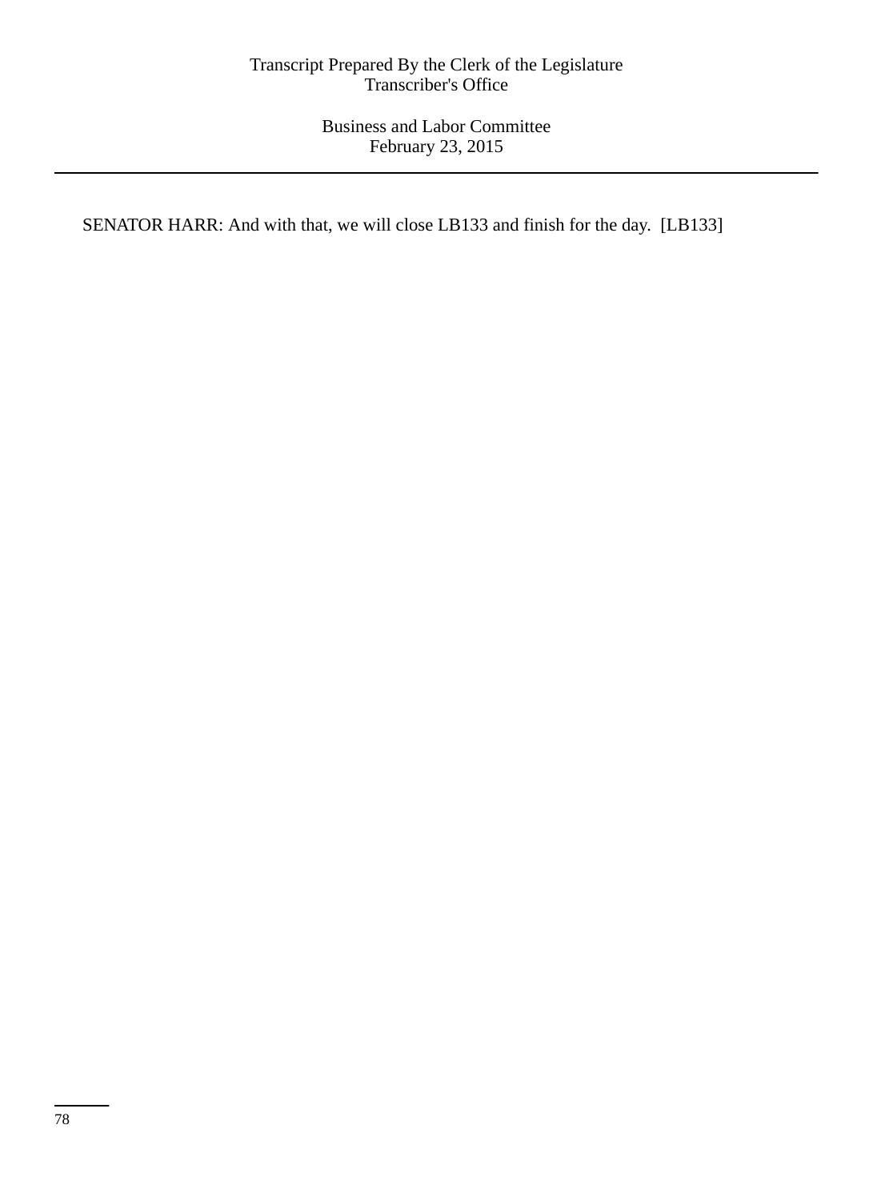SENATOR HARR: And with that, we will close LB133 and finish for the day. [LB133]